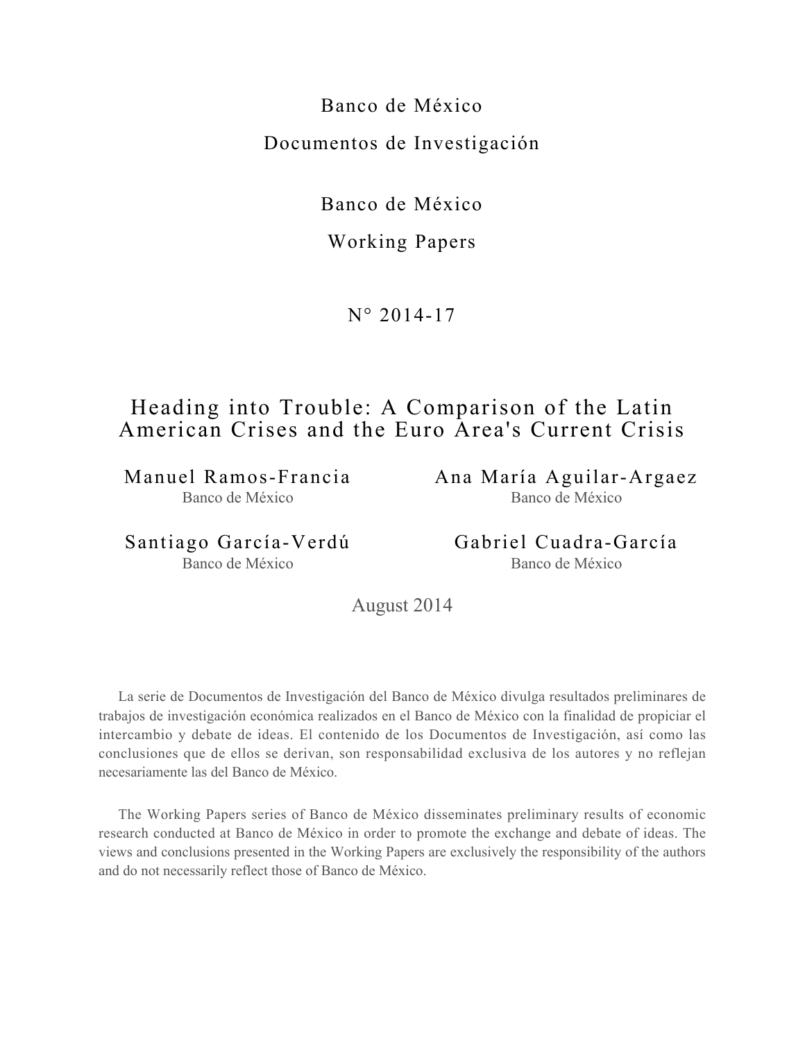Banco de México

Documentos de Investigación

Banco de México

Working Papers

N° 2014-17

# Heading into Trouble: A Comparison of the Latin American Crises and the Euro Area's Current Crisis

Manuel Ramos-Francia
Banco de México

Ana María Aguilar-Argaez
Banco de México

Santiago García-Verdú
Banco de México

Gabriel Cuadra-García
Banco de México

August 2014

La serie de Documentos de Investigación del Banco de México divulga resultados preliminares de trabajos de investigación económica realizados en el Banco de México con la finalidad de propiciar el intercambio y debate de ideas. El contenido de los Documentos de Investigación, así como las conclusiones que de ellos se derivan, son responsabilidad exclusiva de los autores y no reflejan necesariamente las del Banco de México.

The Working Papers series of Banco de México disseminates preliminary results of economic research conducted at Banco de México in order to promote the exchange and debate of ideas. The views and conclusions presented in the Working Papers are exclusively the responsibility of the authors and do not necessarily reflect those of Banco de México.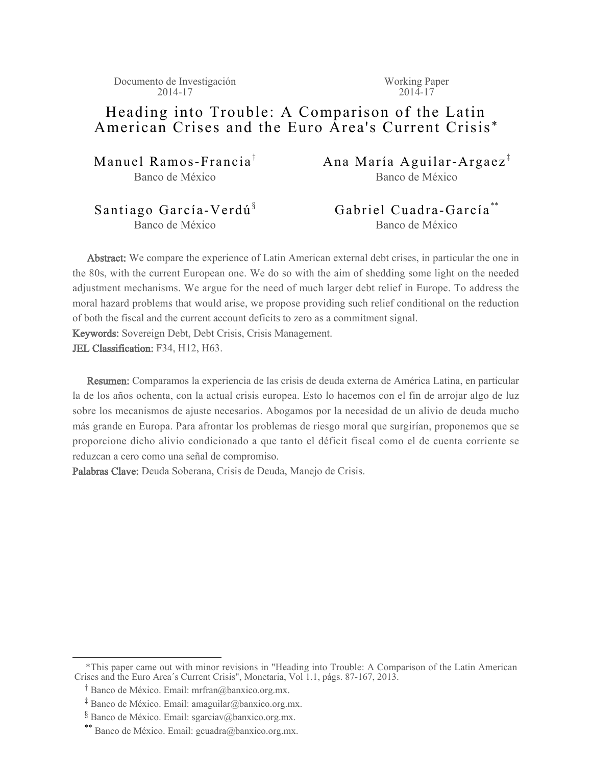Documento de Investigación
2014-17

Working Paper
2014-17

# Heading into Trouble: A Comparison of the Latin American Crises and the Euro Area's Current Crisis*

Manuel Ramos-Francia[†]
Banco de México

Ana María Aguilar-Argaez[‡]
Banco de México

Santiago García-Verdú[§]
Banco de México

Gabriel Cuadra-García[**]
Banco de México

**Abstract:** We compare the experience of Latin American external debt crises, in particular the one in the 80s, with the current European one. We do so with the aim of shedding some light on the needed adjustment mechanisms. We argue for the need of much larger debt relief in Europe. To address the moral hazard problems that would arise, we propose providing such relief conditional on the reduction of both the fiscal and the current account deficits to zero as a commitment signal.

**Keywords:** Sovereign Debt, Debt Crisis, Crisis Management.

**JEL Classification:** F34, H12, H63.

**Resumen:** Comparamos la experiencia de las crisis de deuda externa de América Latina, en particular la de los años ochenta, con la actual crisis europea. Esto lo hacemos con el fin de arrojar algo de luz sobre los mecanismos de ajuste necesarios. Abogamos por la necesidad de un alivio de deuda mucho más grande en Europa. Para afrontar los problemas de riesgo moral que surgirían, proponemos que se proporcione dicho alivio condicionado a que tanto el déficit fiscal como el de cuenta corriente se reduzcan a cero como una señal de compromiso.

**Palabras Clave:** Deuda Soberana, Crisis de Deuda, Manejo de Crisis.

---

*This paper came out with minor revisions in "Heading into Trouble: A Comparison of the Latin American Crises and the Euro Area´s Current Crisis", Monetaria, Vol 1.1, págs. 87-167, 2013.

[†] Banco de México. Email: mrfran@banxico.org.mx.

[‡] Banco de México. Email: amaguilar@banxico.org.mx.

[§] Banco de México. Email: sgarciav@banxico.org.mx.

[**] Banco de México. Email: gcuadra@banxico.org.mx.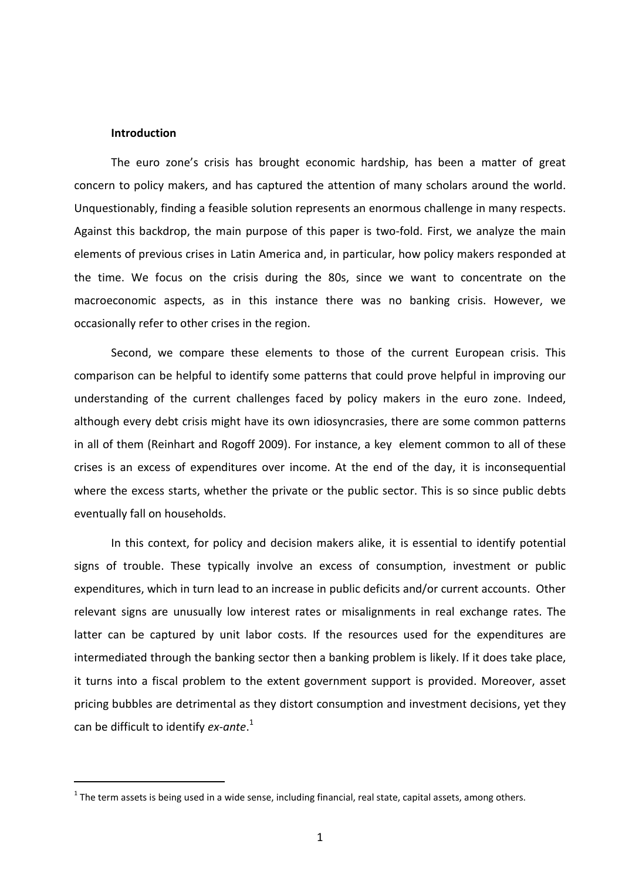## Introduction

The euro zone's crisis has brought economic hardship, has been a matter of great concern to policy makers, and has captured the attention of many scholars around the world. Unquestionably, finding a feasible solution represents an enormous challenge in many respects. Against this backdrop, the main purpose of this paper is two-fold. First, we analyze the main elements of previous crises in Latin America and, in particular, how policy makers responded at the time. We focus on the crisis during the 80s, since we want to concentrate on the macroeconomic aspects, as in this instance there was no banking crisis. However, we occasionally refer to other crises in the region.

Second, we compare these elements to those of the current European crisis. This comparison can be helpful to identify some patterns that could prove helpful in improving our understanding of the current challenges faced by policy makers in the euro zone. Indeed, although every debt crisis might have its own idiosyncrasies, there are some common patterns in all of them (Reinhart and Rogoff 2009). For instance, a key element common to all of these crises is an excess of expenditures over income. At the end of the day, it is inconsequential where the excess starts, whether the private or the public sector. This is so since public debts eventually fall on households.

In this context, for policy and decision makers alike, it is essential to identify potential signs of trouble. These typically involve an excess of consumption, investment or public expenditures, which in turn lead to an increase in public deficits and/or current accounts. Other relevant signs are unusually low interest rates or misalignments in real exchange rates. The latter can be captured by unit labor costs. If the resources used for the expenditures are intermediated through the banking sector then a banking problem is likely. If it does take place, it turns into a fiscal problem to the extent government support is provided. Moreover, asset pricing bubbles are detrimental as they distort consumption and investment decisions, yet they can be difficult to identify *ex-ante*.[1]

[1] The term assets is being used in a wide sense, including financial, real state, capital assets, among others.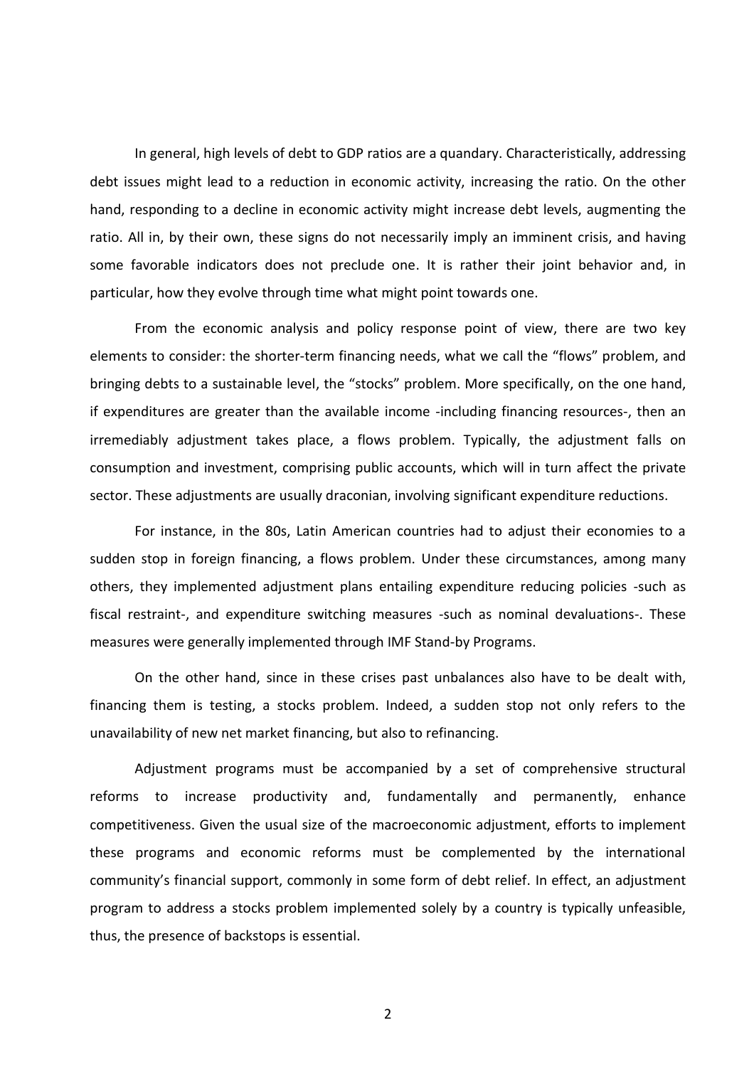In general, high levels of debt to GDP ratios are a quandary. Characteristically, addressing debt issues might lead to a reduction in economic activity, increasing the ratio. On the other hand, responding to a decline in economic activity might increase debt levels, augmenting the ratio. All in, by their own, these signs do not necessarily imply an imminent crisis, and having some favorable indicators does not preclude one. It is rather their joint behavior and, in particular, how they evolve through time what might point towards one.

From the economic analysis and policy response point of view, there are two key elements to consider: the shorter-term financing needs, what we call the "flows" problem, and bringing debts to a sustainable level, the "stocks" problem. More specifically, on the one hand, if expenditures are greater than the available income -including financing resources-, then an irremediably adjustment takes place, a flows problem. Typically, the adjustment falls on consumption and investment, comprising public accounts, which will in turn affect the private sector. These adjustments are usually draconian, involving significant expenditure reductions.

For instance, in the 80s, Latin American countries had to adjust their economies to a sudden stop in foreign financing, a flows problem. Under these circumstances, among many others, they implemented adjustment plans entailing expenditure reducing policies -such as fiscal restraint-, and expenditure switching measures -such as nominal devaluations-. These measures were generally implemented through IMF Stand-by Programs.

On the other hand, since in these crises past unbalances also have to be dealt with, financing them is testing, a stocks problem. Indeed, a sudden stop not only refers to the unavailability of new net market financing, but also to refinancing.

Adjustment programs must be accompanied by a set of comprehensive structural reforms to increase productivity and, fundamentally and permanently, enhance competitiveness. Given the usual size of the macroeconomic adjustment, efforts to implement these programs and economic reforms must be complemented by the international community's financial support, commonly in some form of debt relief. In effect, an adjustment program to address a stocks problem implemented solely by a country is typically unfeasible, thus, the presence of backstops is essential.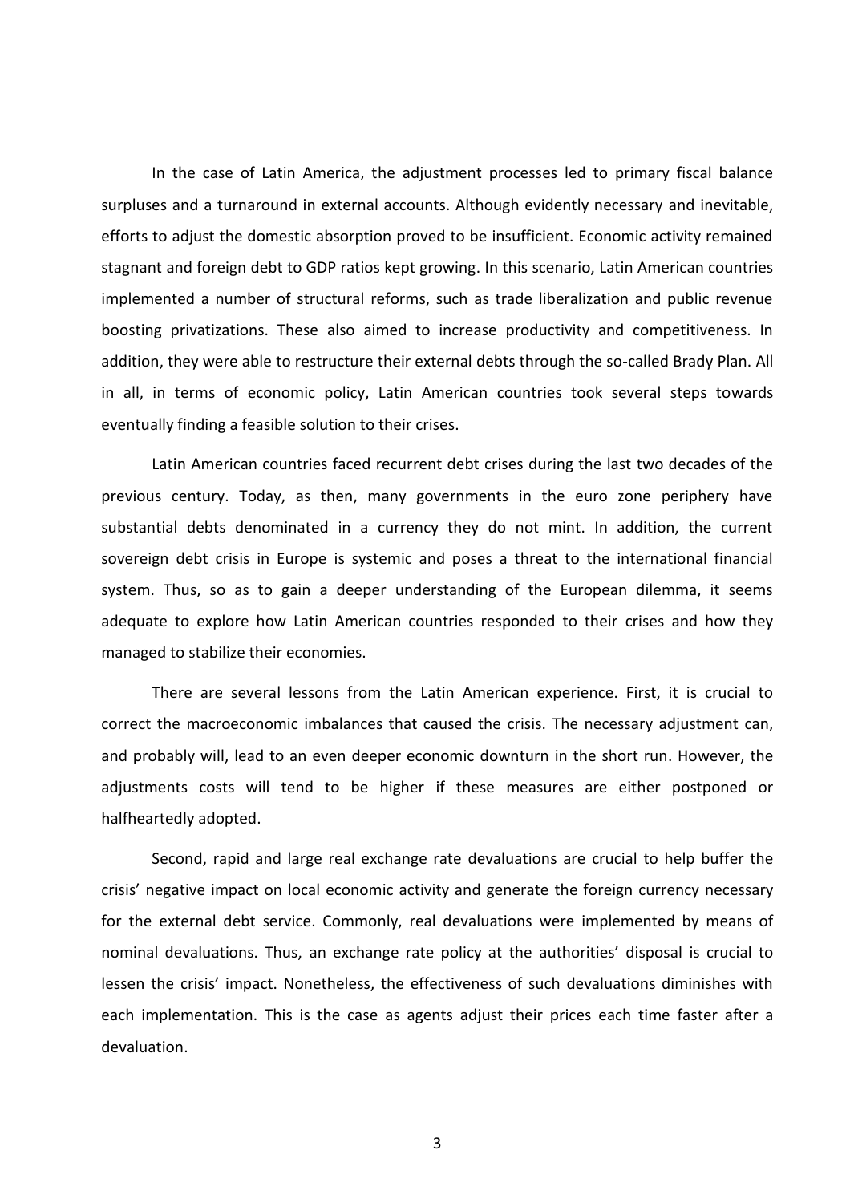In the case of Latin America, the adjustment processes led to primary fiscal balance surpluses and a turnaround in external accounts. Although evidently necessary and inevitable, efforts to adjust the domestic absorption proved to be insufficient. Economic activity remained stagnant and foreign debt to GDP ratios kept growing. In this scenario, Latin American countries implemented a number of structural reforms, such as trade liberalization and public revenue boosting privatizations. These also aimed to increase productivity and competitiveness. In addition, they were able to restructure their external debts through the so-called Brady Plan. All in all, in terms of economic policy, Latin American countries took several steps towards eventually finding a feasible solution to their crises.

Latin American countries faced recurrent debt crises during the last two decades of the previous century. Today, as then, many governments in the euro zone periphery have substantial debts denominated in a currency they do not mint. In addition, the current sovereign debt crisis in Europe is systemic and poses a threat to the international financial system. Thus, so as to gain a deeper understanding of the European dilemma, it seems adequate to explore how Latin American countries responded to their crises and how they managed to stabilize their economies.

There are several lessons from the Latin American experience. First, it is crucial to correct the macroeconomic imbalances that caused the crisis. The necessary adjustment can, and probably will, lead to an even deeper economic downturn in the short run. However, the adjustments costs will tend to be higher if these measures are either postponed or halfheartedly adopted.

Second, rapid and large real exchange rate devaluations are crucial to help buffer the crisis' negative impact on local economic activity and generate the foreign currency necessary for the external debt service. Commonly, real devaluations were implemented by means of nominal devaluations. Thus, an exchange rate policy at the authorities' disposal is crucial to lessen the crisis' impact. Nonetheless, the effectiveness of such devaluations diminishes with each implementation. This is the case as agents adjust their prices each time faster after a devaluation.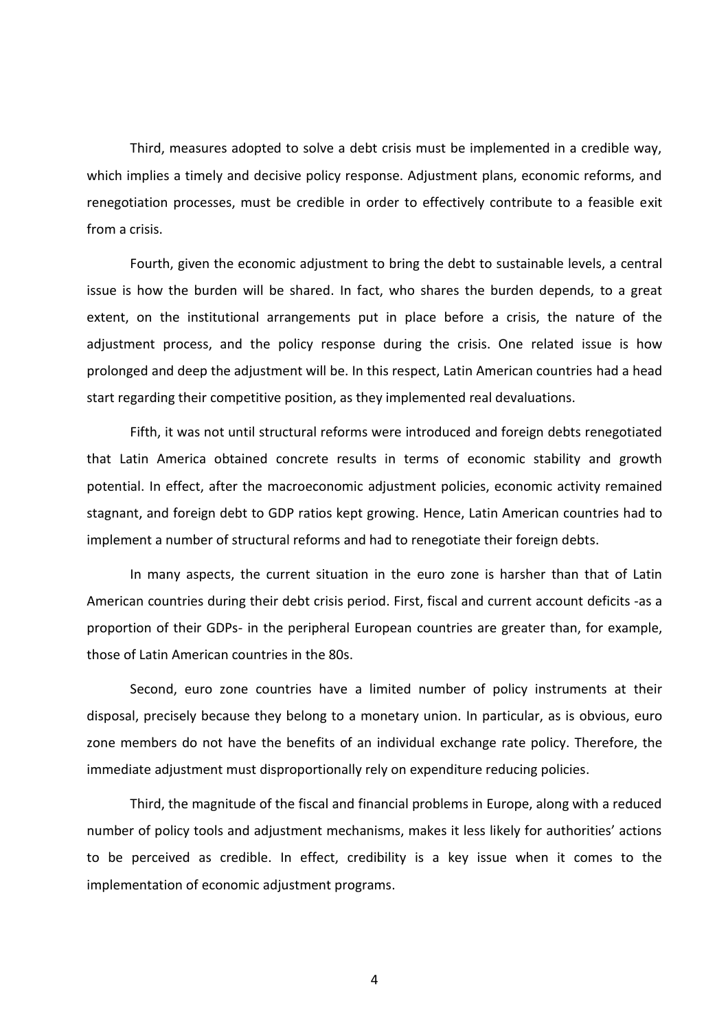Third, measures adopted to solve a debt crisis must be implemented in a credible way, which implies a timely and decisive policy response. Adjustment plans, economic reforms, and renegotiation processes, must be credible in order to effectively contribute to a feasible exit from a crisis.

Fourth, given the economic adjustment to bring the debt to sustainable levels, a central issue is how the burden will be shared. In fact, who shares the burden depends, to a great extent, on the institutional arrangements put in place before a crisis, the nature of the adjustment process, and the policy response during the crisis. One related issue is how prolonged and deep the adjustment will be. In this respect, Latin American countries had a head start regarding their competitive position, as they implemented real devaluations.

Fifth, it was not until structural reforms were introduced and foreign debts renegotiated that Latin America obtained concrete results in terms of economic stability and growth potential. In effect, after the macroeconomic adjustment policies, economic activity remained stagnant, and foreign debt to GDP ratios kept growing. Hence, Latin American countries had to implement a number of structural reforms and had to renegotiate their foreign debts.

In many aspects, the current situation in the euro zone is harsher than that of Latin American countries during their debt crisis period. First, fiscal and current account deficits -as a proportion of their GDPs- in the peripheral European countries are greater than, for example, those of Latin American countries in the 80s.

Second, euro zone countries have a limited number of policy instruments at their disposal, precisely because they belong to a monetary union. In particular, as is obvious, euro zone members do not have the benefits of an individual exchange rate policy. Therefore, the immediate adjustment must disproportionally rely on expenditure reducing policies.

Third, the magnitude of the fiscal and financial problems in Europe, along with a reduced number of policy tools and adjustment mechanisms, makes it less likely for authorities' actions to be perceived as credible. In effect, credibility is a key issue when it comes to the implementation of economic adjustment programs.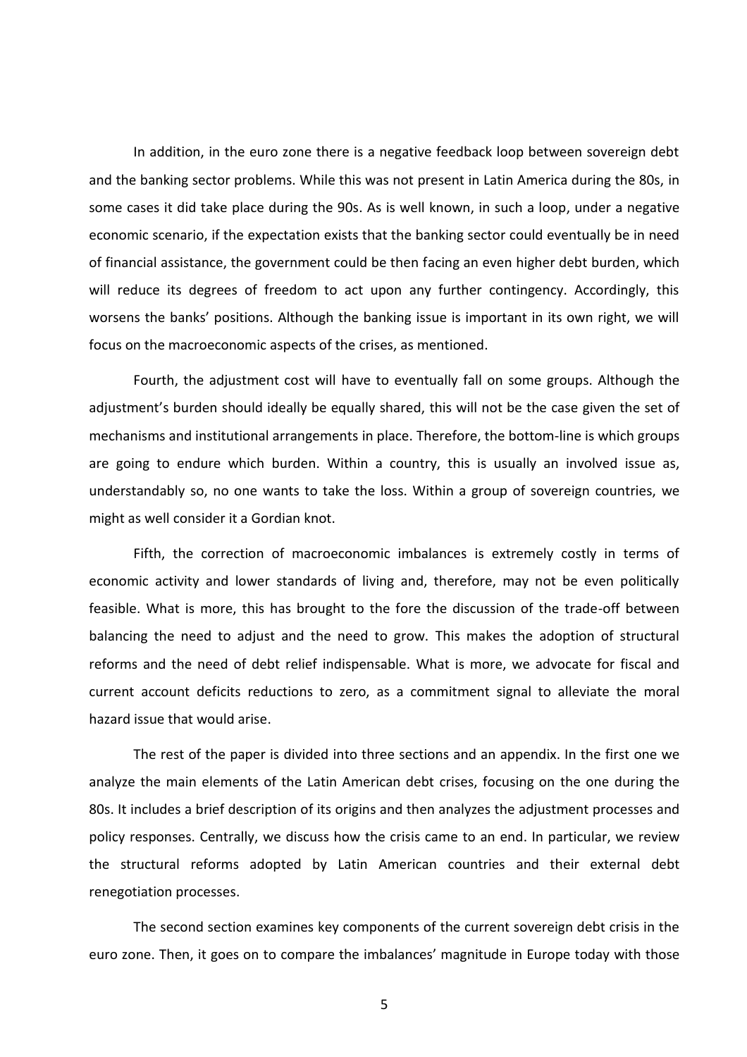In addition, in the euro zone there is a negative feedback loop between sovereign debt and the banking sector problems. While this was not present in Latin America during the 80s, in some cases it did take place during the 90s. As is well known, in such a loop, under a negative economic scenario, if the expectation exists that the banking sector could eventually be in need of financial assistance, the government could be then facing an even higher debt burden, which will reduce its degrees of freedom to act upon any further contingency. Accordingly, this worsens the banks' positions. Although the banking issue is important in its own right, we will focus on the macroeconomic aspects of the crises, as mentioned.

Fourth, the adjustment cost will have to eventually fall on some groups. Although the adjustment's burden should ideally be equally shared, this will not be the case given the set of mechanisms and institutional arrangements in place. Therefore, the bottom-line is which groups are going to endure which burden. Within a country, this is usually an involved issue as, understandably so, no one wants to take the loss. Within a group of sovereign countries, we might as well consider it a Gordian knot.

Fifth, the correction of macroeconomic imbalances is extremely costly in terms of economic activity and lower standards of living and, therefore, may not be even politically feasible. What is more, this has brought to the fore the discussion of the trade-off between balancing the need to adjust and the need to grow. This makes the adoption of structural reforms and the need of debt relief indispensable. What is more, we advocate for fiscal and current account deficits reductions to zero, as a commitment signal to alleviate the moral hazard issue that would arise.

The rest of the paper is divided into three sections and an appendix. In the first one we analyze the main elements of the Latin American debt crises, focusing on the one during the 80s. It includes a brief description of its origins and then analyzes the adjustment processes and policy responses. Centrally, we discuss how the crisis came to an end. In particular, we review the structural reforms adopted by Latin American countries and their external debt renegotiation processes.

The second section examines key components of the current sovereign debt crisis in the euro zone. Then, it goes on to compare the imbalances' magnitude in Europe today with those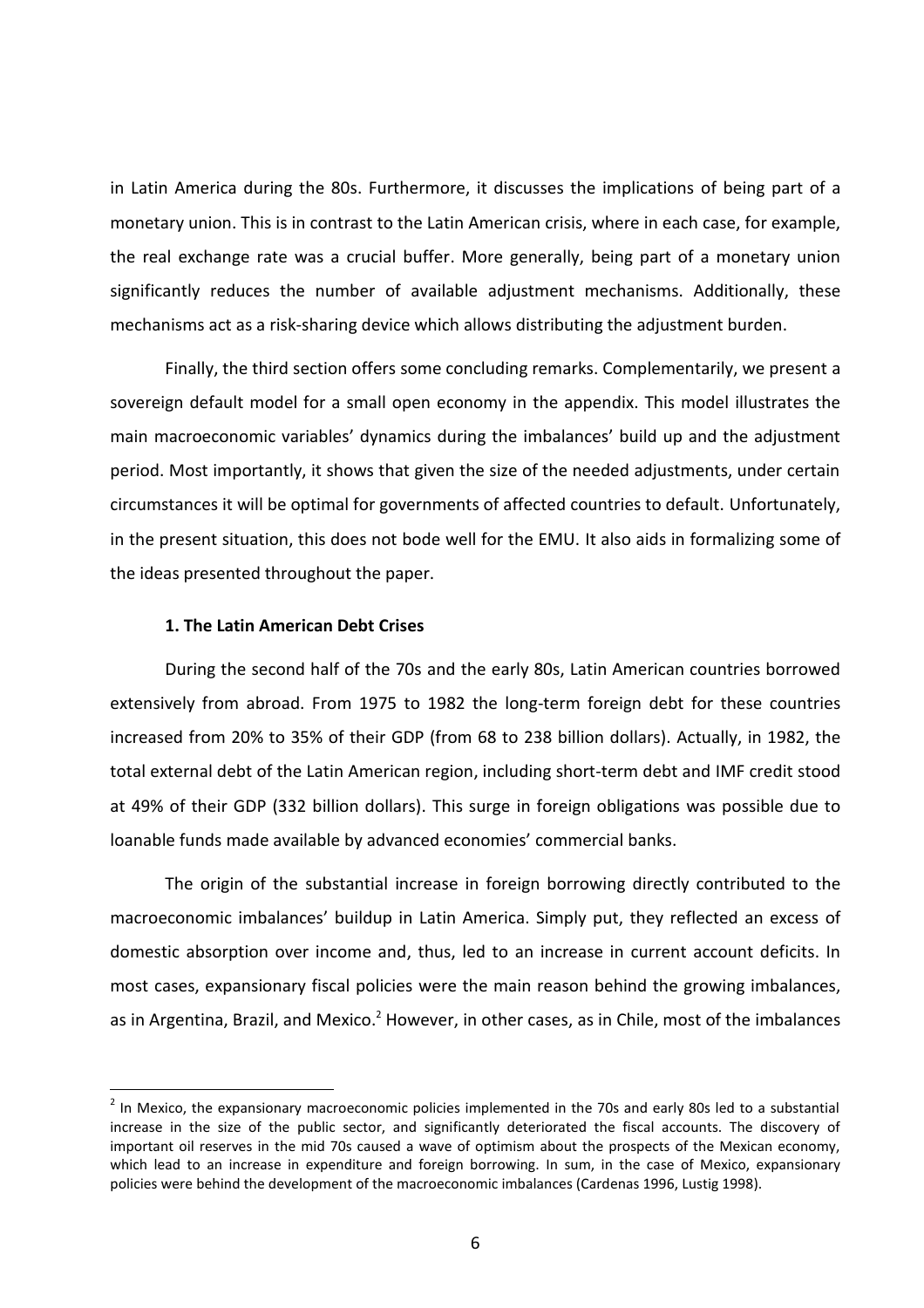in Latin America during the 80s. Furthermore, it discusses the implications of being part of a monetary union. This is in contrast to the Latin American crisis, where in each case, for example, the real exchange rate was a crucial buffer. More generally, being part of a monetary union significantly reduces the number of available adjustment mechanisms. Additionally, these mechanisms act as a risk-sharing device which allows distributing the adjustment burden.

Finally, the third section offers some concluding remarks. Complementarily, we present a sovereign default model for a small open economy in the appendix. This model illustrates the main macroeconomic variables' dynamics during the imbalances' build up and the adjustment period. Most importantly, it shows that given the size of the needed adjustments, under certain circumstances it will be optimal for governments of affected countries to default. Unfortunately, in the present situation, this does not bode well for the EMU. It also aids in formalizing some of the ideas presented throughout the paper.

### 1. The Latin American Debt Crises

During the second half of the 70s and the early 80s, Latin American countries borrowed extensively from abroad. From 1975 to 1982 the long-term foreign debt for these countries increased from 20% to 35% of their GDP (from 68 to 238 billion dollars). Actually, in 1982, the total external debt of the Latin American region, including short-term debt and IMF credit stood at 49% of their GDP (332 billion dollars). This surge in foreign obligations was possible due to loanable funds made available by advanced economies' commercial banks.

The origin of the substantial increase in foreign borrowing directly contributed to the macroeconomic imbalances' buildup in Latin America. Simply put, they reflected an excess of domestic absorption over income and, thus, led to an increase in current account deficits. In most cases, expansionary fiscal policies were the main reason behind the growing imbalances, as in Argentina, Brazil, and Mexico.[2] However, in other cases, as in Chile, most of the imbalances

[2] In Mexico, the expansionary macroeconomic policies implemented in the 70s and early 80s led to a substantial increase in the size of the public sector, and significantly deteriorated the fiscal accounts. The discovery of important oil reserves in the mid 70s caused a wave of optimism about the prospects of the Mexican economy, which lead to an increase in expenditure and foreign borrowing. In sum, in the case of Mexico, expansionary policies were behind the development of the macroeconomic imbalances (Cardenas 1996, Lustig 1998).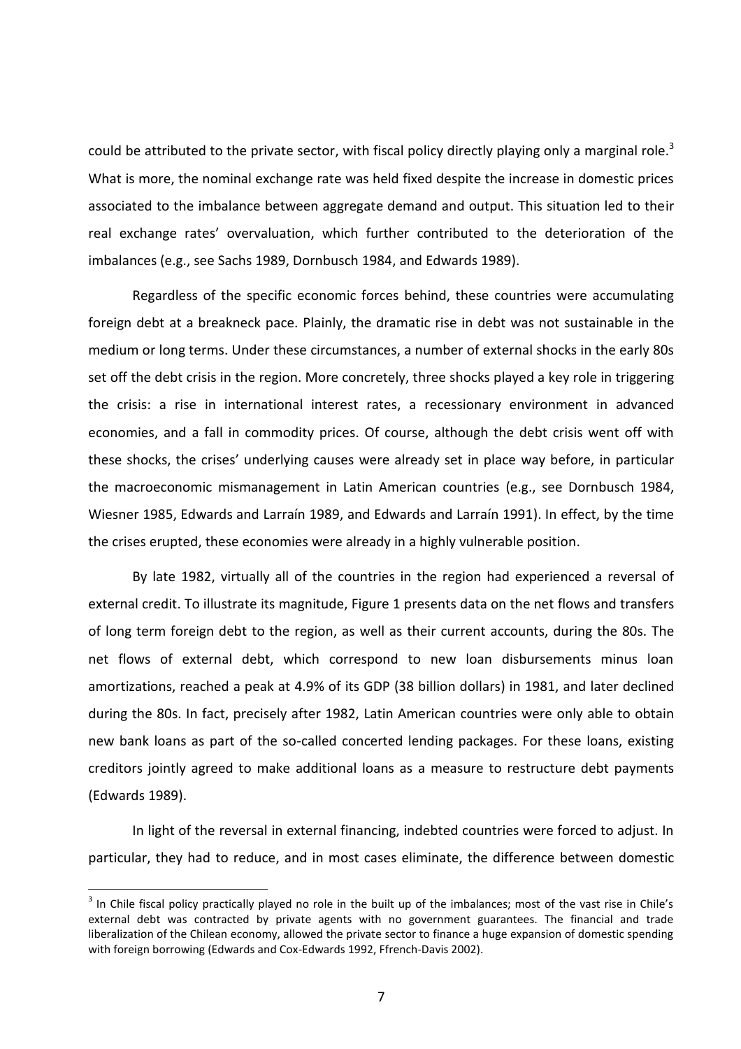could be attributed to the private sector, with fiscal policy directly playing only a marginal role.[3] What is more, the nominal exchange rate was held fixed despite the increase in domestic prices associated to the imbalance between aggregate demand and output. This situation led to their real exchange rates' overvaluation, which further contributed to the deterioration of the imbalances (e.g., see Sachs 1989, Dornbusch 1984, and Edwards 1989).

Regardless of the specific economic forces behind, these countries were accumulating foreign debt at a breakneck pace. Plainly, the dramatic rise in debt was not sustainable in the medium or long terms. Under these circumstances, a number of external shocks in the early 80s set off the debt crisis in the region. More concretely, three shocks played a key role in triggering the crisis: a rise in international interest rates, a recessionary environment in advanced economies, and a fall in commodity prices. Of course, although the debt crisis went off with these shocks, the crises' underlying causes were already set in place way before, in particular the macroeconomic mismanagement in Latin American countries (e.g., see Dornbusch 1984, Wiesner 1985, Edwards and Larraín 1989, and Edwards and Larraín 1991). In effect, by the time the crises erupted, these economies were already in a highly vulnerable position.

By late 1982, virtually all of the countries in the region had experienced a reversal of external credit. To illustrate its magnitude, Figure 1 presents data on the net flows and transfers of long term foreign debt to the region, as well as their current accounts, during the 80s. The net flows of external debt, which correspond to new loan disbursements minus loan amortizations, reached a peak at 4.9% of its GDP (38 billion dollars) in 1981, and later declined during the 80s. In fact, precisely after 1982, Latin American countries were only able to obtain new bank loans as part of the so-called concerted lending packages. For these loans, existing creditors jointly agreed to make additional loans as a measure to restructure debt payments (Edwards 1989).

In light of the reversal in external financing, indebted countries were forced to adjust. In particular, they had to reduce, and in most cases eliminate, the difference between domestic

---

[3] In Chile fiscal policy practically played no role in the built up of the imbalances; most of the vast rise in Chile's external debt was contracted by private agents with no government guarantees. The financial and trade liberalization of the Chilean economy, allowed the private sector to finance a huge expansion of domestic spending with foreign borrowing (Edwards and Cox-Edwards 1992, Ffrench-Davis 2002).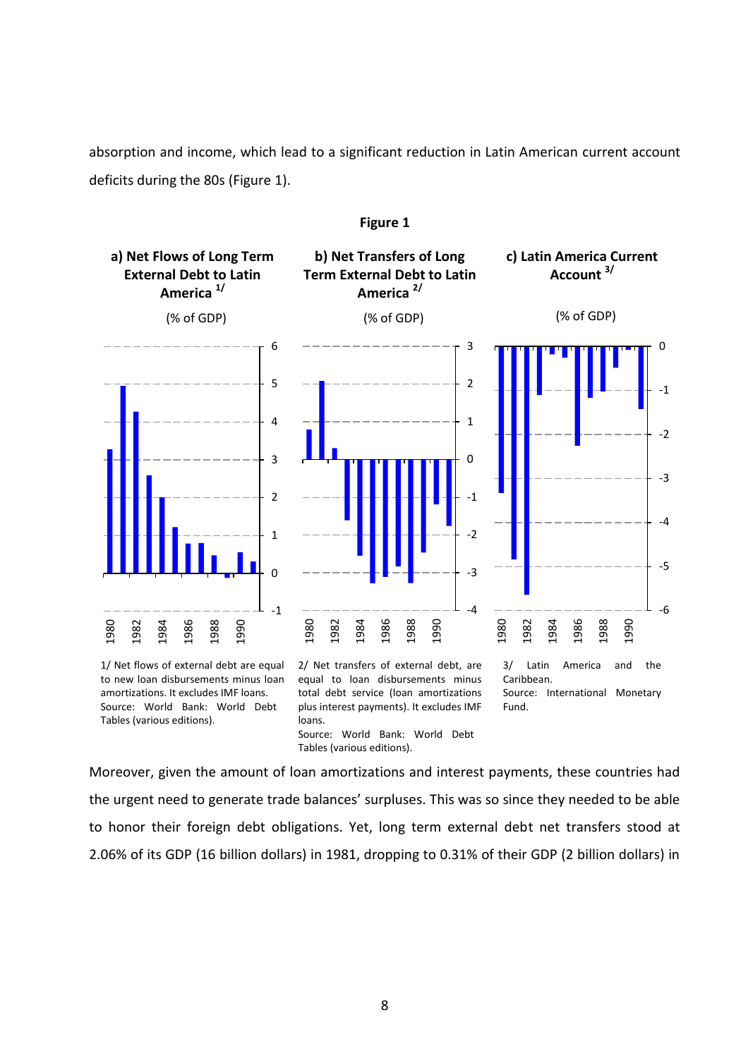absorption and income, which lead to a significant reduction in Latin American current account deficits during the 80s (Figure 1).

**Figure 1**

**a) Net Flows of Long Term External Debt to Latin America [1/]**

(% of GDP)

**b) Net Transfers of Long Term External Debt to Latin America [2/]**

(% of GDP)

**c) Latin America Current Account [3/]**

(% of GDP)

1/ Net flows of external debt are equal to new loan disbursements minus loan amortizations. It excludes IMF loans.
Source: World Bank: World Debt Tables (various editions).

2/ Net transfers of external debt, are equal to loan disbursements minus total debt service (loan amortizations plus interest payments). It excludes IMF loans.
Source: World Bank: World Debt Tables (various editions).

3/ Latin America and the Caribbean.
Source: International Monetary Fund.

Moreover, given the amount of loan amortizations and interest payments, these countries had the urgent need to generate trade balances' surpluses. This was so since they needed to be able to honor their foreign debt obligations. Yet, long term external debt net transfers stood at 2.06% of its GDP (16 billion dollars) in 1981, dropping to 0.31% of their GDP (2 billion dollars) in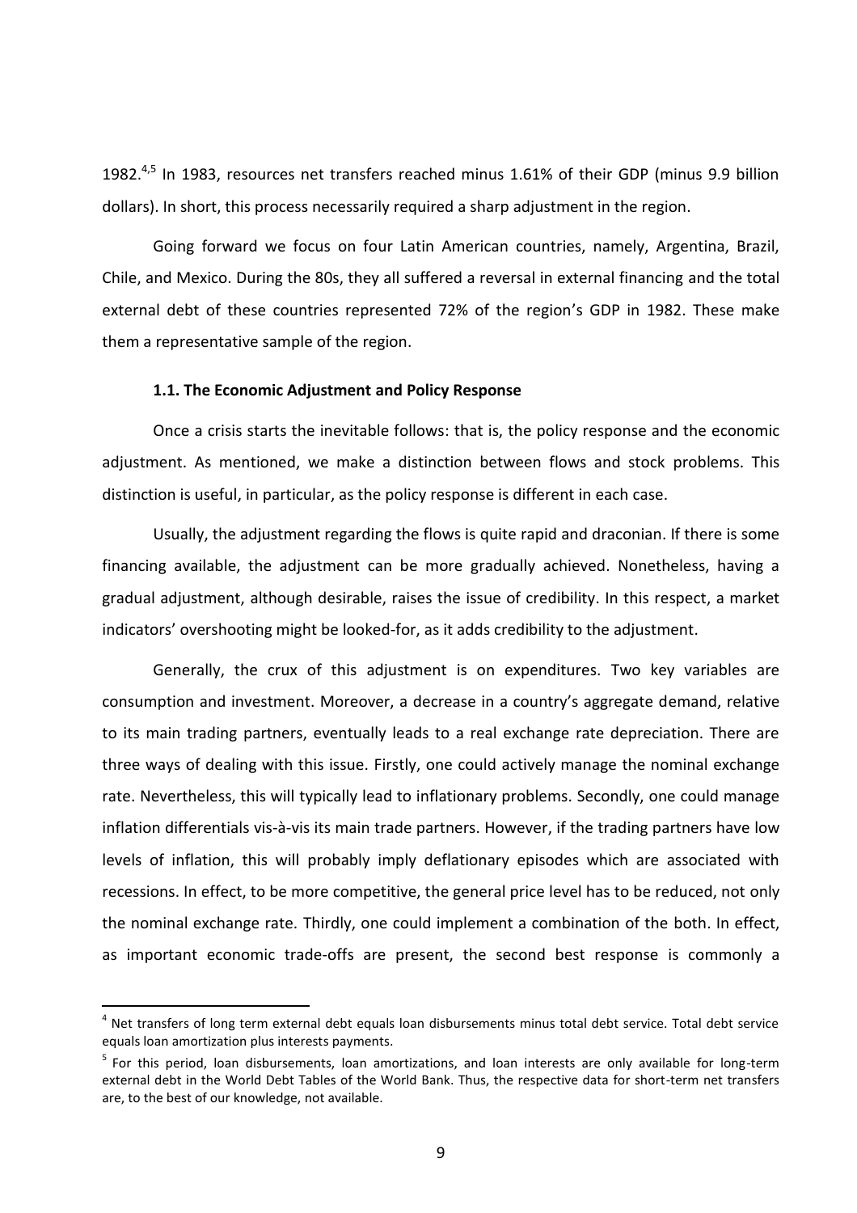1982.[4,5] In 1983, resources net transfers reached minus 1.61% of their GDP (minus 9.9 billion dollars). In short, this process necessarily required a sharp adjustment in the region.

Going forward we focus on four Latin American countries, namely, Argentina, Brazil, Chile, and Mexico. During the 80s, they all suffered a reversal in external financing and the total external debt of these countries represented 72% of the region's GDP in 1982. These make them a representative sample of the region.

### 1.1. The Economic Adjustment and Policy Response

Once a crisis starts the inevitable follows: that is, the policy response and the economic adjustment. As mentioned, we make a distinction between flows and stock problems. This distinction is useful, in particular, as the policy response is different in each case.

Usually, the adjustment regarding the flows is quite rapid and draconian. If there is some financing available, the adjustment can be more gradually achieved. Nonetheless, having a gradual adjustment, although desirable, raises the issue of credibility. In this respect, a market indicators' overshooting might be looked-for, as it adds credibility to the adjustment.

Generally, the crux of this adjustment is on expenditures. Two key variables are consumption and investment. Moreover, a decrease in a country's aggregate demand, relative to its main trading partners, eventually leads to a real exchange rate depreciation. There are three ways of dealing with this issue. Firstly, one could actively manage the nominal exchange rate. Nevertheless, this will typically lead to inflationary problems. Secondly, one could manage inflation differentials vis-à-vis its main trade partners. However, if the trading partners have low levels of inflation, this will probably imply deflationary episodes which are associated with recessions. In effect, to be more competitive, the general price level has to be reduced, not only the nominal exchange rate. Thirdly, one could implement a combination of the both. In effect, as important economic trade-offs are present, the second best response is commonly a

[4] Net transfers of long term external debt equals loan disbursements minus total debt service. Total debt service equals loan amortization plus interests payments.

[5] For this period, loan disbursements, loan amortizations, and loan interests are only available for long-term external debt in the World Debt Tables of the World Bank. Thus, the respective data for short-term net transfers are, to the best of our knowledge, not available.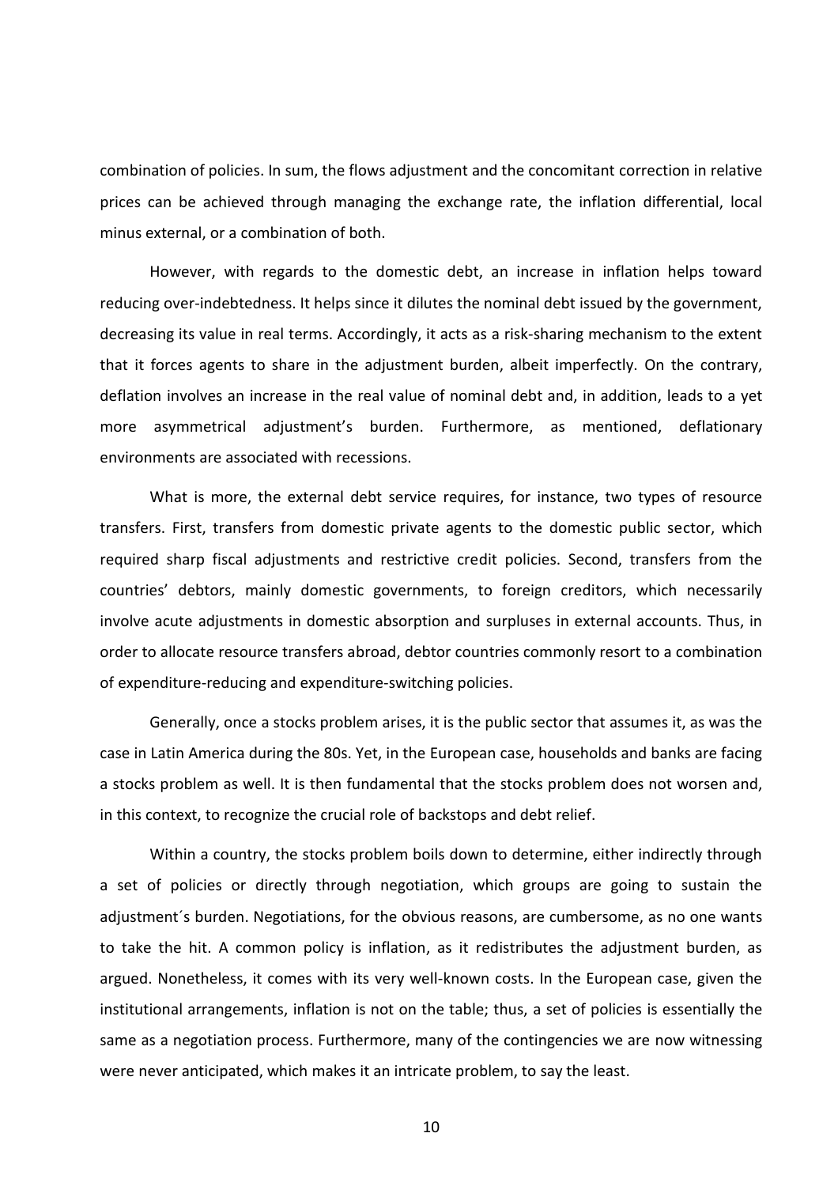combination of policies. In sum, the flows adjustment and the concomitant correction in relative prices can be achieved through managing the exchange rate, the inflation differential, local minus external, or a combination of both.

However, with regards to the domestic debt, an increase in inflation helps toward reducing over-indebtedness. It helps since it dilutes the nominal debt issued by the government, decreasing its value in real terms. Accordingly, it acts as a risk-sharing mechanism to the extent that it forces agents to share in the adjustment burden, albeit imperfectly. On the contrary, deflation involves an increase in the real value of nominal debt and, in addition, leads to a yet more asymmetrical adjustment's burden. Furthermore, as mentioned, deflationary environments are associated with recessions.

What is more, the external debt service requires, for instance, two types of resource transfers. First, transfers from domestic private agents to the domestic public sector, which required sharp fiscal adjustments and restrictive credit policies. Second, transfers from the countries' debtors, mainly domestic governments, to foreign creditors, which necessarily involve acute adjustments in domestic absorption and surpluses in external accounts. Thus, in order to allocate resource transfers abroad, debtor countries commonly resort to a combination of expenditure-reducing and expenditure-switching policies.

Generally, once a stocks problem arises, it is the public sector that assumes it, as was the case in Latin America during the 80s. Yet, in the European case, households and banks are facing a stocks problem as well. It is then fundamental that the stocks problem does not worsen and, in this context, to recognize the crucial role of backstops and debt relief.

Within a country, the stocks problem boils down to determine, either indirectly through a set of policies or directly through negotiation, which groups are going to sustain the adjustment´s burden. Negotiations, for the obvious reasons, are cumbersome, as no one wants to take the hit. A common policy is inflation, as it redistributes the adjustment burden, as argued. Nonetheless, it comes with its very well-known costs. In the European case, given the institutional arrangements, inflation is not on the table; thus, a set of policies is essentially the same as a negotiation process. Furthermore, many of the contingencies we are now witnessing were never anticipated, which makes it an intricate problem, to say the least.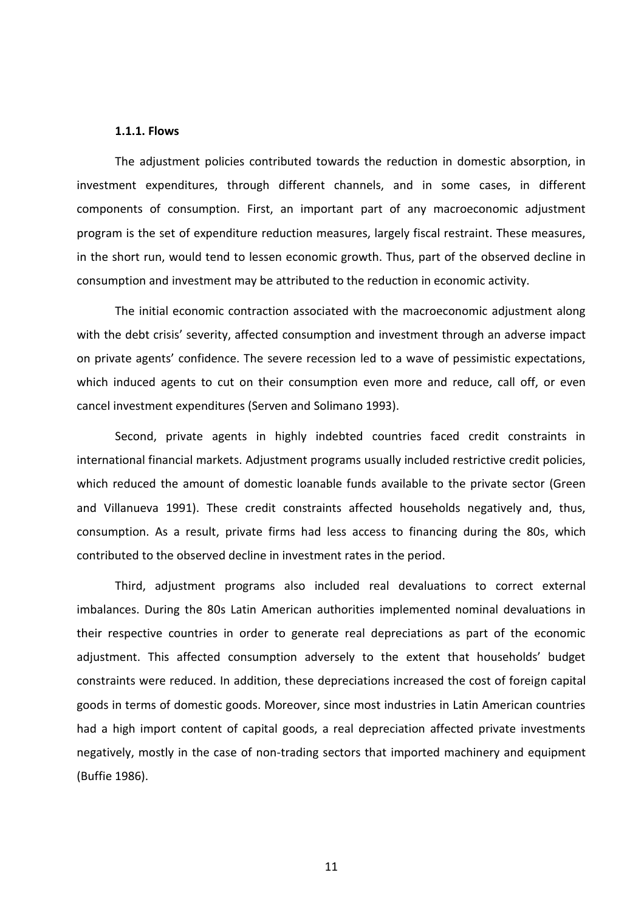#### 1.1.1. Flows

The adjustment policies contributed towards the reduction in domestic absorption, in investment expenditures, through different channels, and in some cases, in different components of consumption. First, an important part of any macroeconomic adjustment program is the set of expenditure reduction measures, largely fiscal restraint. These measures, in the short run, would tend to lessen economic growth. Thus, part of the observed decline in consumption and investment may be attributed to the reduction in economic activity.

The initial economic contraction associated with the macroeconomic adjustment along with the debt crisis' severity, affected consumption and investment through an adverse impact on private agents' confidence. The severe recession led to a wave of pessimistic expectations, which induced agents to cut on their consumption even more and reduce, call off, or even cancel investment expenditures (Serven and Solimano 1993).

Second, private agents in highly indebted countries faced credit constraints in international financial markets. Adjustment programs usually included restrictive credit policies, which reduced the amount of domestic loanable funds available to the private sector (Green and Villanueva 1991). These credit constraints affected households negatively and, thus, consumption. As a result, private firms had less access to financing during the 80s, which contributed to the observed decline in investment rates in the period.

Third, adjustment programs also included real devaluations to correct external imbalances. During the 80s Latin American authorities implemented nominal devaluations in their respective countries in order to generate real depreciations as part of the economic adjustment. This affected consumption adversely to the extent that households' budget constraints were reduced. In addition, these depreciations increased the cost of foreign capital goods in terms of domestic goods. Moreover, since most industries in Latin American countries had a high import content of capital goods, a real depreciation affected private investments negatively, mostly in the case of non-trading sectors that imported machinery and equipment (Buffie 1986).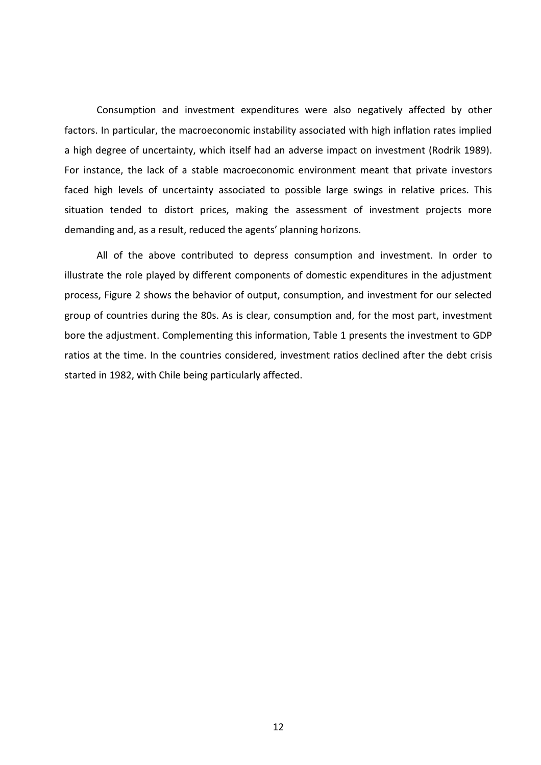Consumption and investment expenditures were also negatively affected by other factors. In particular, the macroeconomic instability associated with high inflation rates implied a high degree of uncertainty, which itself had an adverse impact on investment (Rodrik 1989). For instance, the lack of a stable macroeconomic environment meant that private investors faced high levels of uncertainty associated to possible large swings in relative prices. This situation tended to distort prices, making the assessment of investment projects more demanding and, as a result, reduced the agents' planning horizons.

All of the above contributed to depress consumption and investment. In order to illustrate the role played by different components of domestic expenditures in the adjustment process, Figure 2 shows the behavior of output, consumption, and investment for our selected group of countries during the 80s. As is clear, consumption and, for the most part, investment bore the adjustment. Complementing this information, Table 1 presents the investment to GDP ratios at the time. In the countries considered, investment ratios declined after the debt crisis started in 1982, with Chile being particularly affected.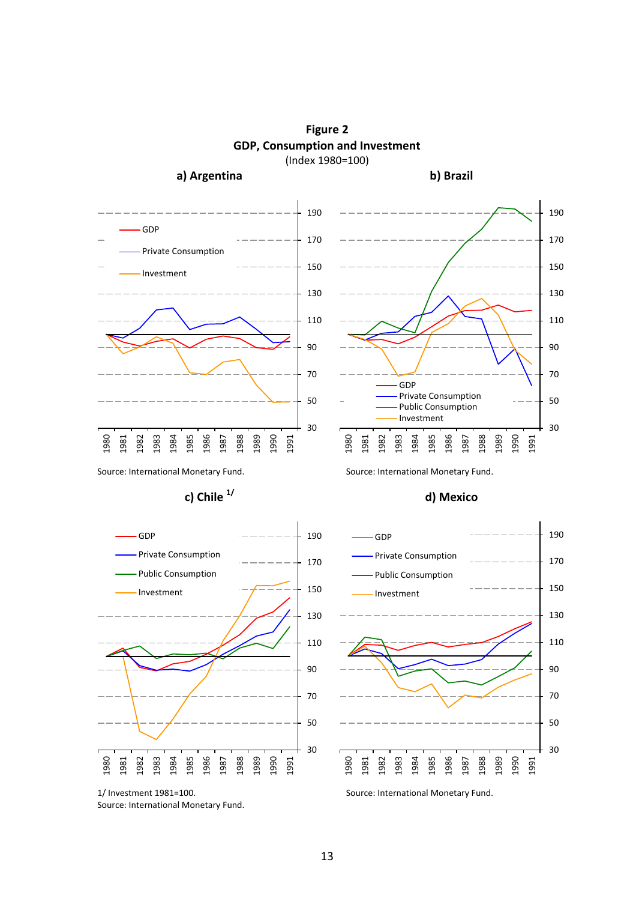**Figure 2**
**GDP, Consumption and Investment**
(Index 1980=100)

**a) Argentina**

Source: International Monetary Fund.

**b) Brazil**

Source: International Monetary Fund.

**c) Chile** [1/]

1/ Investment 1981=100.
Source: International Monetary Fund.

**d) Mexico**

Source: International Monetary Fund.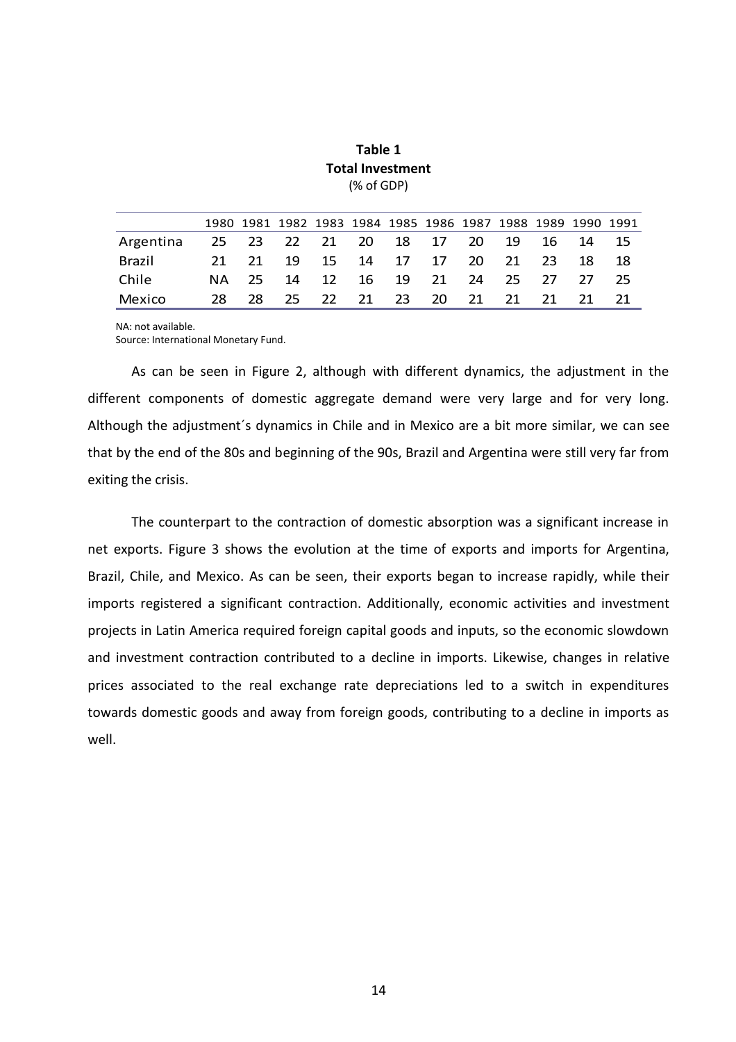**Table 1**
**Total Investment**
(% of GDP)

| | 1980 | 1981 | 1982 | 1983 | 1984 | 1985 | 1986 | 1987 | 1988 | 1989 | 1990 | 1991 |
|---|---|---|---|---|---|---|---|---|---|---|---|---|
| Argentina | 25 | 23 | 22 | 21 | 20 | 18 | 17 | 20 | 19 | 16 | 14 | 15 |
| Brazil | 21 | 21 | 19 | 15 | 14 | 17 | 17 | 20 | 21 | 23 | 18 | 18 |
| Chile | NA | 25 | 14 | 12 | 16 | 19 | 21 | 24 | 25 | 27 | 27 | 25 |
| Mexico | 28 | 28 | 25 | 22 | 21 | 23 | 20 | 21 | 21 | 21 | 21 | 21 |

NA: not available.
Source: International Monetary Fund.

As can be seen in Figure 2, although with different dynamics, the adjustment in the different components of domestic aggregate demand were very large and for very long. Although the adjustment´s dynamics in Chile and in Mexico are a bit more similar, we can see that by the end of the 80s and beginning of the 90s, Brazil and Argentina were still very far from exiting the crisis.

The counterpart to the contraction of domestic absorption was a significant increase in net exports. Figure 3 shows the evolution at the time of exports and imports for Argentina, Brazil, Chile, and Mexico. As can be seen, their exports began to increase rapidly, while their imports registered a significant contraction. Additionally, economic activities and investment projects in Latin America required foreign capital goods and inputs, so the economic slowdown and investment contraction contributed to a decline in imports. Likewise, changes in relative prices associated to the real exchange rate depreciations led to a switch in expenditures towards domestic goods and away from foreign goods, contributing to a decline in imports as well.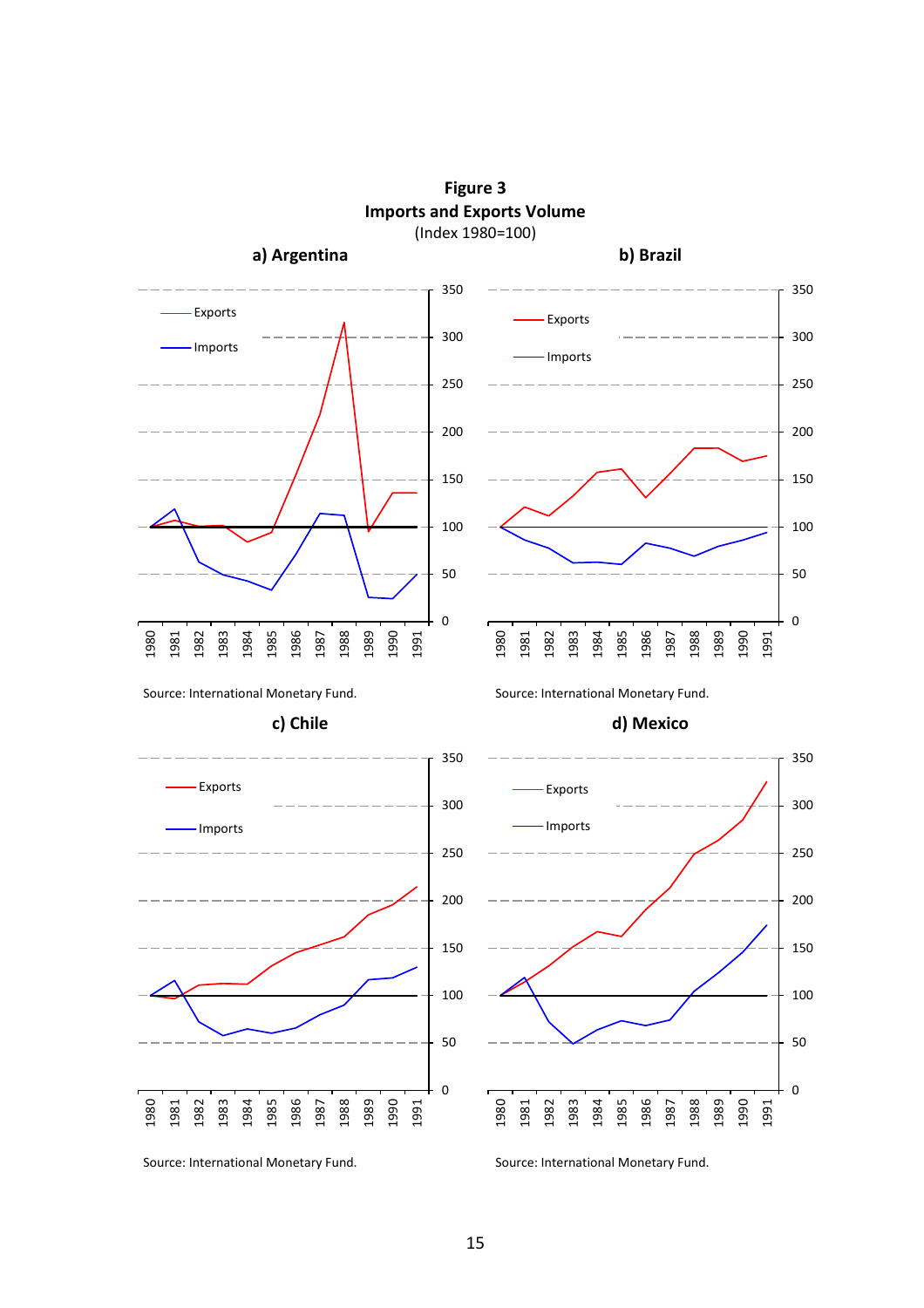**Figure 3**
**Imports and Exports Volume**
(Index 1980=100)

**a) Argentina**

Source: International Monetary Fund.

**b) Brazil**

Source: International Monetary Fund.

**c) Chile**

Source: International Monetary Fund.

**d) Mexico**

Source: International Monetary Fund.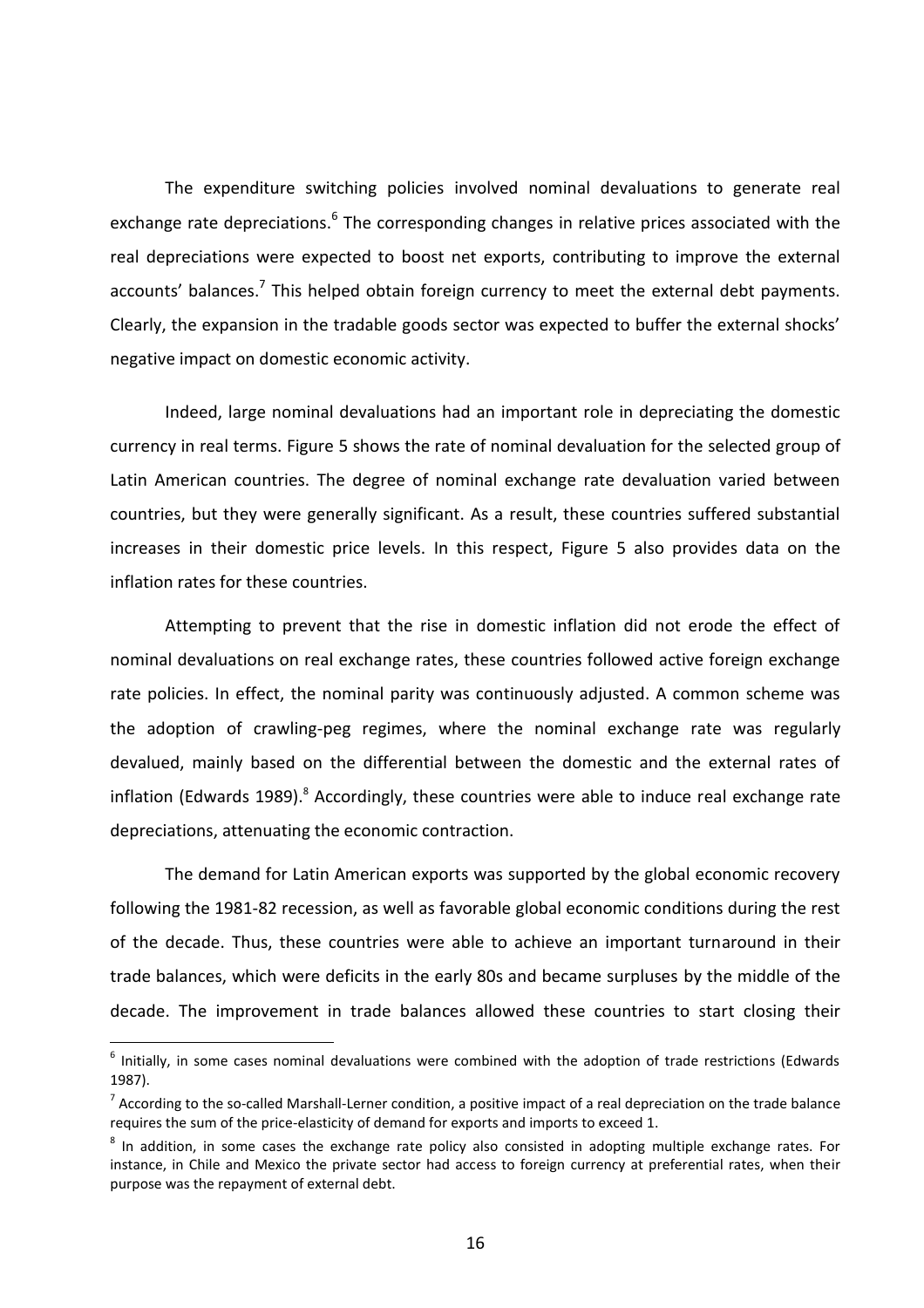The expenditure switching policies involved nominal devaluations to generate real exchange rate depreciations.[6] The corresponding changes in relative prices associated with the real depreciations were expected to boost net exports, contributing to improve the external accounts' balances.[7] This helped obtain foreign currency to meet the external debt payments. Clearly, the expansion in the tradable goods sector was expected to buffer the external shocks' negative impact on domestic economic activity.

Indeed, large nominal devaluations had an important role in depreciating the domestic currency in real terms. Figure 5 shows the rate of nominal devaluation for the selected group of Latin American countries. The degree of nominal exchange rate devaluation varied between countries, but they were generally significant. As a result, these countries suffered substantial increases in their domestic price levels. In this respect, Figure 5 also provides data on the inflation rates for these countries.

Attempting to prevent that the rise in domestic inflation did not erode the effect of nominal devaluations on real exchange rates, these countries followed active foreign exchange rate policies. In effect, the nominal parity was continuously adjusted. A common scheme was the adoption of crawling-peg regimes, where the nominal exchange rate was regularly devalued, mainly based on the differential between the domestic and the external rates of inflation (Edwards 1989).[8] Accordingly, these countries were able to induce real exchange rate depreciations, attenuating the economic contraction.

The demand for Latin American exports was supported by the global economic recovery following the 1981-82 recession, as well as favorable global economic conditions during the rest of the decade. Thus, these countries were able to achieve an important turnaround in their trade balances, which were deficits in the early 80s and became surpluses by the middle of the decade. The improvement in trade balances allowed these countries to start closing their

---

[6] Initially, in some cases nominal devaluations were combined with the adoption of trade restrictions (Edwards 1987).

[7] According to the so-called Marshall-Lerner condition, a positive impact of a real depreciation on the trade balance requires the sum of the price-elasticity of demand for exports and imports to exceed 1.

[8] In addition, in some cases the exchange rate policy also consisted in adopting multiple exchange rates. For instance, in Chile and Mexico the private sector had access to foreign currency at preferential rates, when their purpose was the repayment of external debt.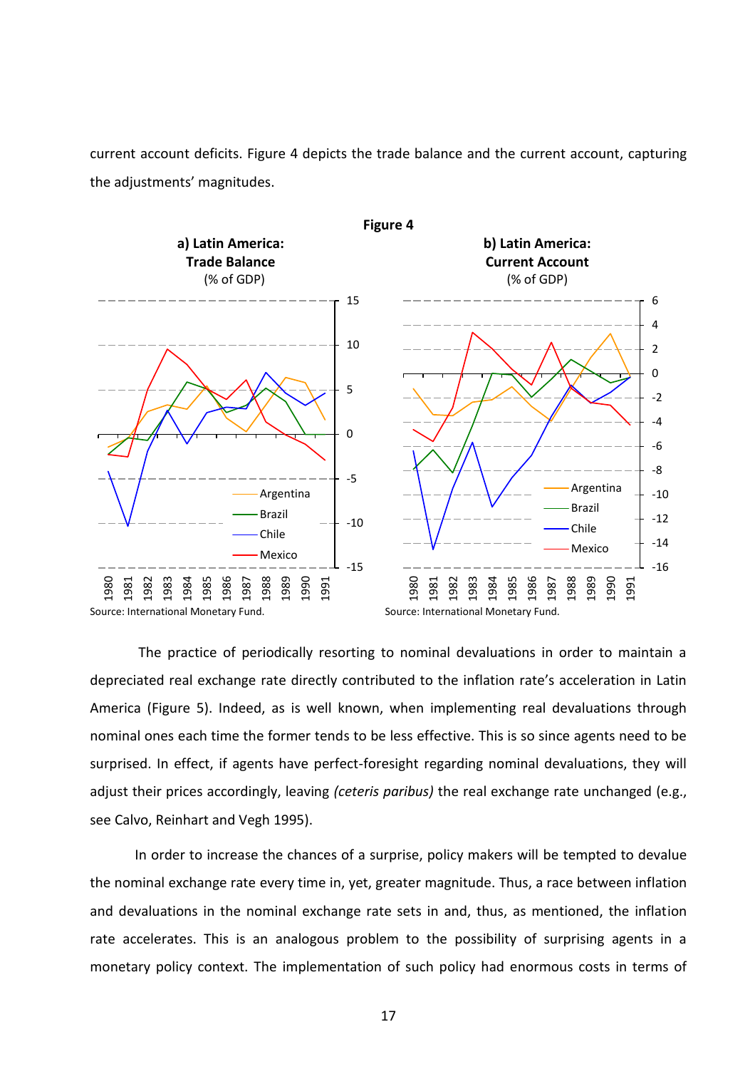current account deficits. Figure 4 depicts the trade balance and the current account, capturing the adjustments' magnitudes.

**Figure 4**

**a) Latin America: Trade Balance** (% of GDP)

Source: International Monetary Fund.

**b) Latin America: Current Account** (% of GDP)

Source: International Monetary Fund.

The practice of periodically resorting to nominal devaluations in order to maintain a depreciated real exchange rate directly contributed to the inflation rate's acceleration in Latin America (Figure 5). Indeed, as is well known, when implementing real devaluations through nominal ones each time the former tends to be less effective. This is so since agents need to be surprised. In effect, if agents have perfect-foresight regarding nominal devaluations, they will adjust their prices accordingly, leaving *(ceteris paribus)* the real exchange rate unchanged (e.g., see Calvo, Reinhart and Vegh 1995).

In order to increase the chances of a surprise, policy makers will be tempted to devalue the nominal exchange rate every time in, yet, greater magnitude. Thus, a race between inflation and devaluations in the nominal exchange rate sets in and, thus, as mentioned, the inflation rate accelerates. This is an analogous problem to the possibility of surprising agents in a monetary policy context. The implementation of such policy had enormous costs in terms of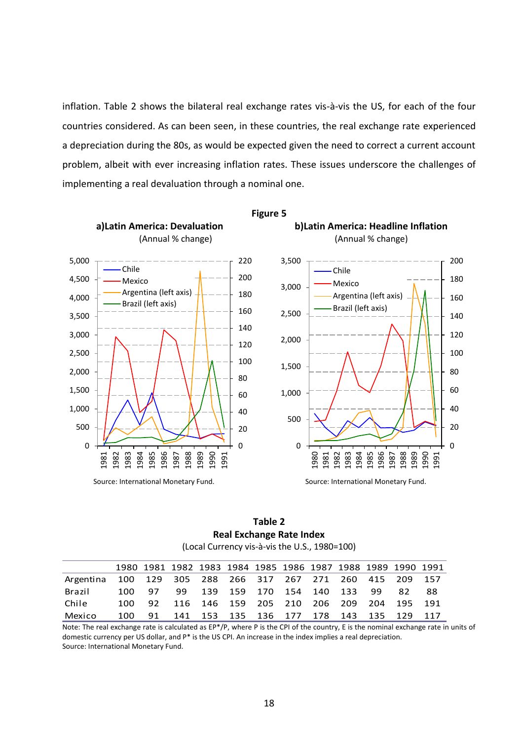inflation. Table 2 shows the bilateral real exchange rates vis-à-vis the US, for each of the four countries considered. As can been seen, in these countries, the real exchange rate experienced a depreciation during the 80s, as would be expected given the need to correct a current account problem, albeit with ever increasing inflation rates. These issues underscore the challenges of implementing a real devaluation through a nominal one.

**Figure 5**

**a)Latin America: Devaluation**
(Annual % change)

Source: International Monetary Fund.

**b)Latin America: Headline Inflation**
(Annual % change)

Source: International Monetary Fund.

**Table 2**
**Real Exchange Rate Index**
(Local Currency vis-à-vis the U.S., 1980=100)

| | 1980 | 1981 | 1982 | 1983 | 1984 | 1985 | 1986 | 1987 | 1988 | 1989 | 1990 | 1991 |
|---|---|---|---|---|---|---|---|---|---|---|---|---|
| Argentina | 100 | 129 | 305 | 288 | 266 | 317 | 267 | 271 | 260 | 415 | 209 | 157 |
| Brazil | 100 | 97 | 99 | 139 | 159 | 170 | 154 | 140 | 133 | 99 | 82 | 88 |
| Chile | 100 | 92 | 116 | 146 | 159 | 205 | 210 | 206 | 209 | 204 | 195 | 191 |
| Mexico | 100 | 91 | 141 | 153 | 135 | 136 | 177 | 178 | 143 | 135 | 129 | 117 |

Note: The real exchange rate is calculated as EP*/P, where P is the CPI of the country, E is the nominal exchange rate in units of domestic currency per US dollar, and P* is the US CPI. An increase in the index implies a real depreciation.
Source: International Monetary Fund.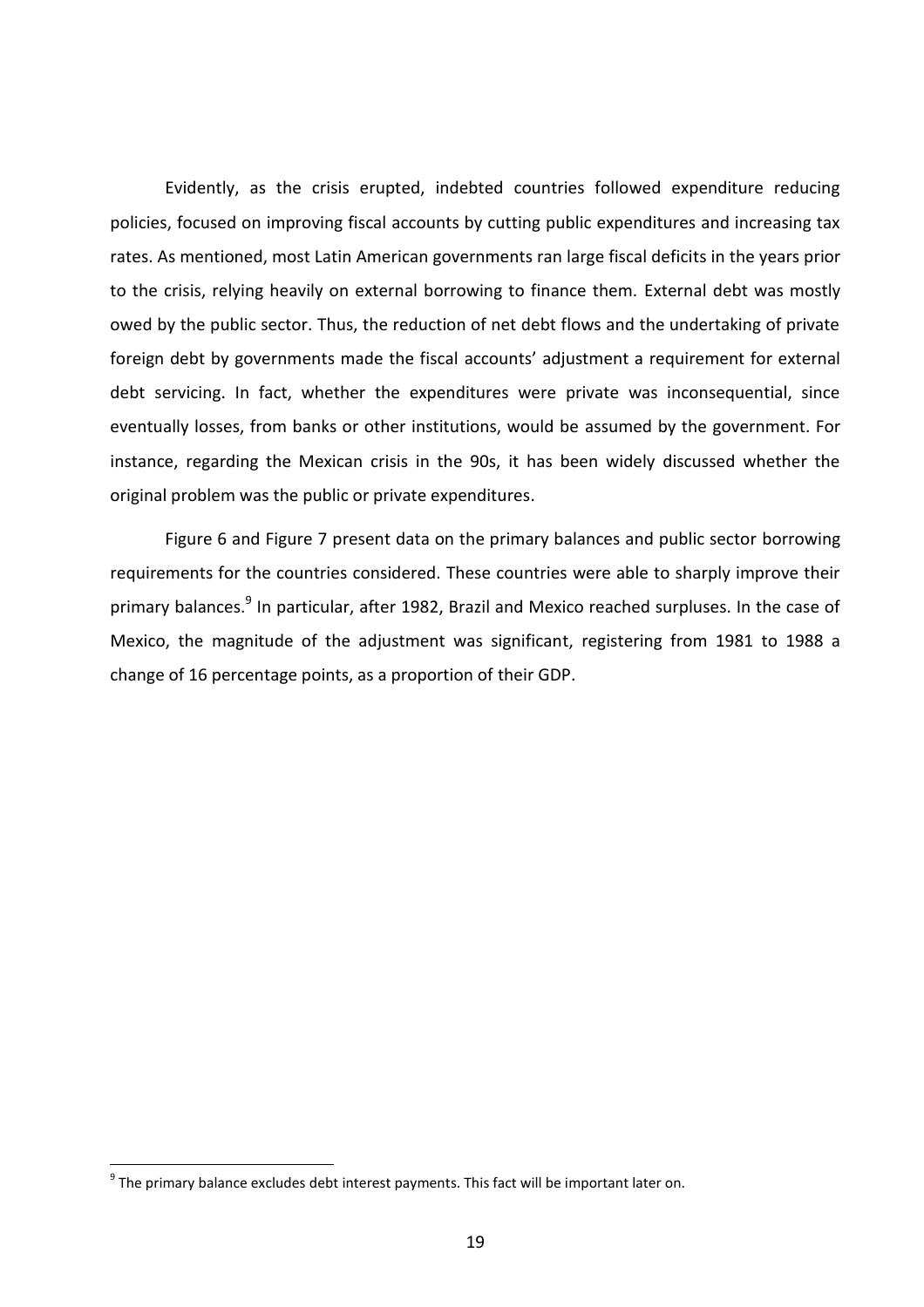Evidently, as the crisis erupted, indebted countries followed expenditure reducing policies, focused on improving fiscal accounts by cutting public expenditures and increasing tax rates. As mentioned, most Latin American governments ran large fiscal deficits in the years prior to the crisis, relying heavily on external borrowing to finance them. External debt was mostly owed by the public sector. Thus, the reduction of net debt flows and the undertaking of private foreign debt by governments made the fiscal accounts' adjustment a requirement for external debt servicing. In fact, whether the expenditures were private was inconsequential, since eventually losses, from banks or other institutions, would be assumed by the government. For instance, regarding the Mexican crisis in the 90s, it has been widely discussed whether the original problem was the public or private expenditures.

Figure 6 and Figure 7 present data on the primary balances and public sector borrowing requirements for the countries considered. These countries were able to sharply improve their primary balances.[9] In particular, after 1982, Brazil and Mexico reached surpluses. In the case of Mexico, the magnitude of the adjustment was significant, registering from 1981 to 1988 a change of 16 percentage points, as a proportion of their GDP.

[9] The primary balance excludes debt interest payments. This fact will be important later on.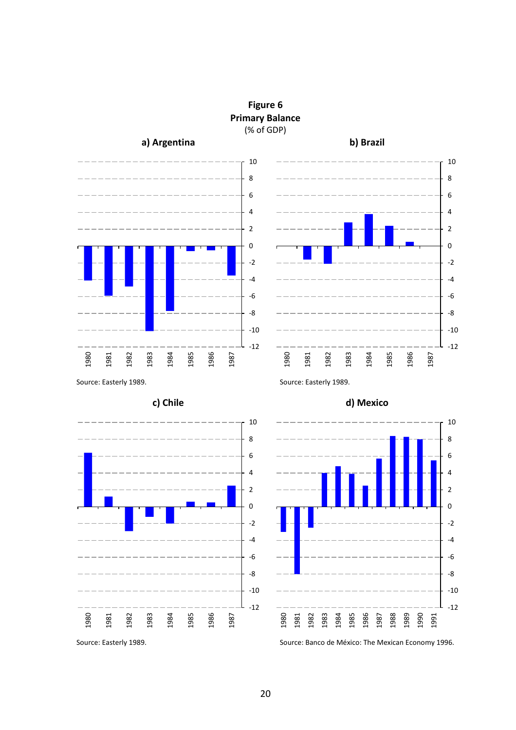**Figure 6**
**Primary Balance**
(% of GDP)

**a) Argentina**

Source: Easterly 1989.

**b) Brazil**

Source: Easterly 1989.

**c) Chile**

Source: Easterly 1989.

**d) Mexico**

Source: Banco de México: The Mexican Economy 1996.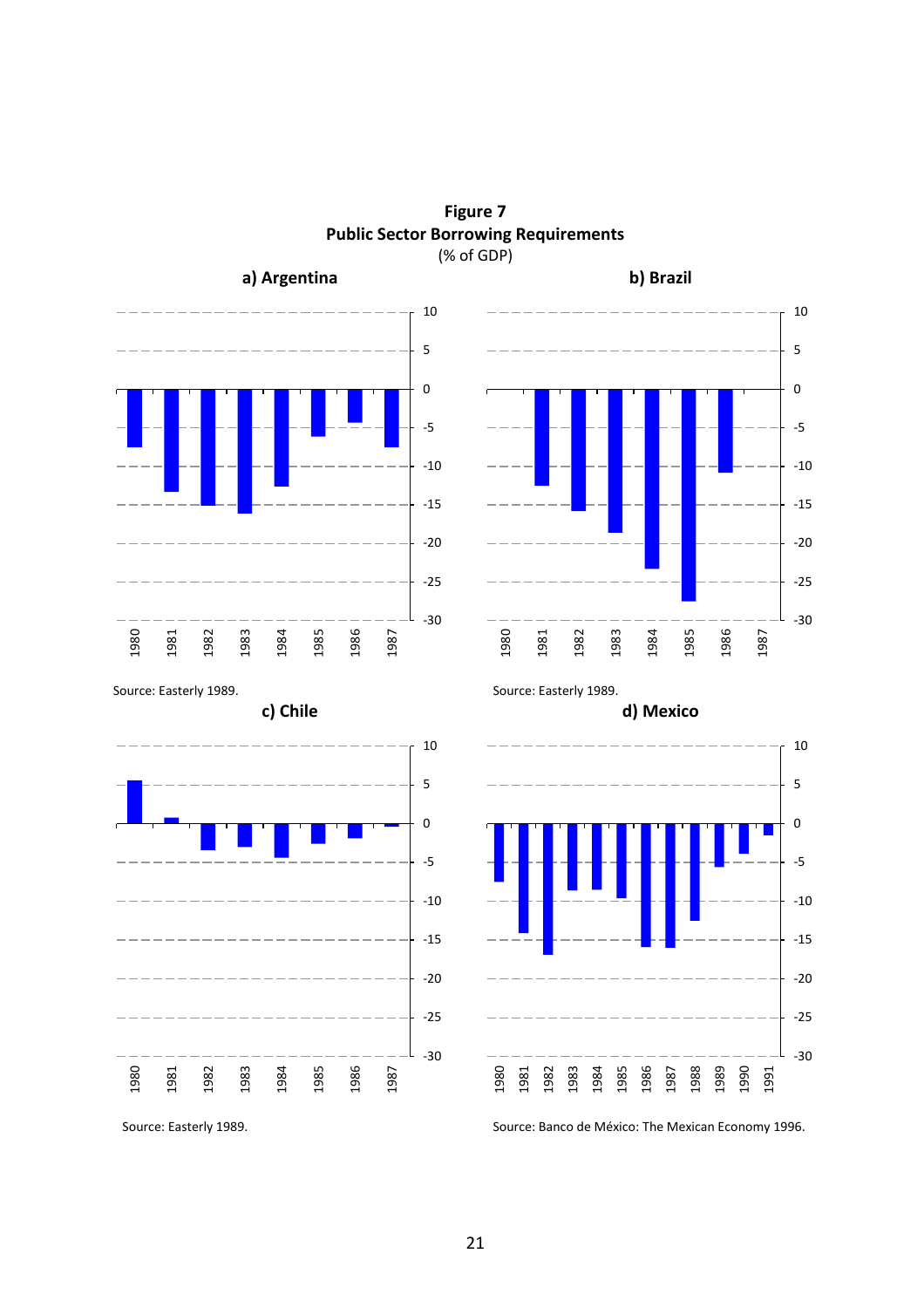**Figure 7**
**Public Sector Borrowing Requirements**
(% of GDP)

**a) Argentina**

Source: Easterly 1989.

**b) Brazil**

Source: Easterly 1989.

**c) Chile**

Source: Easterly 1989.

**d) Mexico**

Source: Banco de México: The Mexican Economy 1996.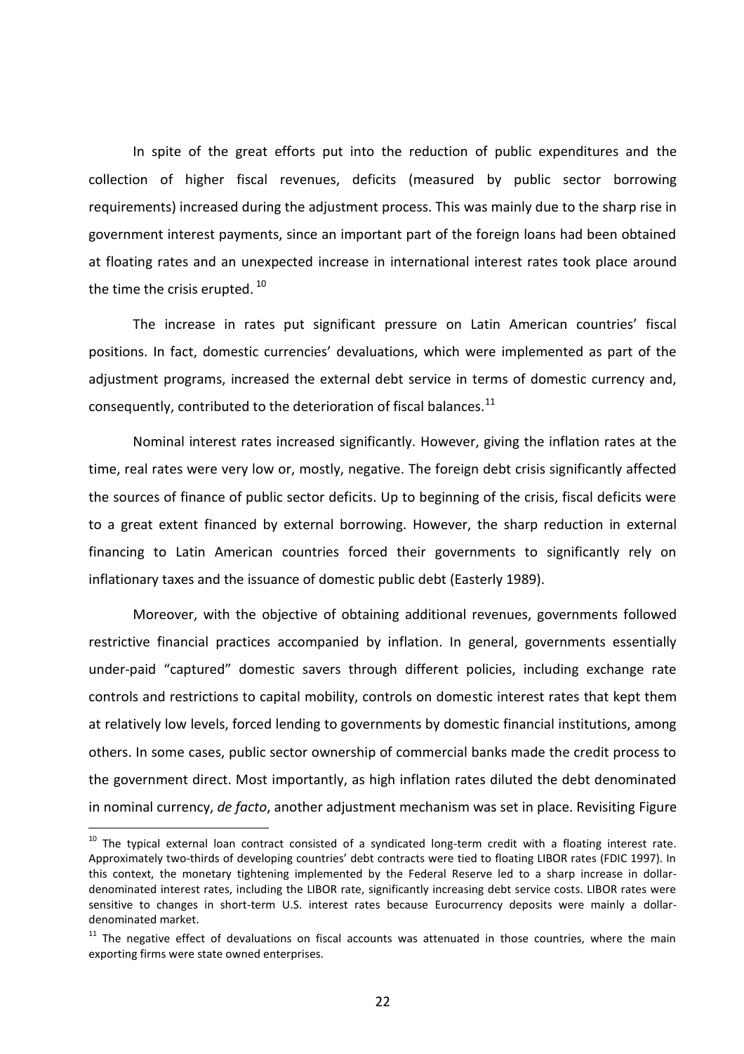In spite of the great efforts put into the reduction of public expenditures and the collection of higher fiscal revenues, deficits (measured by public sector borrowing requirements) increased during the adjustment process. This was mainly due to the sharp rise in government interest payments, since an important part of the foreign loans had been obtained at floating rates and an unexpected increase in international interest rates took place around the time the crisis erupted. [10]

The increase in rates put significant pressure on Latin American countries' fiscal positions. In fact, domestic currencies' devaluations, which were implemented as part of the adjustment programs, increased the external debt service in terms of domestic currency and, consequently, contributed to the deterioration of fiscal balances.[11]

Nominal interest rates increased significantly. However, giving the inflation rates at the time, real rates were very low or, mostly, negative. The foreign debt crisis significantly affected the sources of finance of public sector deficits. Up to beginning of the crisis, fiscal deficits were to a great extent financed by external borrowing. However, the sharp reduction in external financing to Latin American countries forced their governments to significantly rely on inflationary taxes and the issuance of domestic public debt (Easterly 1989).

Moreover, with the objective of obtaining additional revenues, governments followed restrictive financial practices accompanied by inflation. In general, governments essentially under-paid "captured" domestic savers through different policies, including exchange rate controls and restrictions to capital mobility, controls on domestic interest rates that kept them at relatively low levels, forced lending to governments by domestic financial institutions, among others. In some cases, public sector ownership of commercial banks made the credit process to the government direct. Most importantly, as high inflation rates diluted the debt denominated in nominal currency, *de facto*, another adjustment mechanism was set in place. Revisiting Figure

[10] The typical external loan contract consisted of a syndicated long-term credit with a floating interest rate. Approximately two-thirds of developing countries' debt contracts were tied to floating LIBOR rates (FDIC 1997). In this context, the monetary tightening implemented by the Federal Reserve led to a sharp increase in dollar-denominated interest rates, including the LIBOR rate, significantly increasing debt service costs. LIBOR rates were sensitive to changes in short-term U.S. interest rates because Eurocurrency deposits were mainly a dollar-denominated market.

[11] The negative effect of devaluations on fiscal accounts was attenuated in those countries, where the main exporting firms were state owned enterprises.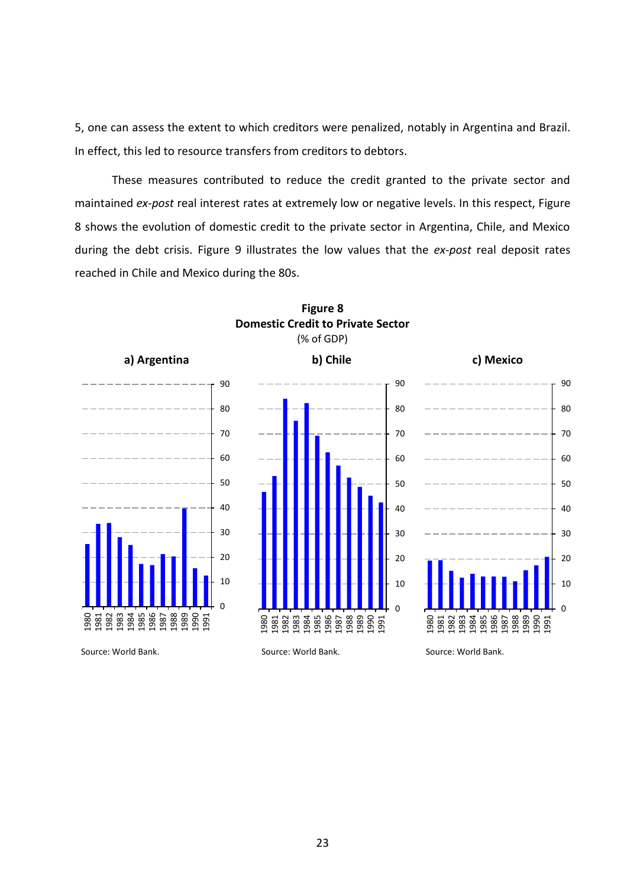5, one can assess the extent to which creditors were penalized, notably in Argentina and Brazil. In effect, this led to resource transfers from creditors to debtors.

These measures contributed to reduce the credit granted to the private sector and maintained *ex-post* real interest rates at extremely low or negative levels. In this respect, Figure 8 shows the evolution of domestic credit to the private sector in Argentina, Chile, and Mexico during the debt crisis. Figure 9 illustrates the low values that the *ex-post* real deposit rates reached in Chile and Mexico during the 80s.

**Figure 8**
**Domestic Credit to Private Sector**
(% of GDP)

**a) Argentina**

Source: World Bank.

**b) Chile**

Source: World Bank.

**c) Mexico**

Source: World Bank.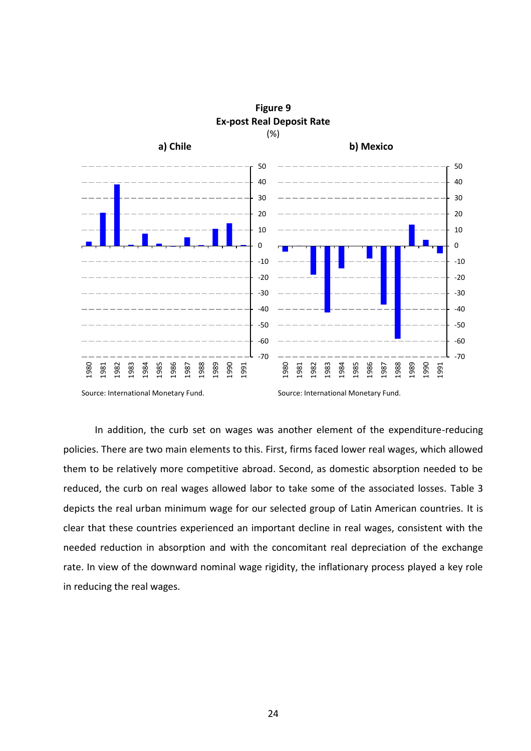**Figure 9**
**Ex-post Real Deposit Rate**
(%)

**a) Chile**

Source: International Monetary Fund.

**b) Mexico**

Source: International Monetary Fund.

In addition, the curb set on wages was another element of the expenditure-reducing policies. There are two main elements to this. First, firms faced lower real wages, which allowed them to be relatively more competitive abroad. Second, as domestic absorption needed to be reduced, the curb on real wages allowed labor to take some of the associated losses. Table 3 depicts the real urban minimum wage for our selected group of Latin American countries. It is clear that these countries experienced an important decline in real wages, consistent with the needed reduction in absorption and with the concomitant real depreciation of the exchange rate. In view of the downward nominal wage rigidity, the inflationary process played a key role in reducing the real wages.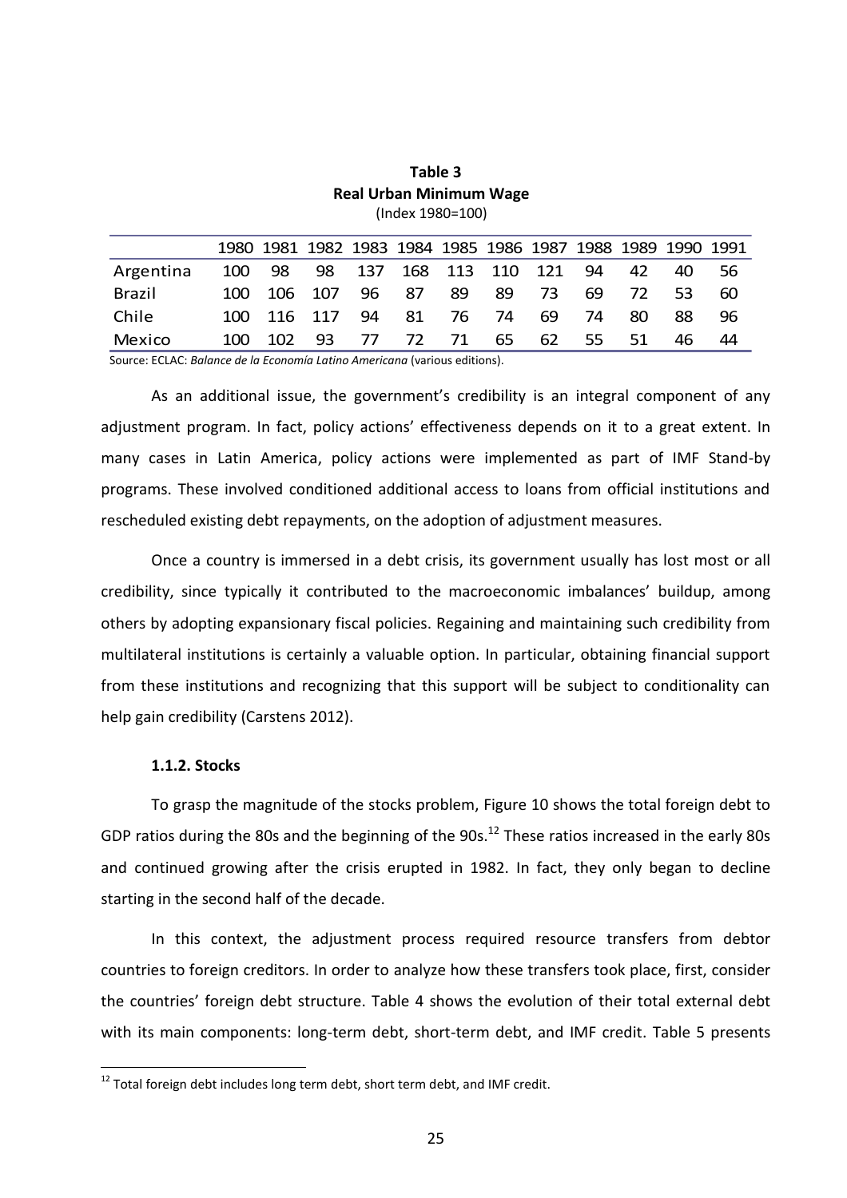**Table 3**
**Real Urban Minimum Wage**
(Index 1980=100)

| | 1980 | 1981 | 1982 | 1983 | 1984 | 1985 | 1986 | 1987 | 1988 | 1989 | 1990 | 1991 |
|---|---|---|---|---|---|---|---|---|---|---|---|---|
| Argentina | 100 | 98 | 98 | 137 | 168 | 113 | 110 | 121 | 94 | 42 | 40 | 56 |
| Brazil | 100 | 106 | 107 | 96 | 87 | 89 | 89 | 73 | 69 | 72 | 53 | 60 |
| Chile | 100 | 116 | 117 | 94 | 81 | 76 | 74 | 69 | 74 | 80 | 88 | 96 |
| Mexico | 100 | 102 | 93 | 77 | 72 | 71 | 65 | 62 | 55 | 51 | 46 | 44 |

Source: ECLAC: *Balance de la Economía Latino Americana* (various editions).

As an additional issue, the government's credibility is an integral component of any adjustment program. In fact, policy actions' effectiveness depends on it to a great extent. In many cases in Latin America, policy actions were implemented as part of IMF Stand-by programs. These involved conditioned additional access to loans from official institutions and rescheduled existing debt repayments, on the adoption of adjustment measures.

Once a country is immersed in a debt crisis, its government usually has lost most or all credibility, since typically it contributed to the macroeconomic imbalances' buildup, among others by adopting expansionary fiscal policies. Regaining and maintaining such credibility from multilateral institutions is certainly a valuable option. In particular, obtaining financial support from these institutions and recognizing that this support will be subject to conditionality can help gain credibility (Carstens 2012).

#### 1.1.2. Stocks

To grasp the magnitude of the stocks problem, Figure 10 shows the total foreign debt to GDP ratios during the 80s and the beginning of the 90s.[12] These ratios increased in the early 80s and continued growing after the crisis erupted in 1982. In fact, they only began to decline starting in the second half of the decade.

In this context, the adjustment process required resource transfers from debtor countries to foreign creditors. In order to analyze how these transfers took place, first, consider the countries' foreign debt structure. Table 4 shows the evolution of their total external debt with its main components: long-term debt, short-term debt, and IMF credit. Table 5 presents

[12] Total foreign debt includes long term debt, short term debt, and IMF credit.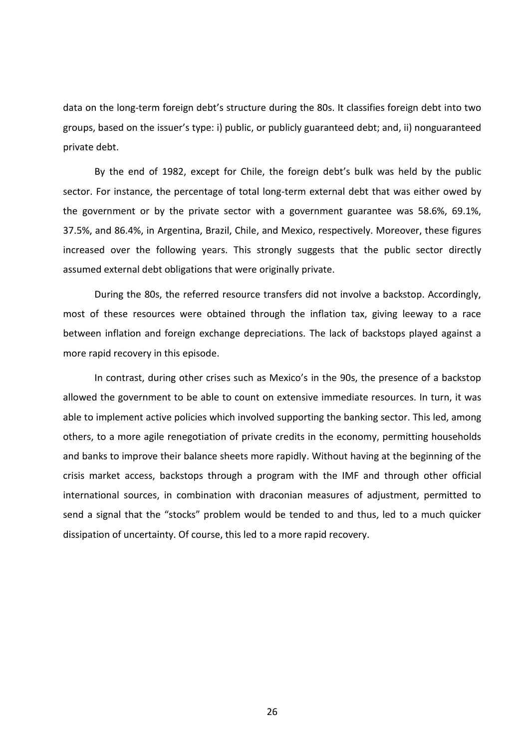data on the long-term foreign debt's structure during the 80s. It classifies foreign debt into two groups, based on the issuer's type: i) public, or publicly guaranteed debt; and, ii) nonguaranteed private debt.

By the end of 1982, except for Chile, the foreign debt's bulk was held by the public sector. For instance, the percentage of total long-term external debt that was either owed by the government or by the private sector with a government guarantee was 58.6%, 69.1%, 37.5%, and 86.4%, in Argentina, Brazil, Chile, and Mexico, respectively. Moreover, these figures increased over the following years. This strongly suggests that the public sector directly assumed external debt obligations that were originally private.

During the 80s, the referred resource transfers did not involve a backstop. Accordingly, most of these resources were obtained through the inflation tax, giving leeway to a race between inflation and foreign exchange depreciations. The lack of backstops played against a more rapid recovery in this episode.

In contrast, during other crises such as Mexico's in the 90s, the presence of a backstop allowed the government to be able to count on extensive immediate resources. In turn, it was able to implement active policies which involved supporting the banking sector. This led, among others, to a more agile renegotiation of private credits in the economy, permitting households and banks to improve their balance sheets more rapidly. Without having at the beginning of the crisis market access, backstops through a program with the IMF and through other official international sources, in combination with draconian measures of adjustment, permitted to send a signal that the "stocks" problem would be tended to and thus, led to a much quicker dissipation of uncertainty. Of course, this led to a more rapid recovery.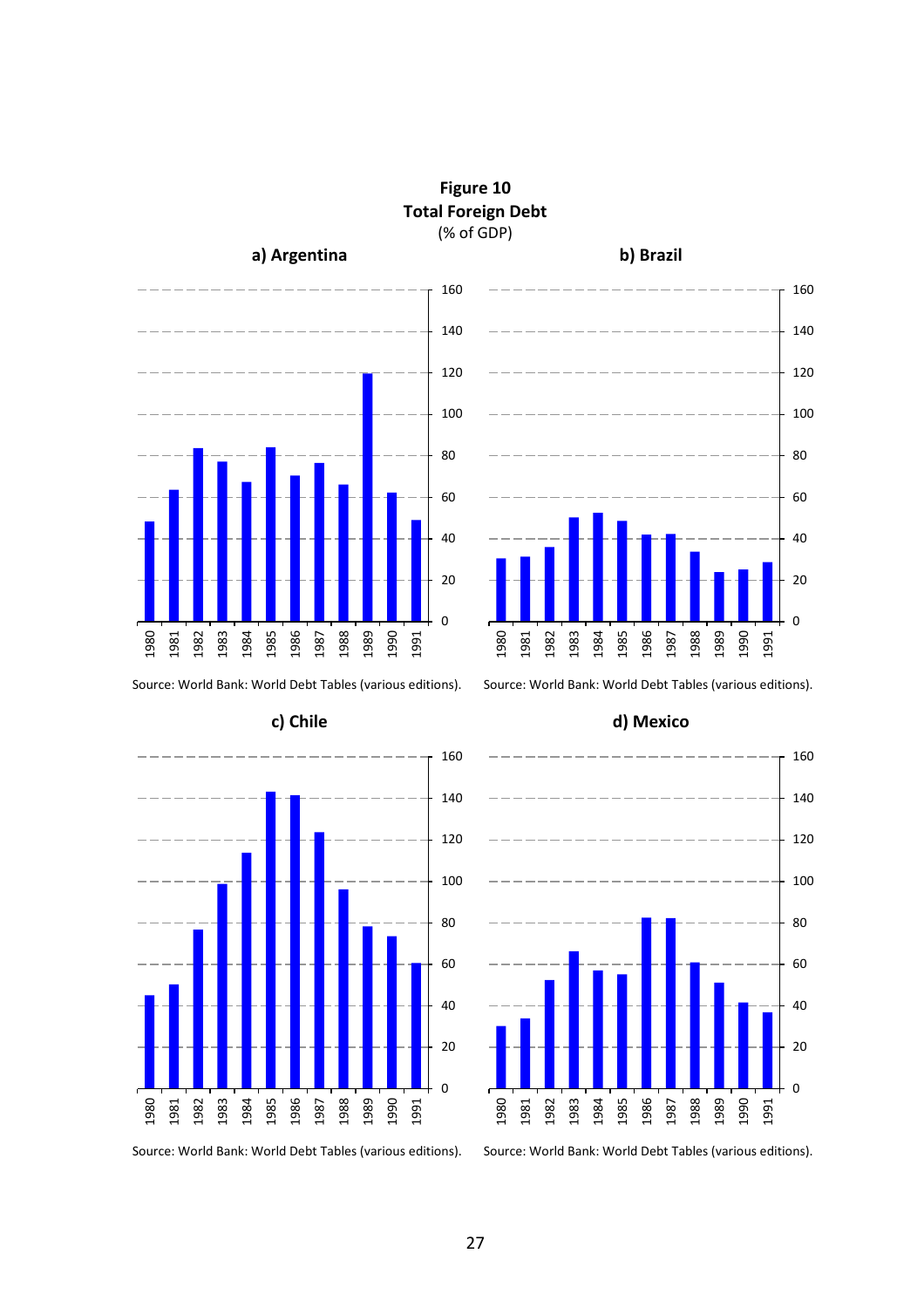**Figure 10**
**Total Foreign Debt**
(% of GDP)

**a) Argentina**

Source: World Bank: World Debt Tables (various editions).

**b) Brazil**

Source: World Bank: World Debt Tables (various editions).

**c) Chile**

Source: World Bank: World Debt Tables (various editions).

**d) Mexico**

Source: World Bank: World Debt Tables (various editions).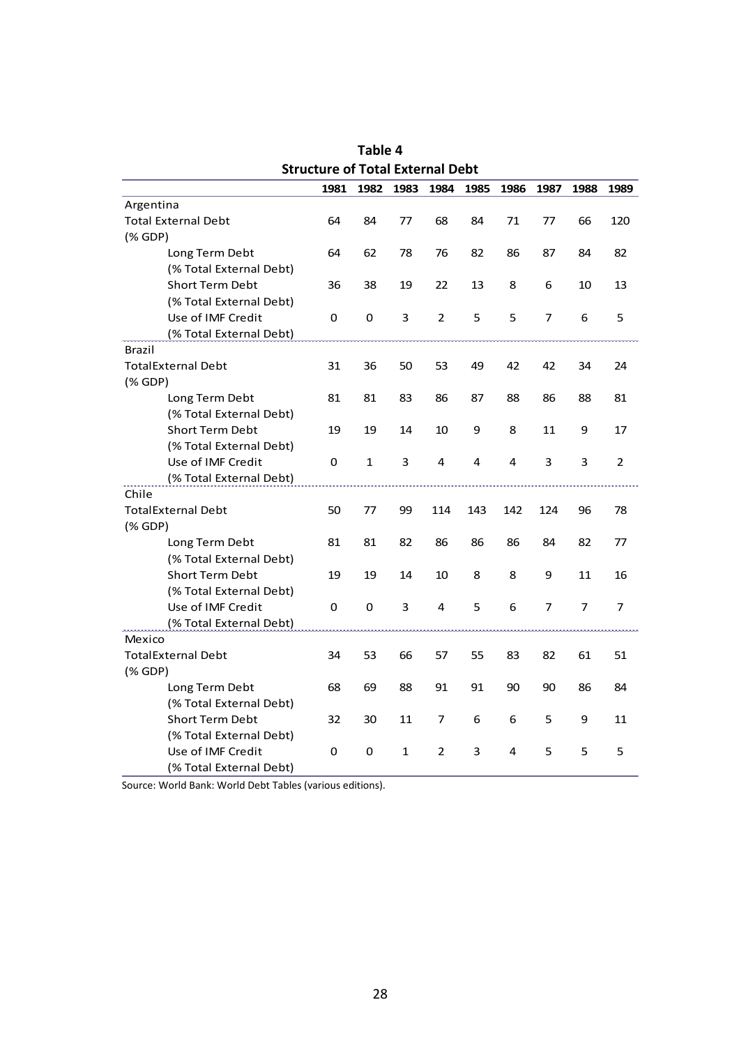**Table 4**

**Structure of Total External Debt**

| | 1981 | 1982 | 1983 | 1984 | 1985 | 1986 | 1987 | 1988 | 1989 |
|---|---|---|---|---|---|---|---|---|---|
| Argentina | | | | | | | | | |
| Total External Debt (% GDP) | 64 | 84 | 77 | 68 | 84 | 71 | 77 | 66 | 120 |
| Long Term Debt (% Total External Debt) | 64 | 62 | 78 | 76 | 82 | 86 | 87 | 84 | 82 |
| Short Term Debt (% Total External Debt) | 36 | 38 | 19 | 22 | 13 | 8 | 6 | 10 | 13 |
| Use of IMF Credit (% Total External Debt) | 0 | 0 | 3 | 2 | 5 | 5 | 7 | 6 | 5 |
| Brazil | | | | | | | | | |
| TotalExternal Debt (% GDP) | 31 | 36 | 50 | 53 | 49 | 42 | 42 | 34 | 24 |
| Long Term Debt (% Total External Debt) | 81 | 81 | 83 | 86 | 87 | 88 | 86 | 88 | 81 |
| Short Term Debt (% Total External Debt) | 19 | 19 | 14 | 10 | 9 | 8 | 11 | 9 | 17 |
| Use of IMF Credit (% Total External Debt) | 0 | 1 | 3 | 4 | 4 | 4 | 3 | 3 | 2 |
| Chile | | | | | | | | | |
| TotalExternal Debt (% GDP) | 50 | 77 | 99 | 114 | 143 | 142 | 124 | 96 | 78 |
| Long Term Debt (% Total External Debt) | 81 | 81 | 82 | 86 | 86 | 86 | 84 | 82 | 77 |
| Short Term Debt (% Total External Debt) | 19 | 19 | 14 | 10 | 8 | 8 | 9 | 11 | 16 |
| Use of IMF Credit (% Total External Debt) | 0 | 0 | 3 | 4 | 5 | 6 | 7 | 7 | 7 |
| Mexico | | | | | | | | | |
| TotalExternal Debt (% GDP) | 34 | 53 | 66 | 57 | 55 | 83 | 82 | 61 | 51 |
| Long Term Debt (% Total External Debt) | 68 | 69 | 88 | 91 | 91 | 90 | 90 | 86 | 84 |
| Short Term Debt (% Total External Debt) | 32 | 30 | 11 | 7 | 6 | 6 | 5 | 9 | 11 |
| Use of IMF Credit (% Total External Debt) | 0 | 0 | 1 | 2 | 3 | 4 | 5 | 5 | 5 |

Source: World Bank: World Debt Tables (various editions).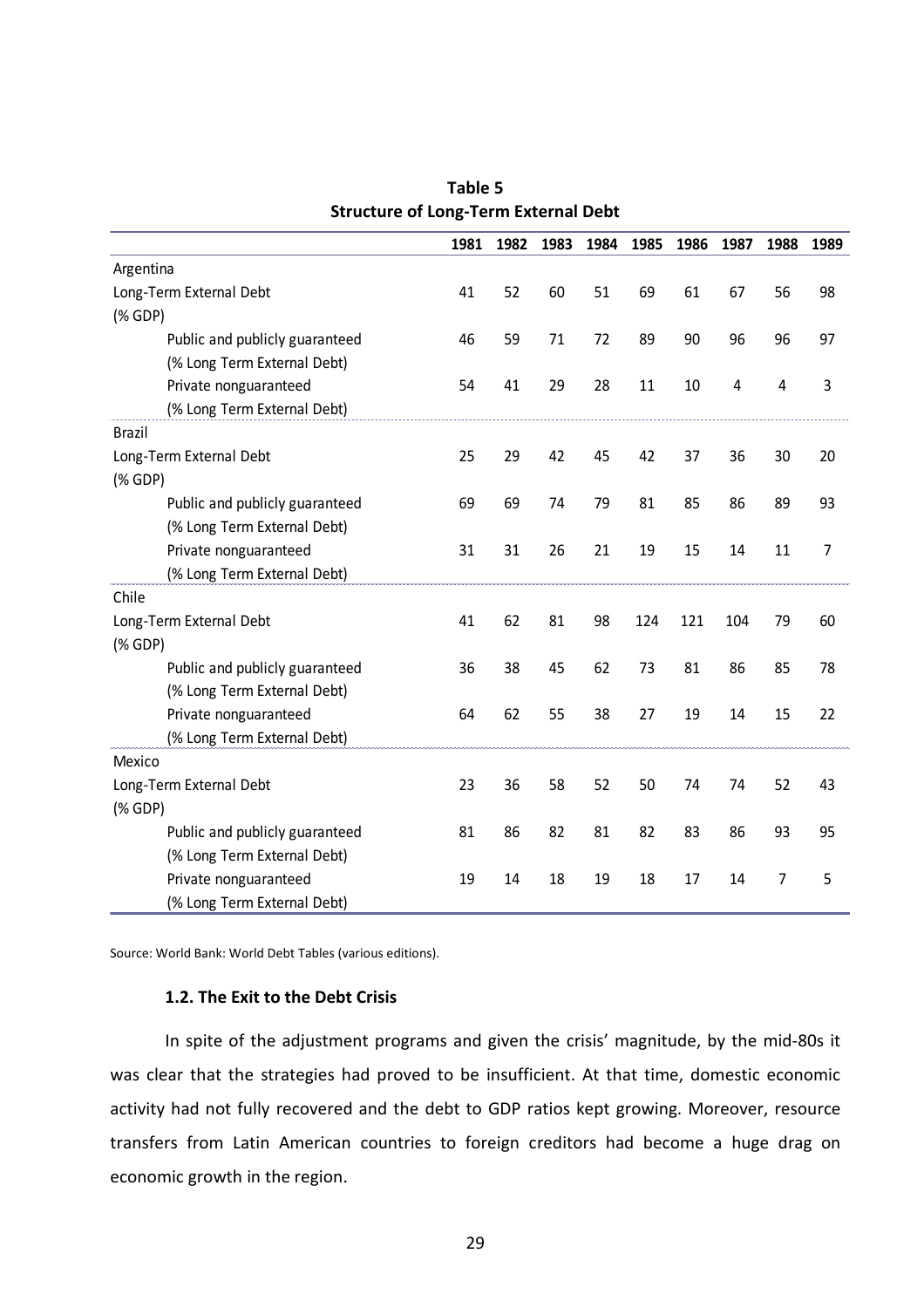**Table 5**
**Structure of Long-Term External Debt**

| | 1981 | 1982 | 1983 | 1984 | 1985 | 1986 | 1987 | 1988 | 1989 |
|---|---|---|---|---|---|---|---|---|---|
| Argentina | | | | | | | | | |
| Long-Term External Debt (% GDP) | 41 | 52 | 60 | 51 | 69 | 61 | 67 | 56 | 98 |
| Public and publicly guaranteed (% Long Term External Debt) | 46 | 59 | 71 | 72 | 89 | 90 | 96 | 96 | 97 |
| Private nonguaranteed (% Long Term External Debt) | 54 | 41 | 29 | 28 | 11 | 10 | 4 | 4 | 3 |
| Brazil | | | | | | | | | |
| Long-Term External Debt (% GDP) | 25 | 29 | 42 | 45 | 42 | 37 | 36 | 30 | 20 |
| Public and publicly guaranteed (% Long Term External Debt) | 69 | 69 | 74 | 79 | 81 | 85 | 86 | 89 | 93 |
| Private nonguaranteed (% Long Term External Debt) | 31 | 31 | 26 | 21 | 19 | 15 | 14 | 11 | 7 |
| Chile | | | | | | | | | |
| Long-Term External Debt (% GDP) | 41 | 62 | 81 | 98 | 124 | 121 | 104 | 79 | 60 |
| Public and publicly guaranteed (% Long Term External Debt) | 36 | 38 | 45 | 62 | 73 | 81 | 86 | 85 | 78 |
| Private nonguaranteed (% Long Term External Debt) | 64 | 62 | 55 | 38 | 27 | 19 | 14 | 15 | 22 |
| Mexico | | | | | | | | | |
| Long-Term External Debt (% GDP) | 23 | 36 | 58 | 52 | 50 | 74 | 74 | 52 | 43 |
| Public and publicly guaranteed (% Long Term External Debt) | 81 | 86 | 82 | 81 | 82 | 83 | 86 | 93 | 95 |
| Private nonguaranteed (% Long Term External Debt) | 19 | 14 | 18 | 19 | 18 | 17 | 14 | 7 | 5 |

Source: World Bank: World Debt Tables (various editions).

### 1.2. The Exit to the Debt Crisis

In spite of the adjustment programs and given the crisis' magnitude, by the mid-80s it was clear that the strategies had proved to be insufficient. At that time, domestic economic activity had not fully recovered and the debt to GDP ratios kept growing. Moreover, resource transfers from Latin American countries to foreign creditors had become a huge drag on economic growth in the region.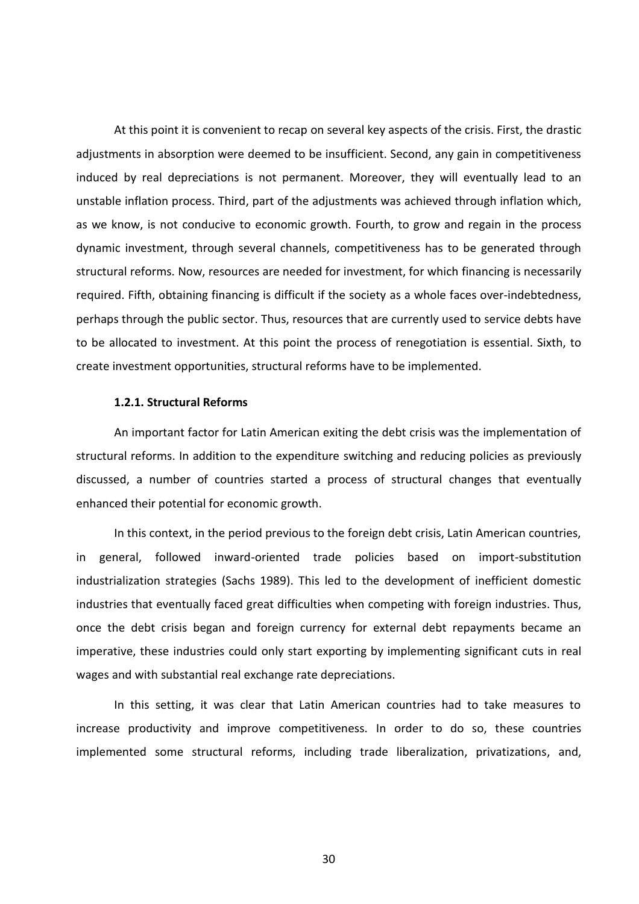At this point it is convenient to recap on several key aspects of the crisis. First, the drastic adjustments in absorption were deemed to be insufficient. Second, any gain in competitiveness induced by real depreciations is not permanent. Moreover, they will eventually lead to an unstable inflation process. Third, part of the adjustments was achieved through inflation which, as we know, is not conducive to economic growth. Fourth, to grow and regain in the process dynamic investment, through several channels, competitiveness has to be generated through structural reforms. Now, resources are needed for investment, for which financing is necessarily required. Fifth, obtaining financing is difficult if the society as a whole faces over-indebtedness, perhaps through the public sector. Thus, resources that are currently used to service debts have to be allocated to investment. At this point the process of renegotiation is essential. Sixth, to create investment opportunities, structural reforms have to be implemented.

### 1.2.1. Structural Reforms

An important factor for Latin American exiting the debt crisis was the implementation of structural reforms. In addition to the expenditure switching and reducing policies as previously discussed, a number of countries started a process of structural changes that eventually enhanced their potential for economic growth.

In this context, in the period previous to the foreign debt crisis, Latin American countries, in general, followed inward-oriented trade policies based on import-substitution industrialization strategies (Sachs 1989). This led to the development of inefficient domestic industries that eventually faced great difficulties when competing with foreign industries. Thus, once the debt crisis began and foreign currency for external debt repayments became an imperative, these industries could only start exporting by implementing significant cuts in real wages and with substantial real exchange rate depreciations.

In this setting, it was clear that Latin American countries had to take measures to increase productivity and improve competitiveness. In order to do so, these countries implemented some structural reforms, including trade liberalization, privatizations, and,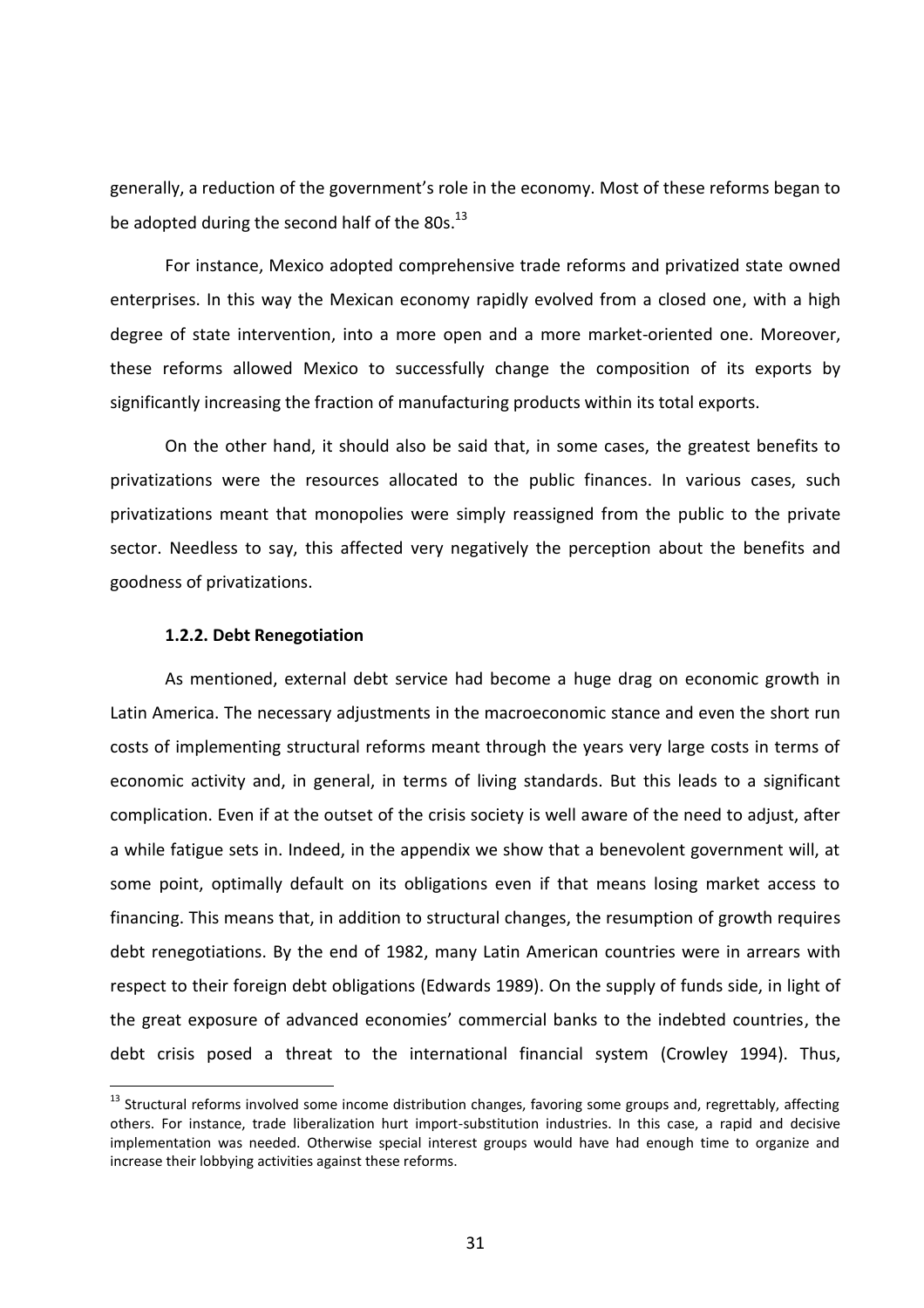generally, a reduction of the government's role in the economy. Most of these reforms began to be adopted during the second half of the 80s.[13]

For instance, Mexico adopted comprehensive trade reforms and privatized state owned enterprises. In this way the Mexican economy rapidly evolved from a closed one, with a high degree of state intervention, into a more open and a more market-oriented one. Moreover, these reforms allowed Mexico to successfully change the composition of its exports by significantly increasing the fraction of manufacturing products within its total exports.

On the other hand, it should also be said that, in some cases, the greatest benefits to privatizations were the resources allocated to the public finances. In various cases, such privatizations meant that monopolies were simply reassigned from the public to the private sector. Needless to say, this affected very negatively the perception about the benefits and goodness of privatizations.

#### 1.2.2. Debt Renegotiation

As mentioned, external debt service had become a huge drag on economic growth in Latin America. The necessary adjustments in the macroeconomic stance and even the short run costs of implementing structural reforms meant through the years very large costs in terms of economic activity and, in general, in terms of living standards. But this leads to a significant complication. Even if at the outset of the crisis society is well aware of the need to adjust, after a while fatigue sets in. Indeed, in the appendix we show that a benevolent government will, at some point, optimally default on its obligations even if that means losing market access to financing. This means that, in addition to structural changes, the resumption of growth requires debt renegotiations. By the end of 1982, many Latin American countries were in arrears with respect to their foreign debt obligations (Edwards 1989). On the supply of funds side, in light of the great exposure of advanced economies' commercial banks to the indebted countries, the debt crisis posed a threat to the international financial system (Crowley 1994). Thus,

[13] Structural reforms involved some income distribution changes, favoring some groups and, regrettably, affecting others. For instance, trade liberalization hurt import-substitution industries. In this case, a rapid and decisive implementation was needed. Otherwise special interest groups would have had enough time to organize and increase their lobbying activities against these reforms.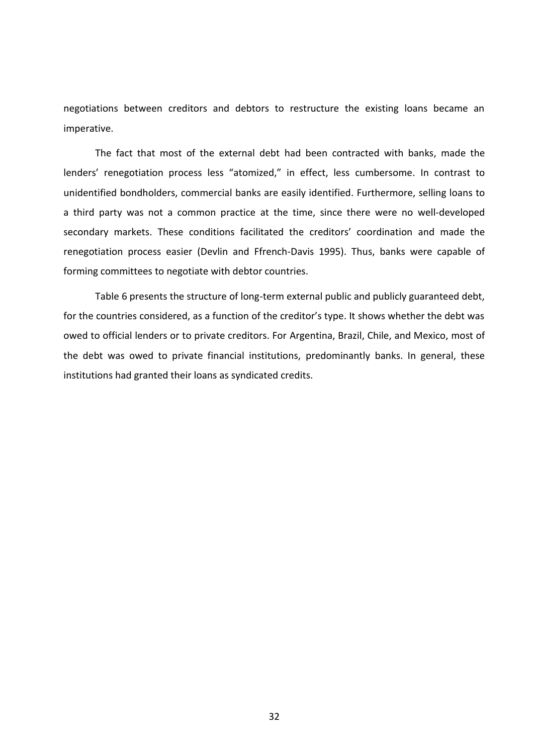negotiations between creditors and debtors to restructure the existing loans became an imperative.

The fact that most of the external debt had been contracted with banks, made the lenders' renegotiation process less "atomized," in effect, less cumbersome. In contrast to unidentified bondholders, commercial banks are easily identified. Furthermore, selling loans to a third party was not a common practice at the time, since there were no well-developed secondary markets. These conditions facilitated the creditors' coordination and made the renegotiation process easier (Devlin and Ffrench-Davis 1995). Thus, banks were capable of forming committees to negotiate with debtor countries.

Table 6 presents the structure of long-term external public and publicly guaranteed debt, for the countries considered, as a function of the creditor's type. It shows whether the debt was owed to official lenders or to private creditors. For Argentina, Brazil, Chile, and Mexico, most of the debt was owed to private financial institutions, predominantly banks. In general, these institutions had granted their loans as syndicated credits.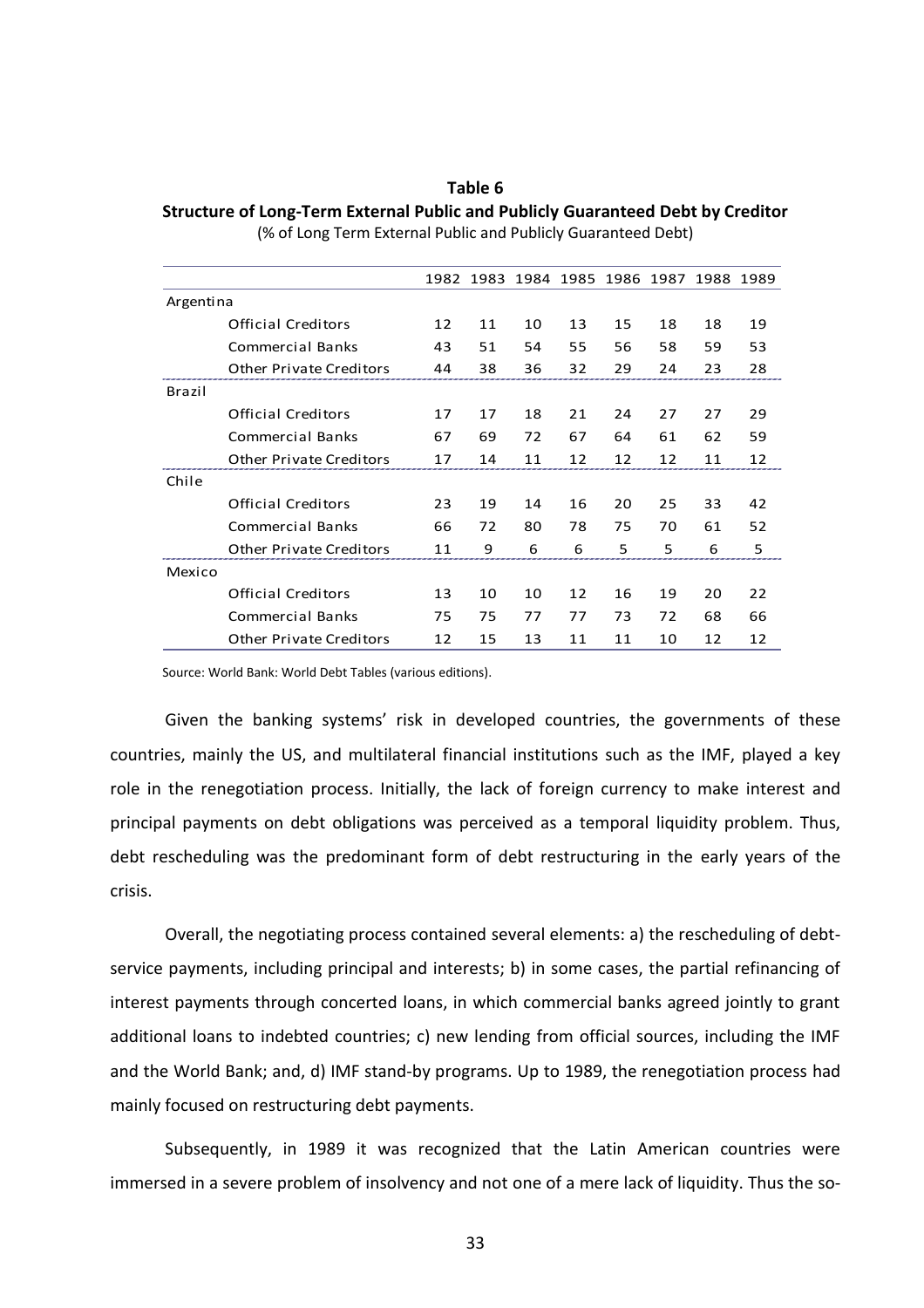**Table 6**

**Structure of Long-Term External Public and Publicly Guaranteed Debt by Creditor**

(% of Long Term External Public and Publicly Guaranteed Debt)

| | 1982 | 1983 | 1984 | 1985 | 1986 | 1987 | 1988 | 1989 |
|---|---|---|---|---|---|---|---|---|
| Argentina | | | | | | | | |
| Official Creditors | 12 | 11 | 10 | 13 | 15 | 18 | 18 | 19 |
| Commercial Banks | 43 | 51 | 54 | 55 | 56 | 58 | 59 | 53 |
| Other Private Creditors | 44 | 38 | 36 | 32 | 29 | 24 | 23 | 28 |
| Brazil | | | | | | | | |
| Official Creditors | 17 | 17 | 18 | 21 | 24 | 27 | 27 | 29 |
| Commercial Banks | 67 | 69 | 72 | 67 | 64 | 61 | 62 | 59 |
| Other Private Creditors | 17 | 14 | 11 | 12 | 12 | 12 | 11 | 12 |
| Chile | | | | | | | | |
| Official Creditors | 23 | 19 | 14 | 16 | 20 | 25 | 33 | 42 |
| Commercial Banks | 66 | 72 | 80 | 78 | 75 | 70 | 61 | 52 |
| Other Private Creditors | 11 | 9 | 6 | 6 | 5 | 5 | 6 | 5 |
| Mexico | | | | | | | | |
| Official Creditors | 13 | 10 | 10 | 12 | 16 | 19 | 20 | 22 |
| Commercial Banks | 75 | 75 | 77 | 77 | 73 | 72 | 68 | 66 |
| Other Private Creditors | 12 | 15 | 13 | 11 | 11 | 10 | 12 | 12 |

Source: World Bank: World Debt Tables (various editions).

Given the banking systems' risk in developed countries, the governments of these countries, mainly the US, and multilateral financial institutions such as the IMF, played a key role in the renegotiation process. Initially, the lack of foreign currency to make interest and principal payments on debt obligations was perceived as a temporal liquidity problem. Thus, debt rescheduling was the predominant form of debt restructuring in the early years of the crisis.

Overall, the negotiating process contained several elements: a) the rescheduling of debt-service payments, including principal and interests; b) in some cases, the partial refinancing of interest payments through concerted loans, in which commercial banks agreed jointly to grant additional loans to indebted countries; c) new lending from official sources, including the IMF and the World Bank; and, d) IMF stand-by programs. Up to 1989, the renegotiation process had mainly focused on restructuring debt payments.

Subsequently, in 1989 it was recognized that the Latin American countries were immersed in a severe problem of insolvency and not one of a mere lack of liquidity. Thus the so-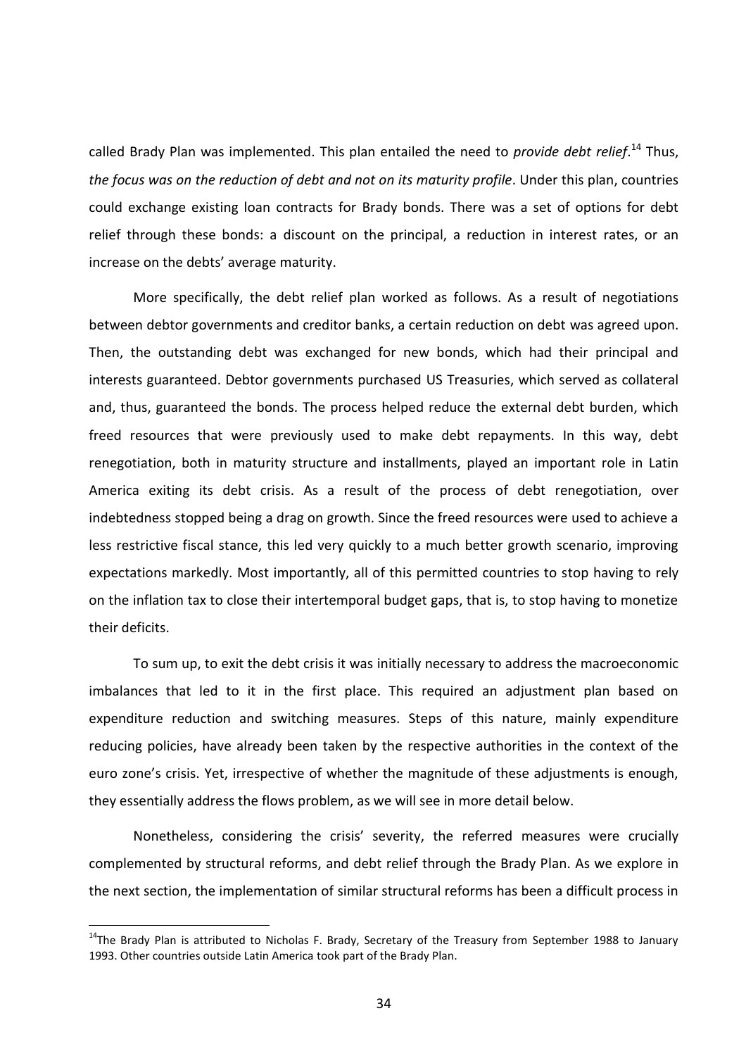called Brady Plan was implemented. This plan entailed the need to *provide debt relief*.[14] Thus, *the focus was on the reduction of debt and not on its maturity profile*. Under this plan, countries could exchange existing loan contracts for Brady bonds. There was a set of options for debt relief through these bonds: a discount on the principal, a reduction in interest rates, or an increase on the debts' average maturity.

More specifically, the debt relief plan worked as follows. As a result of negotiations between debtor governments and creditor banks, a certain reduction on debt was agreed upon. Then, the outstanding debt was exchanged for new bonds, which had their principal and interests guaranteed. Debtor governments purchased US Treasuries, which served as collateral and, thus, guaranteed the bonds. The process helped reduce the external debt burden, which freed resources that were previously used to make debt repayments. In this way, debt renegotiation, both in maturity structure and installments, played an important role in Latin America exiting its debt crisis. As a result of the process of debt renegotiation, over indebtedness stopped being a drag on growth. Since the freed resources were used to achieve a less restrictive fiscal stance, this led very quickly to a much better growth scenario, improving expectations markedly. Most importantly, all of this permitted countries to stop having to rely on the inflation tax to close their intertemporal budget gaps, that is, to stop having to monetize their deficits.

To sum up, to exit the debt crisis it was initially necessary to address the macroeconomic imbalances that led to it in the first place. This required an adjustment plan based on expenditure reduction and switching measures. Steps of this nature, mainly expenditure reducing policies, have already been taken by the respective authorities in the context of the euro zone's crisis. Yet, irrespective of whether the magnitude of these adjustments is enough, they essentially address the flows problem, as we will see in more detail below.

Nonetheless, considering the crisis' severity, the referred measures were crucially complemented by structural reforms, and debt relief through the Brady Plan. As we explore in the next section, the implementation of similar structural reforms has been a difficult process in

[14] The Brady Plan is attributed to Nicholas F. Brady, Secretary of the Treasury from September 1988 to January 1993. Other countries outside Latin America took part of the Brady Plan.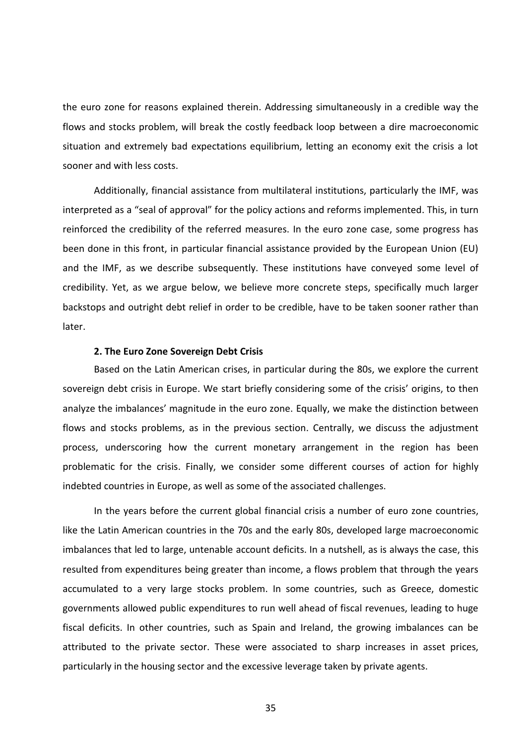the euro zone for reasons explained therein. Addressing simultaneously in a credible way the flows and stocks problem, will break the costly feedback loop between a dire macroeconomic situation and extremely bad expectations equilibrium, letting an economy exit the crisis a lot sooner and with less costs.

Additionally, financial assistance from multilateral institutions, particularly the IMF, was interpreted as a "seal of approval" for the policy actions and reforms implemented. This, in turn reinforced the credibility of the referred measures. In the euro zone case, some progress has been done in this front, in particular financial assistance provided by the European Union (EU) and the IMF, as we describe subsequently. These institutions have conveyed some level of credibility. Yet, as we argue below, we believe more concrete steps, specifically much larger backstops and outright debt relief in order to be credible, have to be taken sooner rather than later.

## 2. The Euro Zone Sovereign Debt Crisis

Based on the Latin American crises, in particular during the 80s, we explore the current sovereign debt crisis in Europe. We start briefly considering some of the crisis' origins, to then analyze the imbalances' magnitude in the euro zone. Equally, we make the distinction between flows and stocks problems, as in the previous section. Centrally, we discuss the adjustment process, underscoring how the current monetary arrangement in the region has been problematic for the crisis. Finally, we consider some different courses of action for highly indebted countries in Europe, as well as some of the associated challenges.

In the years before the current global financial crisis a number of euro zone countries, like the Latin American countries in the 70s and the early 80s, developed large macroeconomic imbalances that led to large, untenable account deficits. In a nutshell, as is always the case, this resulted from expenditures being greater than income, a flows problem that through the years accumulated to a very large stocks problem. In some countries, such as Greece, domestic governments allowed public expenditures to run well ahead of fiscal revenues, leading to huge fiscal deficits. In other countries, such as Spain and Ireland, the growing imbalances can be attributed to the private sector. These were associated to sharp increases in asset prices, particularly in the housing sector and the excessive leverage taken by private agents.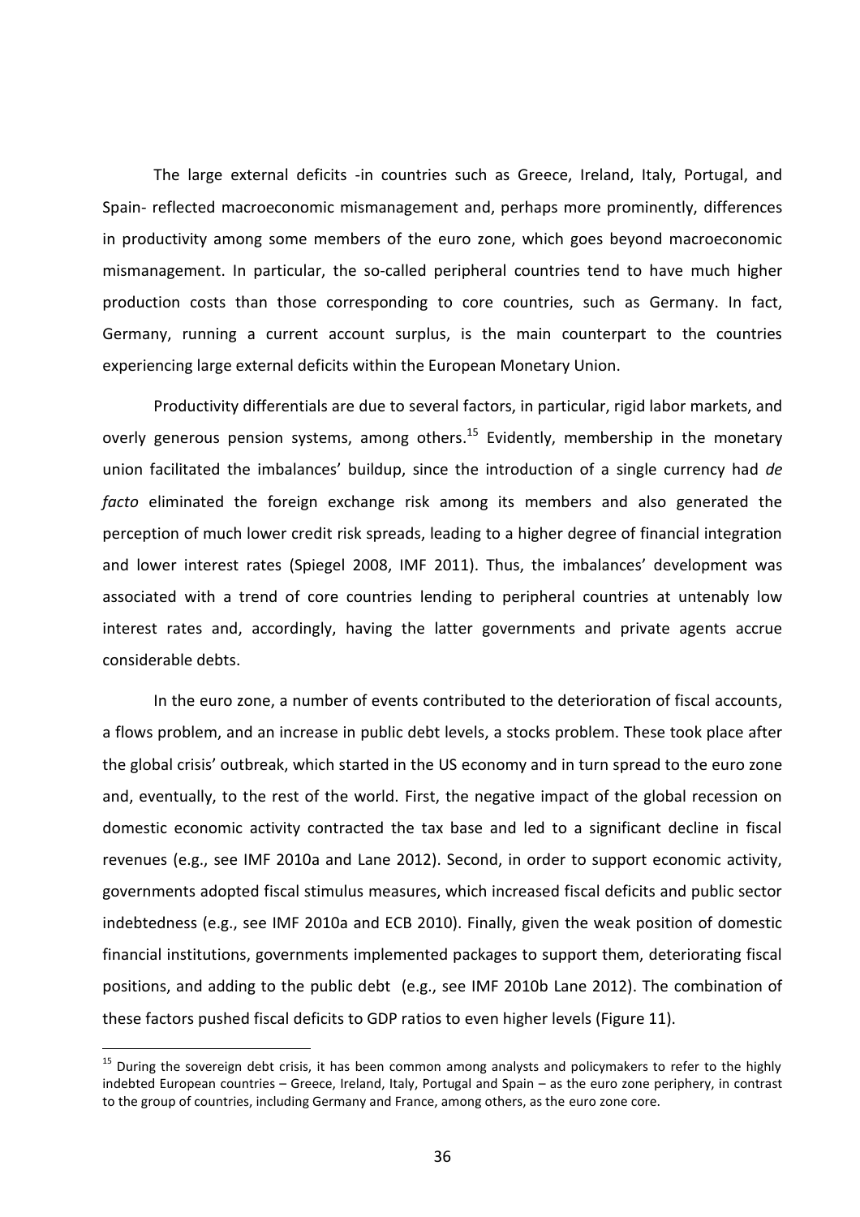The large external deficits -in countries such as Greece, Ireland, Italy, Portugal, and Spain- reflected macroeconomic mismanagement and, perhaps more prominently, differences in productivity among some members of the euro zone, which goes beyond macroeconomic mismanagement. In particular, the so-called peripheral countries tend to have much higher production costs than those corresponding to core countries, such as Germany. In fact, Germany, running a current account surplus, is the main counterpart to the countries experiencing large external deficits within the European Monetary Union.

Productivity differentials are due to several factors, in particular, rigid labor markets, and overly generous pension systems, among others.[15] Evidently, membership in the monetary union facilitated the imbalances' buildup, since the introduction of a single currency had *de facto* eliminated the foreign exchange risk among its members and also generated the perception of much lower credit risk spreads, leading to a higher degree of financial integration and lower interest rates (Spiegel 2008, IMF 2011). Thus, the imbalances' development was associated with a trend of core countries lending to peripheral countries at untenably low interest rates and, accordingly, having the latter governments and private agents accrue considerable debts.

In the euro zone, a number of events contributed to the deterioration of fiscal accounts, a flows problem, and an increase in public debt levels, a stocks problem. These took place after the global crisis' outbreak, which started in the US economy and in turn spread to the euro zone and, eventually, to the rest of the world. First, the negative impact of the global recession on domestic economic activity contracted the tax base and led to a significant decline in fiscal revenues (e.g., see IMF 2010a and Lane 2012). Second, in order to support economic activity, governments adopted fiscal stimulus measures, which increased fiscal deficits and public sector indebtedness (e.g., see IMF 2010a and ECB 2010). Finally, given the weak position of domestic financial institutions, governments implemented packages to support them, deteriorating fiscal positions, and adding to the public debt (e.g., see IMF 2010b Lane 2012). The combination of these factors pushed fiscal deficits to GDP ratios to even higher levels (Figure 11).

[15] During the sovereign debt crisis, it has been common among analysts and policymakers to refer to the highly indebted European countries – Greece, Ireland, Italy, Portugal and Spain – as the euro zone periphery, in contrast to the group of countries, including Germany and France, among others, as the euro zone core.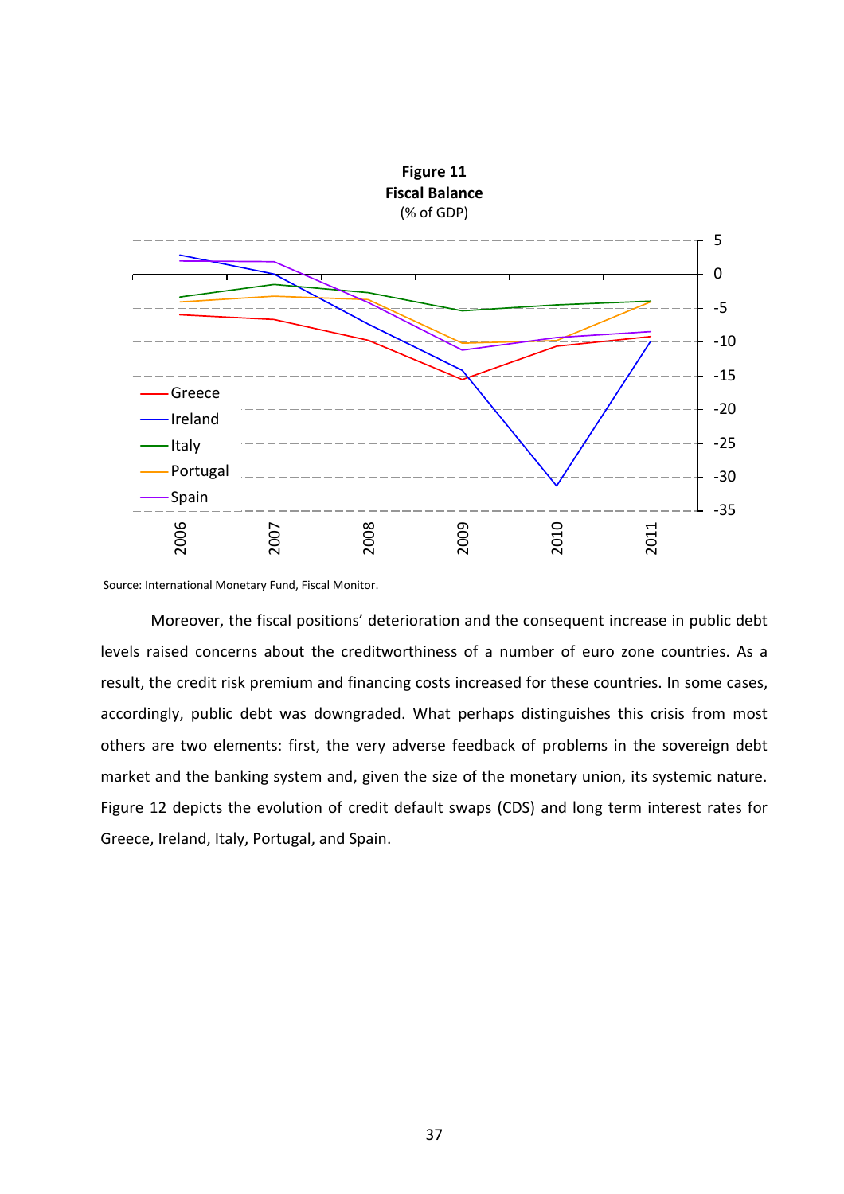**Figure 11**
**Fiscal Balance**
(% of GDP)

Source: International Monetary Fund, Fiscal Monitor.

Moreover, the fiscal positions' deterioration and the consequent increase in public debt levels raised concerns about the creditworthiness of a number of euro zone countries. As a result, the credit risk premium and financing costs increased for these countries. In some cases, accordingly, public debt was downgraded. What perhaps distinguishes this crisis from most others are two elements: first, the very adverse feedback of problems in the sovereign debt market and the banking system and, given the size of the monetary union, its systemic nature. Figure 12 depicts the evolution of credit default swaps (CDS) and long term interest rates for Greece, Ireland, Italy, Portugal, and Spain.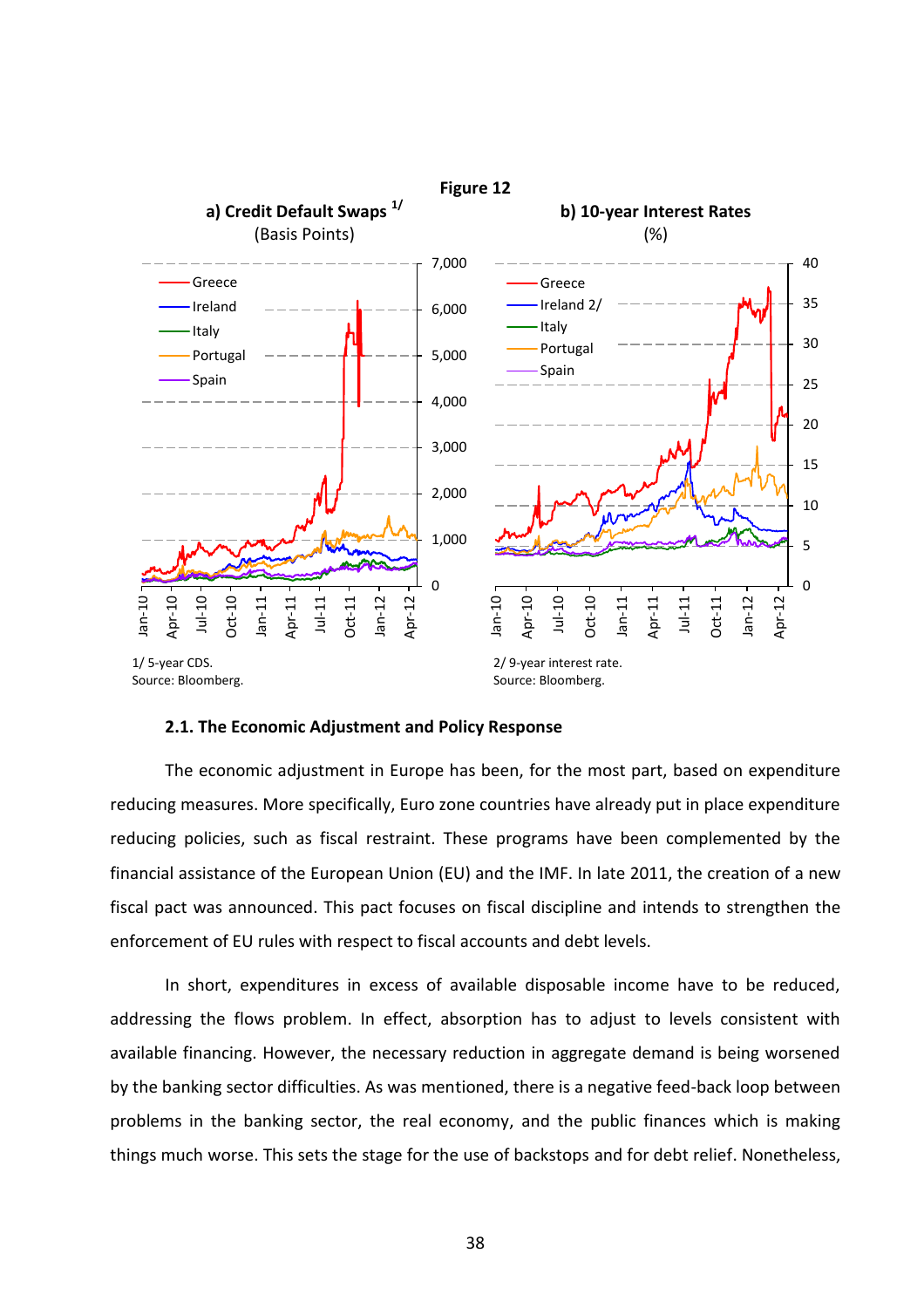**Figure 12**

**a) Credit Default Swaps** [1/]
(Basis Points)

**b) 10-year Interest Rates**
(%)

1/ 5-year CDS.
Source: Bloomberg.

2/ 9-year interest rate.
Source: Bloomberg.

### 2.1. The Economic Adjustment and Policy Response

The economic adjustment in Europe has been, for the most part, based on expenditure reducing measures. More specifically, Euro zone countries have already put in place expenditure reducing policies, such as fiscal restraint. These programs have been complemented by the financial assistance of the European Union (EU) and the IMF. In late 2011, the creation of a new fiscal pact was announced. This pact focuses on fiscal discipline and intends to strengthen the enforcement of EU rules with respect to fiscal accounts and debt levels.

In short, expenditures in excess of available disposable income have to be reduced, addressing the flows problem. In effect, absorption has to adjust to levels consistent with available financing. However, the necessary reduction in aggregate demand is being worsened by the banking sector difficulties. As was mentioned, there is a negative feed-back loop between problems in the banking sector, the real economy, and the public finances which is making things much worse. This sets the stage for the use of backstops and for debt relief. Nonetheless,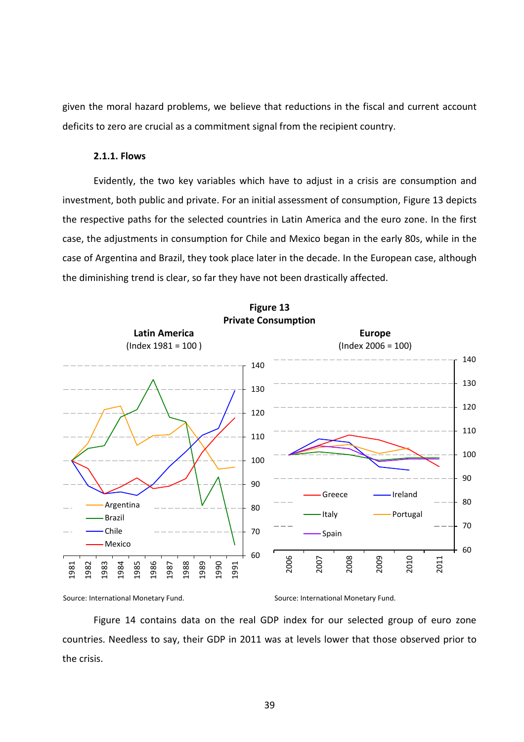given the moral hazard problems, we believe that reductions in the fiscal and current account deficits to zero are crucial as a commitment signal from the recipient country.

#### 2.1.1. Flows

Evidently, the two key variables which have to adjust in a crisis are consumption and investment, both public and private. For an initial assessment of consumption, Figure 13 depicts the respective paths for the selected countries in Latin America and the euro zone. In the first case, the adjustments in consumption for Chile and Mexico began in the early 80s, while in the case of Argentina and Brazil, they took place later in the decade. In the European case, although the diminishing trend is clear, so far they have not been drastically affected.

**Figure 13**
**Private Consumption**

**Latin America**
(Index 1981 = 100 )

**Europe**
(Index 2006 = 100)

Source: International Monetary Fund.

Source: International Monetary Fund.

Figure 14 contains data on the real GDP index for our selected group of euro zone countries. Needless to say, their GDP in 2011 was at levels lower that those observed prior to the crisis.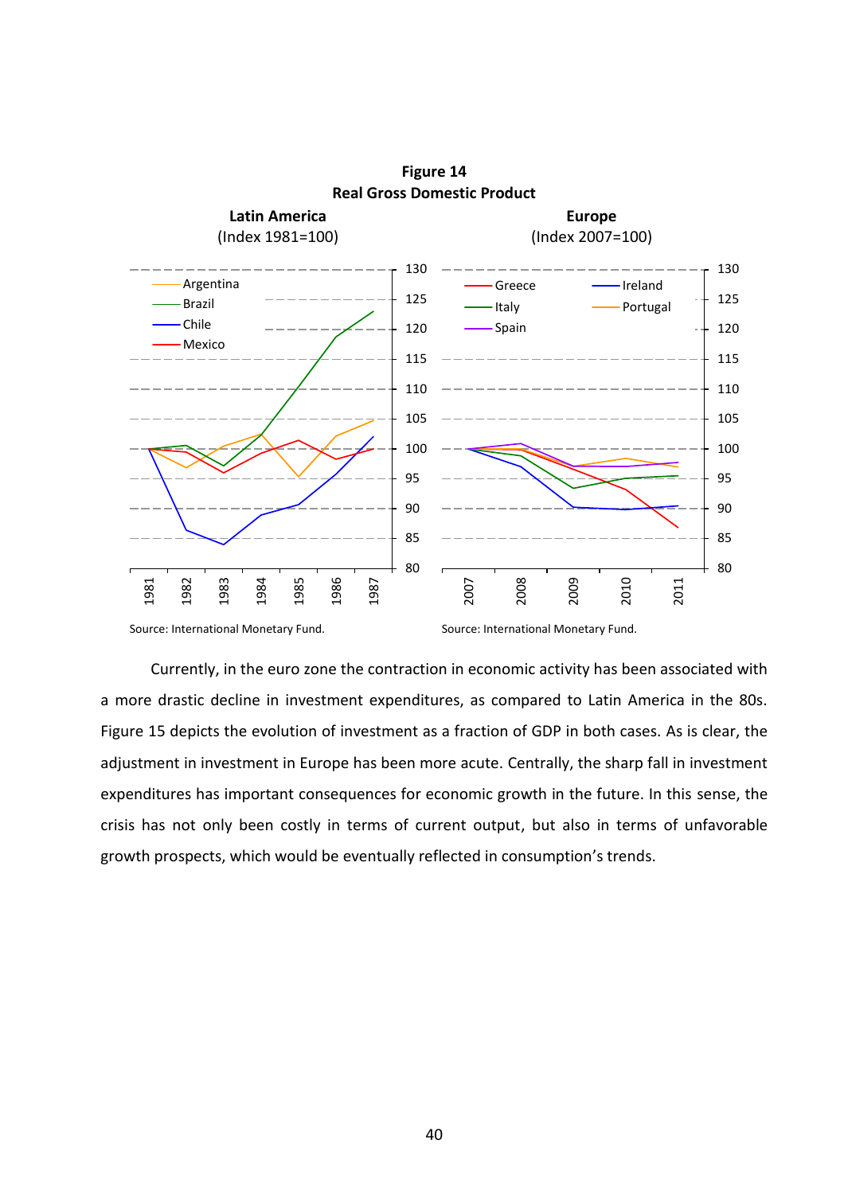**Figure 14**
**Real Gross Domestic Product**

**Latin America**
(Index 1981=100)

Source: International Monetary Fund.

**Europe**
(Index 2007=100)

Source: International Monetary Fund.

Currently, in the euro zone the contraction in economic activity has been associated with a more drastic decline in investment expenditures, as compared to Latin America in the 80s. Figure 15 depicts the evolution of investment as a fraction of GDP in both cases. As is clear, the adjustment in investment in Europe has been more acute. Centrally, the sharp fall in investment expenditures has important consequences for economic growth in the future. In this sense, the crisis has not only been costly in terms of current output, but also in terms of unfavorable growth prospects, which would be eventually reflected in consumption's trends.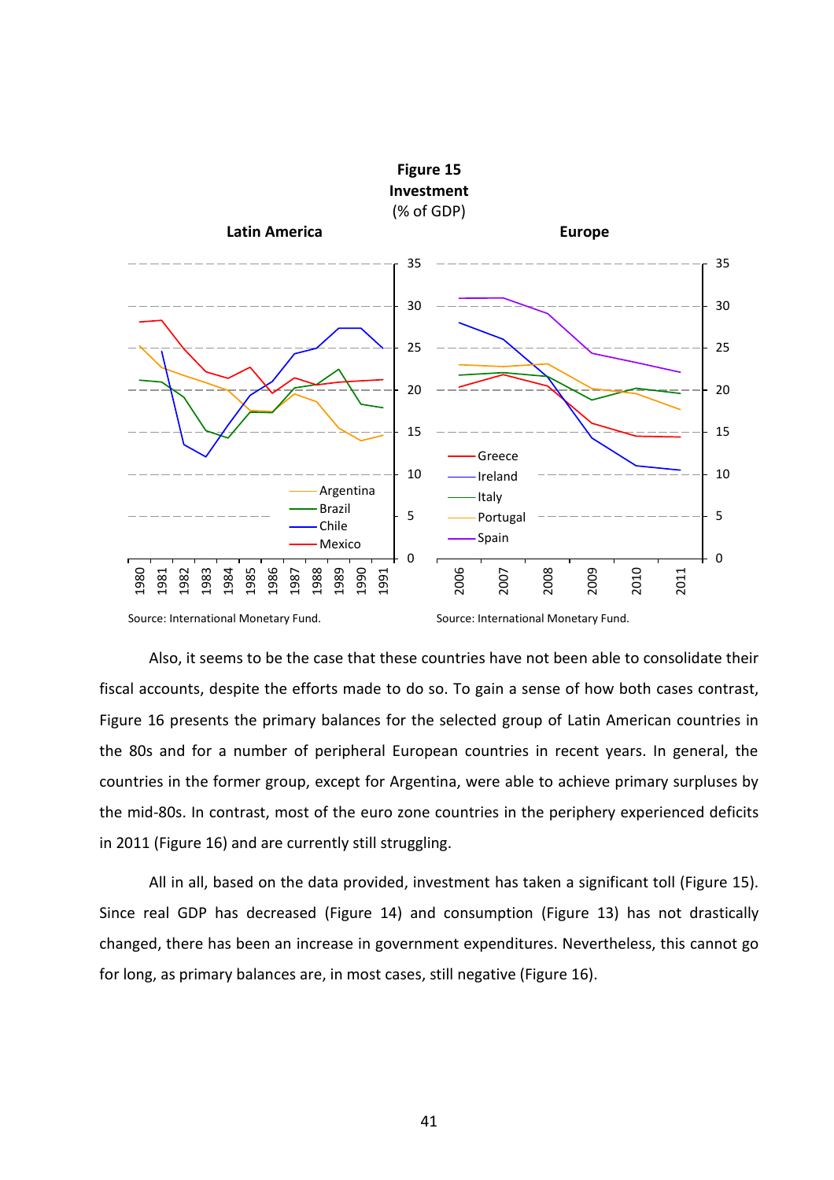**Figure 15**
**Investment**
(% of GDP)

**Latin America** | **Europe**

Source: International Monetary Fund.

Source: International Monetary Fund.

Also, it seems to be the case that these countries have not been able to consolidate their fiscal accounts, despite the efforts made to do so. To gain a sense of how both cases contrast, Figure 16 presents the primary balances for the selected group of Latin American countries in the 80s and for a number of peripheral European countries in recent years. In general, the countries in the former group, except for Argentina, were able to achieve primary surpluses by the mid-80s. In contrast, most of the euro zone countries in the periphery experienced deficits in 2011 (Figure 16) and are currently still struggling.

All in all, based on the data provided, investment has taken a significant toll (Figure 15). Since real GDP has decreased (Figure 14) and consumption (Figure 13) has not drastically changed, there has been an increase in government expenditures. Nevertheless, this cannot go for long, as primary balances are, in most cases, still negative (Figure 16).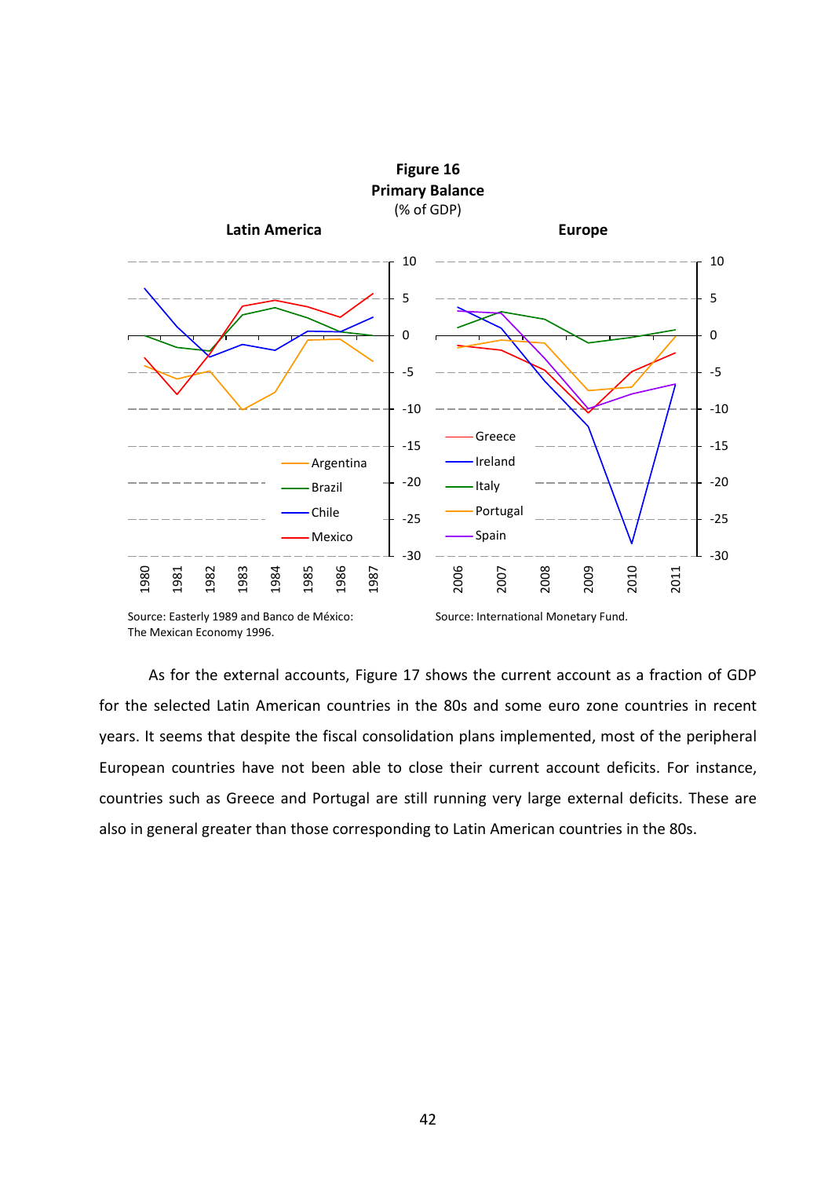**Figure 16**
**Primary Balance**
(% of GDP)

Source: Easterly 1989 and Banco de México: The Mexican Economy 1996.

Source: International Monetary Fund.

As for the external accounts, Figure 17 shows the current account as a fraction of GDP for the selected Latin American countries in the 80s and some euro zone countries in recent years. It seems that despite the fiscal consolidation plans implemented, most of the peripheral European countries have not been able to close their current account deficits. For instance, countries such as Greece and Portugal are still running very large external deficits. These are also in general greater than those corresponding to Latin American countries in the 80s.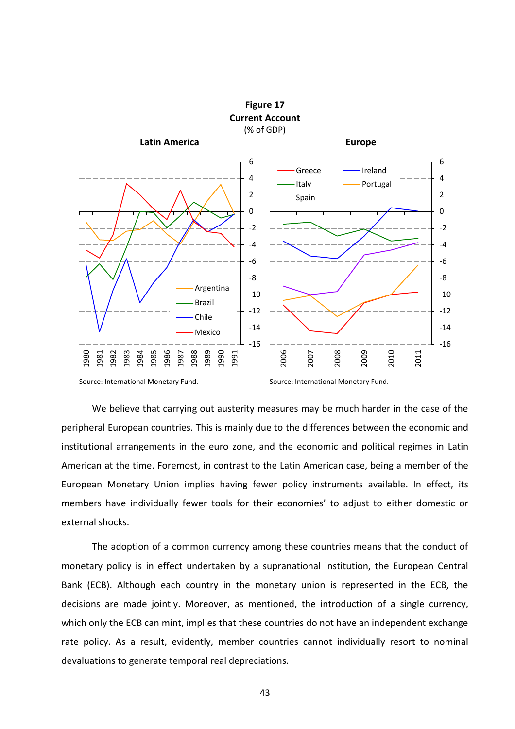**Figure 17**
**Current Account**
(% of GDP)

**Latin America** — Argentina, Brazil, Chile, Mexico (1980–1991)

Source: International Monetary Fund.

**Europe** — Greece, Ireland, Italy, Portugal, Spain (2006–2011)

Source: International Monetary Fund.

We believe that carrying out austerity measures may be much harder in the case of the peripheral European countries. This is mainly due to the differences between the economic and institutional arrangements in the euro zone, and the economic and political regimes in Latin American at the time. Foremost, in contrast to the Latin American case, being a member of the European Monetary Union implies having fewer policy instruments available. In effect, its members have individually fewer tools for their economies' to adjust to either domestic or external shocks.

The adoption of a common currency among these countries means that the conduct of monetary policy is in effect undertaken by a supranational institution, the European Central Bank (ECB). Although each country in the monetary union is represented in the ECB, the decisions are made jointly. Moreover, as mentioned, the introduction of a single currency, which only the ECB can mint, implies that these countries do not have an independent exchange rate policy. As a result, evidently, member countries cannot individually resort to nominal devaluations to generate temporal real depreciations.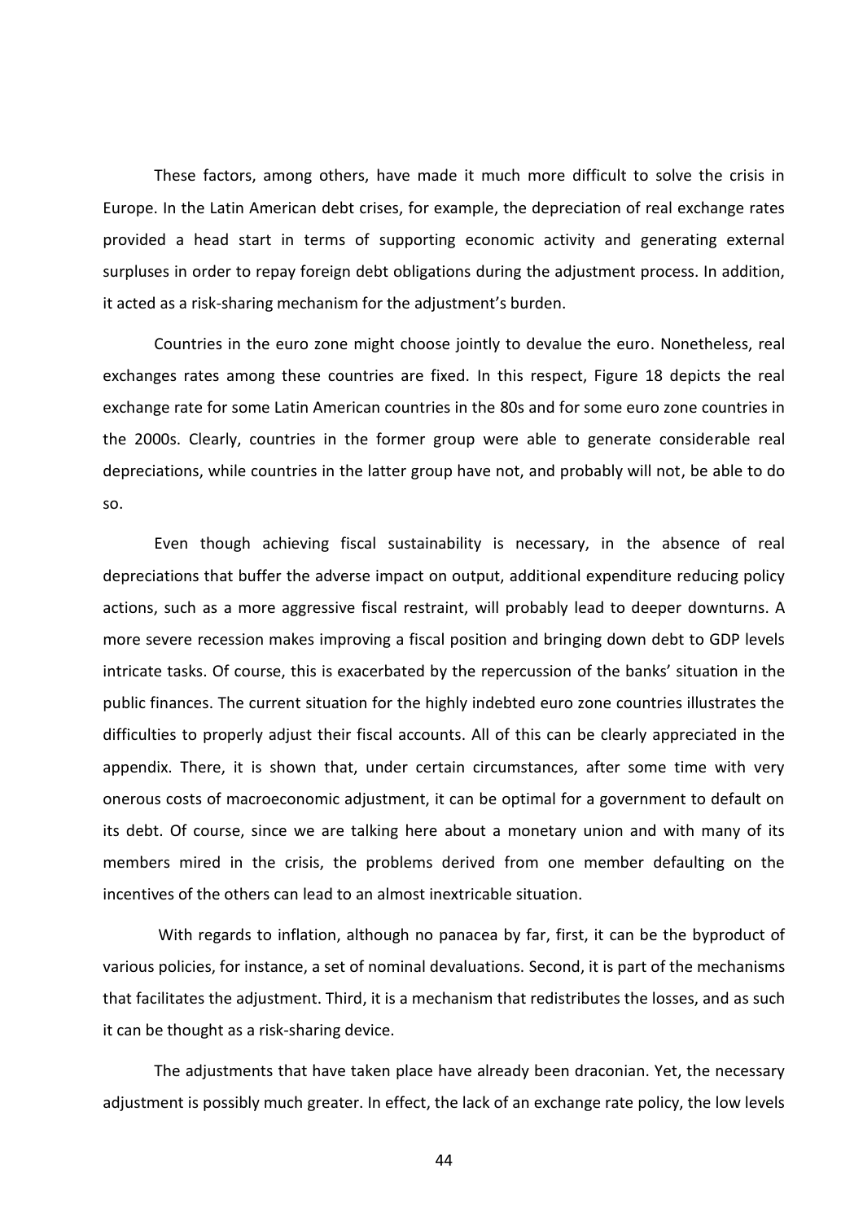These factors, among others, have made it much more difficult to solve the crisis in Europe. In the Latin American debt crises, for example, the depreciation of real exchange rates provided a head start in terms of supporting economic activity and generating external surpluses in order to repay foreign debt obligations during the adjustment process. In addition, it acted as a risk-sharing mechanism for the adjustment's burden.

Countries in the euro zone might choose jointly to devalue the euro. Nonetheless, real exchanges rates among these countries are fixed. In this respect, Figure 18 depicts the real exchange rate for some Latin American countries in the 80s and for some euro zone countries in the 2000s. Clearly, countries in the former group were able to generate considerable real depreciations, while countries in the latter group have not, and probably will not, be able to do so.

Even though achieving fiscal sustainability is necessary, in the absence of real depreciations that buffer the adverse impact on output, additional expenditure reducing policy actions, such as a more aggressive fiscal restraint, will probably lead to deeper downturns. A more severe recession makes improving a fiscal position and bringing down debt to GDP levels intricate tasks. Of course, this is exacerbated by the repercussion of the banks' situation in the public finances. The current situation for the highly indebted euro zone countries illustrates the difficulties to properly adjust their fiscal accounts. All of this can be clearly appreciated in the appendix. There, it is shown that, under certain circumstances, after some time with very onerous costs of macroeconomic adjustment, it can be optimal for a government to default on its debt. Of course, since we are talking here about a monetary union and with many of its members mired in the crisis, the problems derived from one member defaulting on the incentives of the others can lead to an almost inextricable situation.

With regards to inflation, although no panacea by far, first, it can be the byproduct of various policies, for instance, a set of nominal devaluations. Second, it is part of the mechanisms that facilitates the adjustment. Third, it is a mechanism that redistributes the losses, and as such it can be thought as a risk-sharing device.

The adjustments that have taken place have already been draconian. Yet, the necessary adjustment is possibly much greater. In effect, the lack of an exchange rate policy, the low levels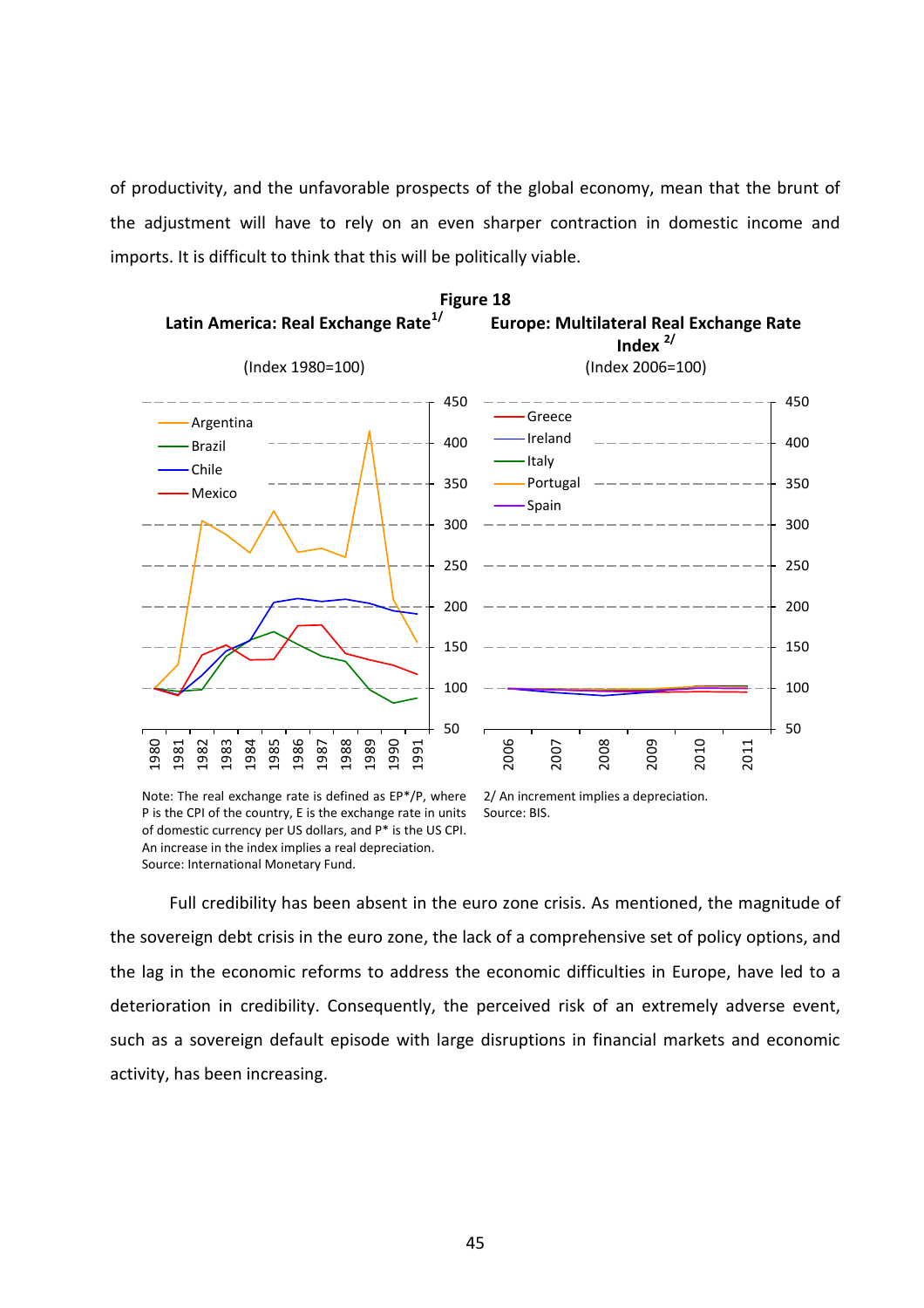of productivity, and the unfavorable prospects of the global economy, mean that the brunt of the adjustment will have to rely on an even sharper contraction in domestic income and imports. It is difficult to think that this will be politically viable.

**Figure 18**

**Latin America: Real Exchange Rate[1/]**

(Index 1980=100)

**Europe: Multilateral Real Exchange Rate Index [2/]**

(Index 2006=100)

Note: The real exchange rate is defined as EP*/P, where P is the CPI of the country, E is the exchange rate in units of domestic currency per US dollars, and P* is the US CPI. An increase in the index implies a real depreciation.
Source: International Monetary Fund.

2/ An increment implies a depreciation.
Source: BIS.

Full credibility has been absent in the euro zone crisis. As mentioned, the magnitude of the sovereign debt crisis in the euro zone, the lack of a comprehensive set of policy options, and the lag in the economic reforms to address the economic difficulties in Europe, have led to a deterioration in credibility. Consequently, the perceived risk of an extremely adverse event, such as a sovereign default episode with large disruptions in financial markets and economic activity, has been increasing.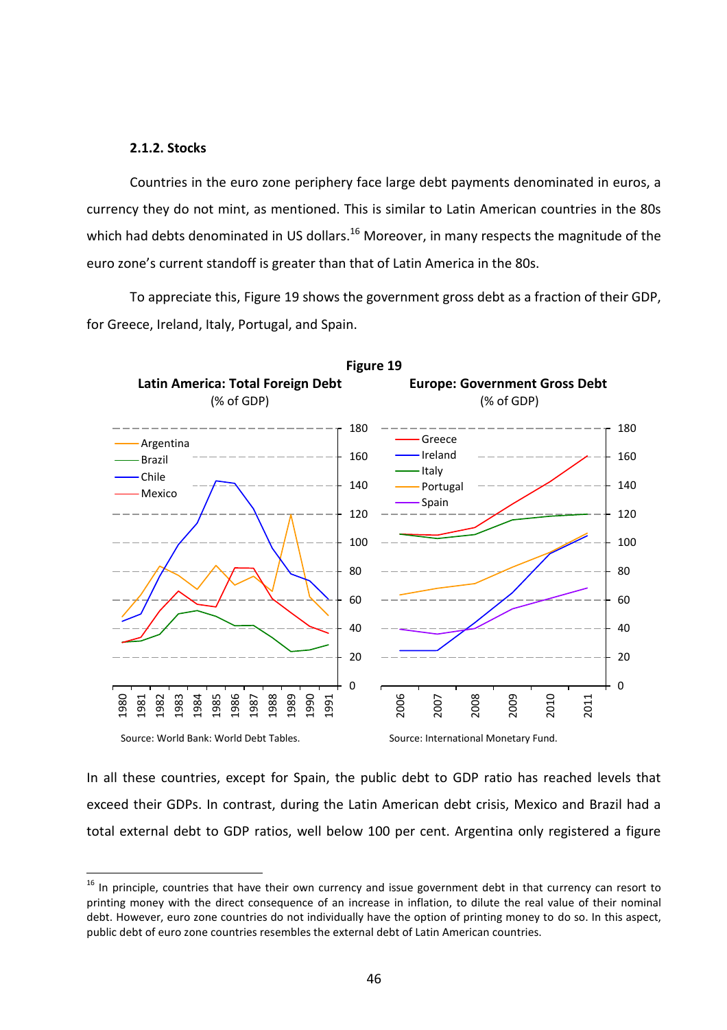### 2.1.2. Stocks

Countries in the euro zone periphery face large debt payments denominated in euros, a currency they do not mint, as mentioned. This is similar to Latin American countries in the 80s which had debts denominated in US dollars.[16] Moreover, in many respects the magnitude of the euro zone's current standoff is greater than that of Latin America in the 80s.

To appreciate this, Figure 19 shows the government gross debt as a fraction of their GDP, for Greece, Ireland, Italy, Portugal, and Spain.

**Figure 19**

**Latin America: Total Foreign Debt** (% of GDP)

Source: World Bank: World Debt Tables.

**Europe: Government Gross Debt** (% of GDP)

Source: International Monetary Fund.

In all these countries, except for Spain, the public debt to GDP ratio has reached levels that exceed their GDPs. In contrast, during the Latin American debt crisis, Mexico and Brazil had a total external debt to GDP ratios, well below 100 per cent. Argentina only registered a figure

---

[16] In principle, countries that have their own currency and issue government debt in that currency can resort to printing money with the direct consequence of an increase in inflation, to dilute the real value of their nominal debt. However, euro zone countries do not individually have the option of printing money to do so. In this aspect, public debt of euro zone countries resembles the external debt of Latin American countries.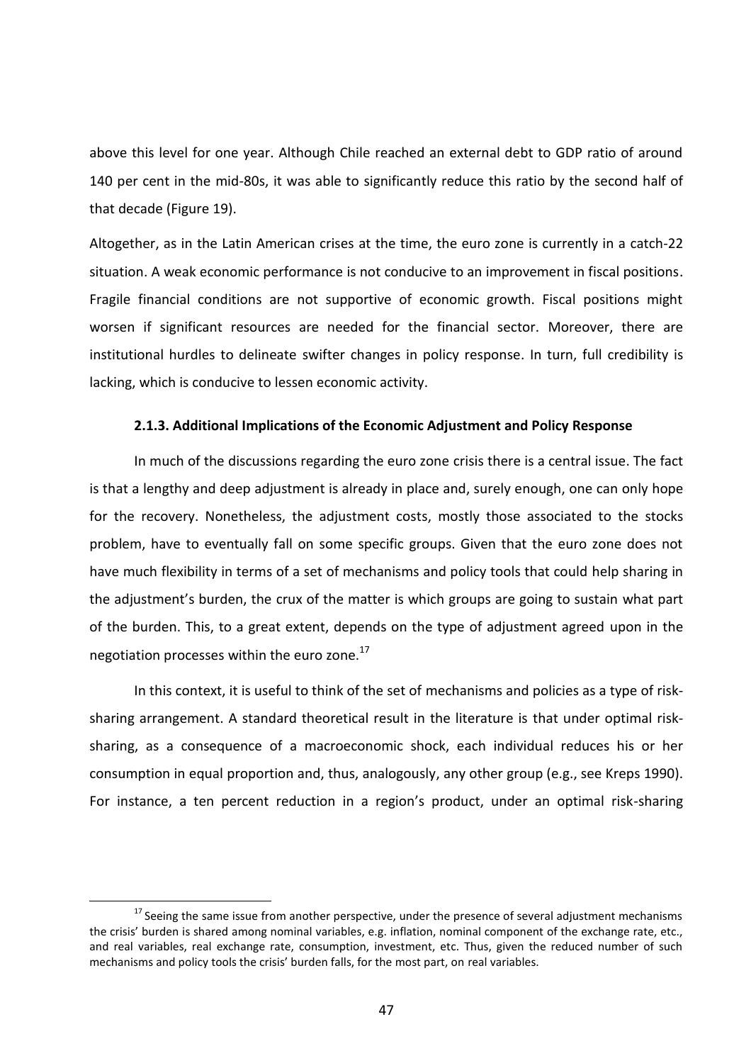above this level for one year. Although Chile reached an external debt to GDP ratio of around 140 per cent in the mid-80s, it was able to significantly reduce this ratio by the second half of that decade (Figure 19).

Altogether, as in the Latin American crises at the time, the euro zone is currently in a catch-22 situation. A weak economic performance is not conducive to an improvement in fiscal positions. Fragile financial conditions are not supportive of economic growth. Fiscal positions might worsen if significant resources are needed for the financial sector. Moreover, there are institutional hurdles to delineate swifter changes in policy response. In turn, full credibility is lacking, which is conducive to lessen economic activity.

### 2.1.3. Additional Implications of the Economic Adjustment and Policy Response

In much of the discussions regarding the euro zone crisis there is a central issue. The fact is that a lengthy and deep adjustment is already in place and, surely enough, one can only hope for the recovery. Nonetheless, the adjustment costs, mostly those associated to the stocks problem, have to eventually fall on some specific groups. Given that the euro zone does not have much flexibility in terms of a set of mechanisms and policy tools that could help sharing in the adjustment's burden, the crux of the matter is which groups are going to sustain what part of the burden. This, to a great extent, depends on the type of adjustment agreed upon in the negotiation processes within the euro zone.[17]

In this context, it is useful to think of the set of mechanisms and policies as a type of risk-sharing arrangement. A standard theoretical result in the literature is that under optimal risk-sharing, as a consequence of a macroeconomic shock, each individual reduces his or her consumption in equal proportion and, thus, analogously, any other group (e.g., see Kreps 1990). For instance, a ten percent reduction in a region's product, under an optimal risk-sharing

[17] Seeing the same issue from another perspective, under the presence of several adjustment mechanisms the crisis' burden is shared among nominal variables, e.g. inflation, nominal component of the exchange rate, etc., and real variables, real exchange rate, consumption, investment, etc. Thus, given the reduced number of such mechanisms and policy tools the crisis' burden falls, for the most part, on real variables.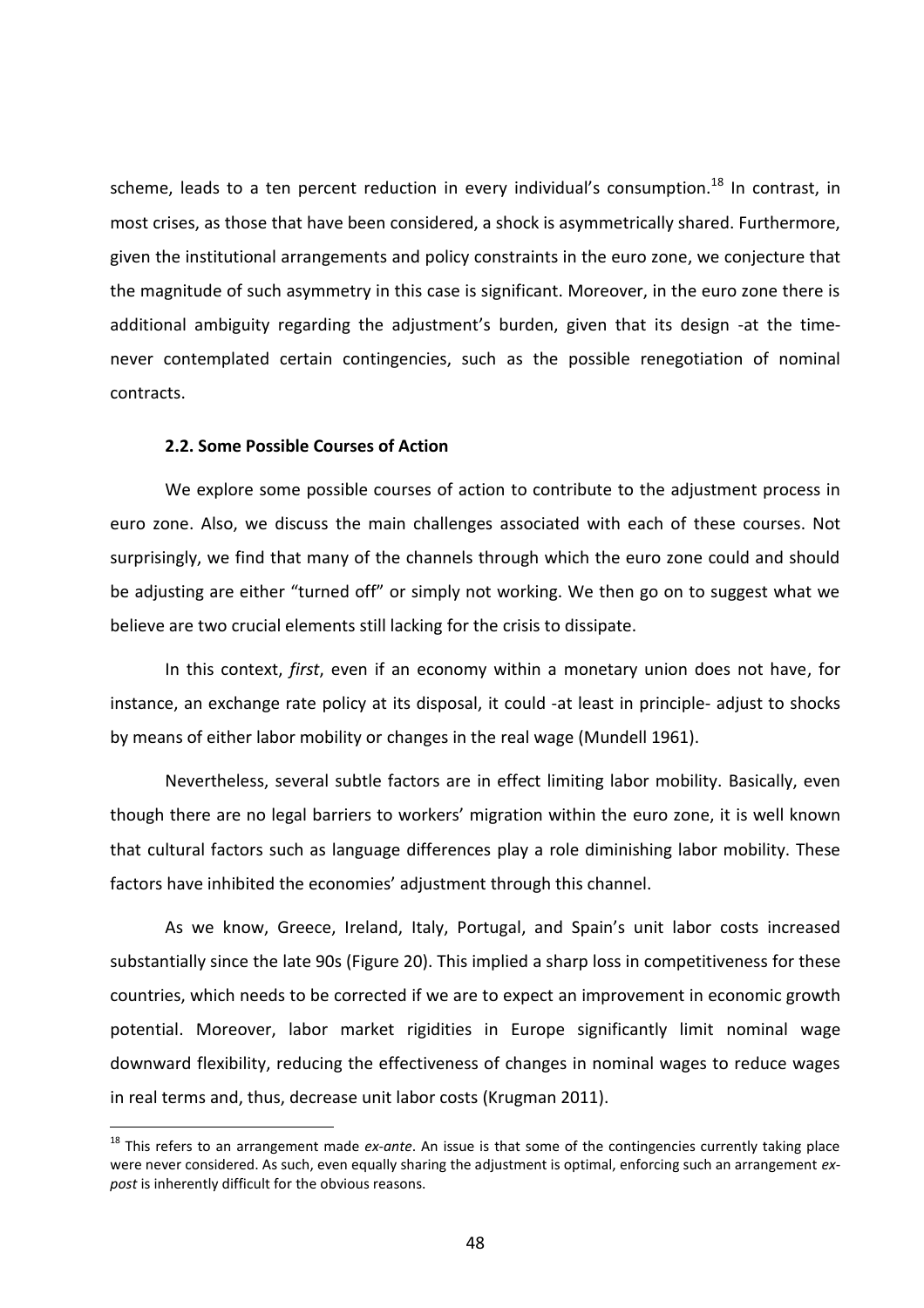scheme, leads to a ten percent reduction in every individual's consumption.[18] In contrast, in most crises, as those that have been considered, a shock is asymmetrically shared. Furthermore, given the institutional arrangements and policy constraints in the euro zone, we conjecture that the magnitude of such asymmetry in this case is significant. Moreover, in the euro zone there is additional ambiguity regarding the adjustment's burden, given that its design -at the time- never contemplated certain contingencies, such as the possible renegotiation of nominal contracts.

### 2.2. Some Possible Courses of Action

We explore some possible courses of action to contribute to the adjustment process in euro zone. Also, we discuss the main challenges associated with each of these courses. Not surprisingly, we find that many of the channels through which the euro zone could and should be adjusting are either "turned off" or simply not working. We then go on to suggest what we believe are two crucial elements still lacking for the crisis to dissipate.

In this context, *first*, even if an economy within a monetary union does not have, for instance, an exchange rate policy at its disposal, it could -at least in principle- adjust to shocks by means of either labor mobility or changes in the real wage (Mundell 1961).

Nevertheless, several subtle factors are in effect limiting labor mobility. Basically, even though there are no legal barriers to workers' migration within the euro zone, it is well known that cultural factors such as language differences play a role diminishing labor mobility. These factors have inhibited the economies' adjustment through this channel.

As we know, Greece, Ireland, Italy, Portugal, and Spain's unit labor costs increased substantially since the late 90s (Figure 20). This implied a sharp loss in competitiveness for these countries, which needs to be corrected if we are to expect an improvement in economic growth potential. Moreover, labor market rigidities in Europe significantly limit nominal wage downward flexibility, reducing the effectiveness of changes in nominal wages to reduce wages in real terms and, thus, decrease unit labor costs (Krugman 2011).

---

[18] This refers to an arrangement made *ex-ante*. An issue is that some of the contingencies currently taking place were never considered. As such, even equally sharing the adjustment is optimal, enforcing such an arrangement *ex-post* is inherently difficult for the obvious reasons.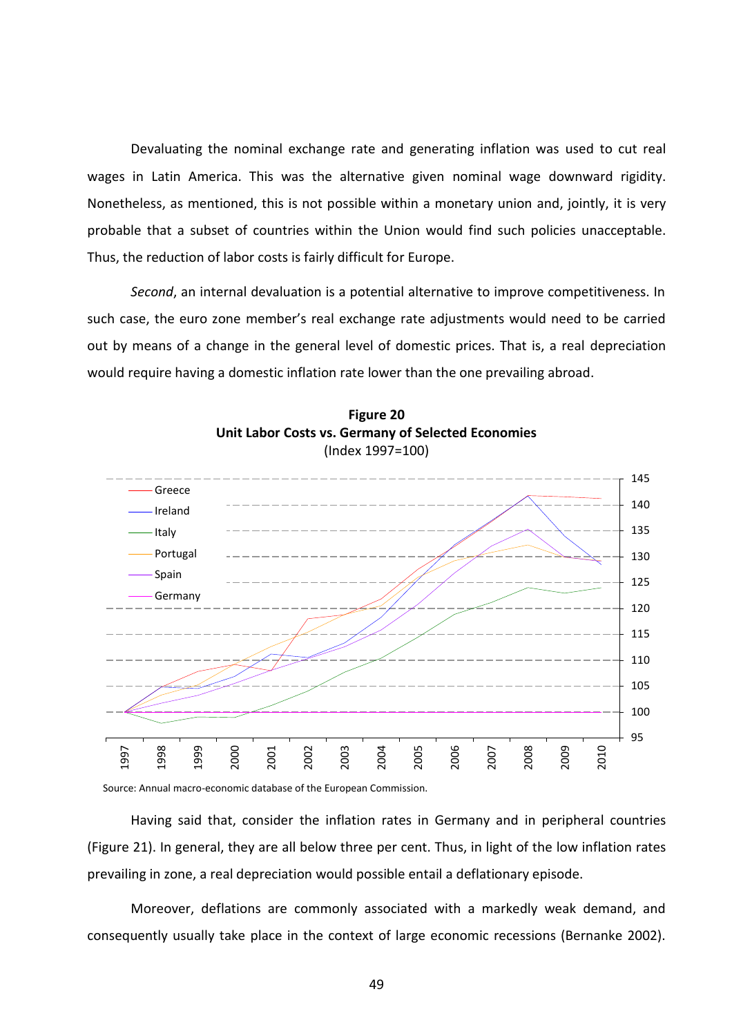Devaluating the nominal exchange rate and generating inflation was used to cut real wages in Latin America. This was the alternative given nominal wage downward rigidity. Nonetheless, as mentioned, this is not possible within a monetary union and, jointly, it is very probable that a subset of countries within the Union would find such policies unacceptable. Thus, the reduction of labor costs is fairly difficult for Europe.

*Second*, an internal devaluation is a potential alternative to improve competitiveness. In such case, the euro zone member's real exchange rate adjustments would need to be carried out by means of a change in the general level of domestic prices. That is, a real depreciation would require having a domestic inflation rate lower than the one prevailing abroad.

**Figure 20**
**Unit Labor Costs vs. Germany of Selected Economies**
(Index 1997=100)

Source: Annual macro-economic database of the European Commission.

Having said that, consider the inflation rates in Germany and in peripheral countries (Figure 21). In general, they are all below three per cent. Thus, in light of the low inflation rates prevailing in zone, a real depreciation would possible entail a deflationary episode.

Moreover, deflations are commonly associated with a markedly weak demand, and consequently usually take place in the context of large economic recessions (Bernanke 2002).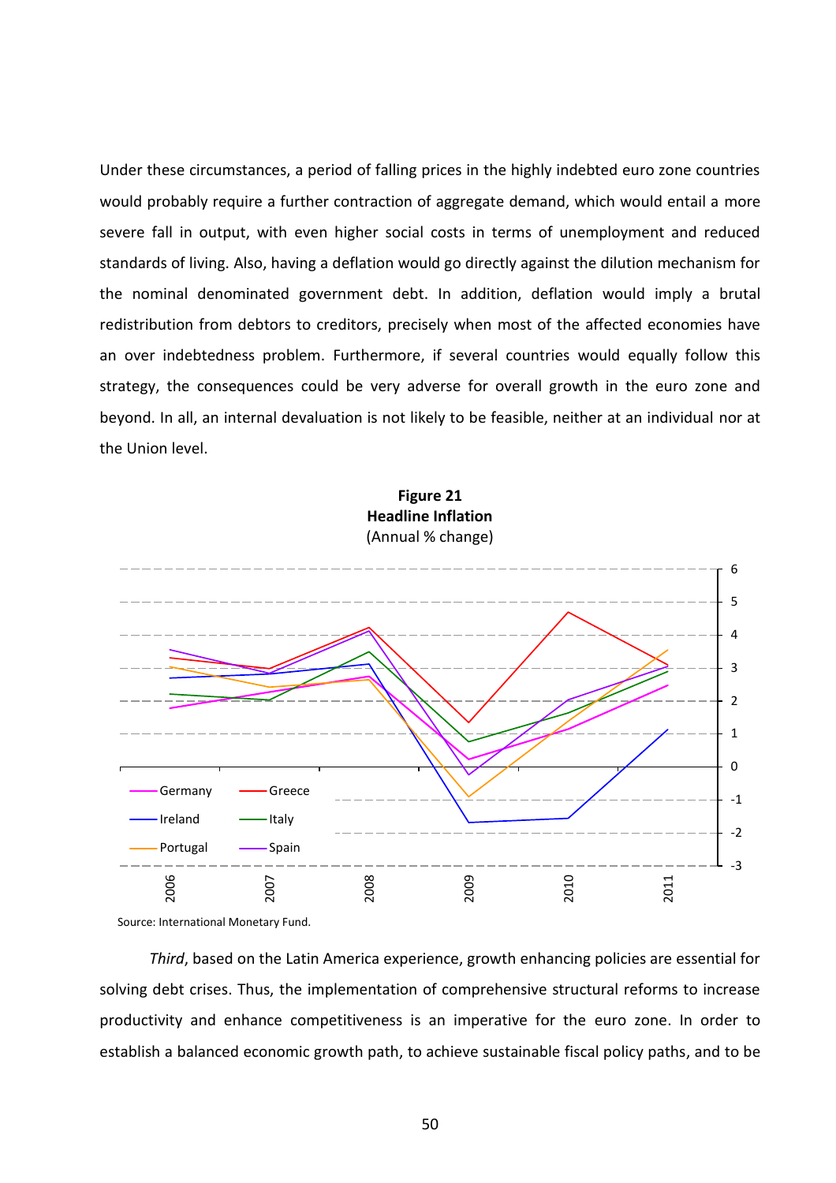Under these circumstances, a period of falling prices in the highly indebted euro zone countries would probably require a further contraction of aggregate demand, which would entail a more severe fall in output, with even higher social costs in terms of unemployment and reduced standards of living. Also, having a deflation would go directly against the dilution mechanism for the nominal denominated government debt. In addition, deflation would imply a brutal redistribution from debtors to creditors, precisely when most of the affected economies have an over indebtedness problem. Furthermore, if several countries would equally follow this strategy, the consequences could be very adverse for overall growth in the euro zone and beyond. In all, an internal devaluation is not likely to be feasible, neither at an individual nor at the Union level.

**Figure 21**
**Headline Inflation**
(Annual % change)

Source: International Monetary Fund.

*Third*, based on the Latin America experience, growth enhancing policies are essential for solving debt crises. Thus, the implementation of comprehensive structural reforms to increase productivity and enhance competitiveness is an imperative for the euro zone. In order to establish a balanced economic growth path, to achieve sustainable fiscal policy paths, and to be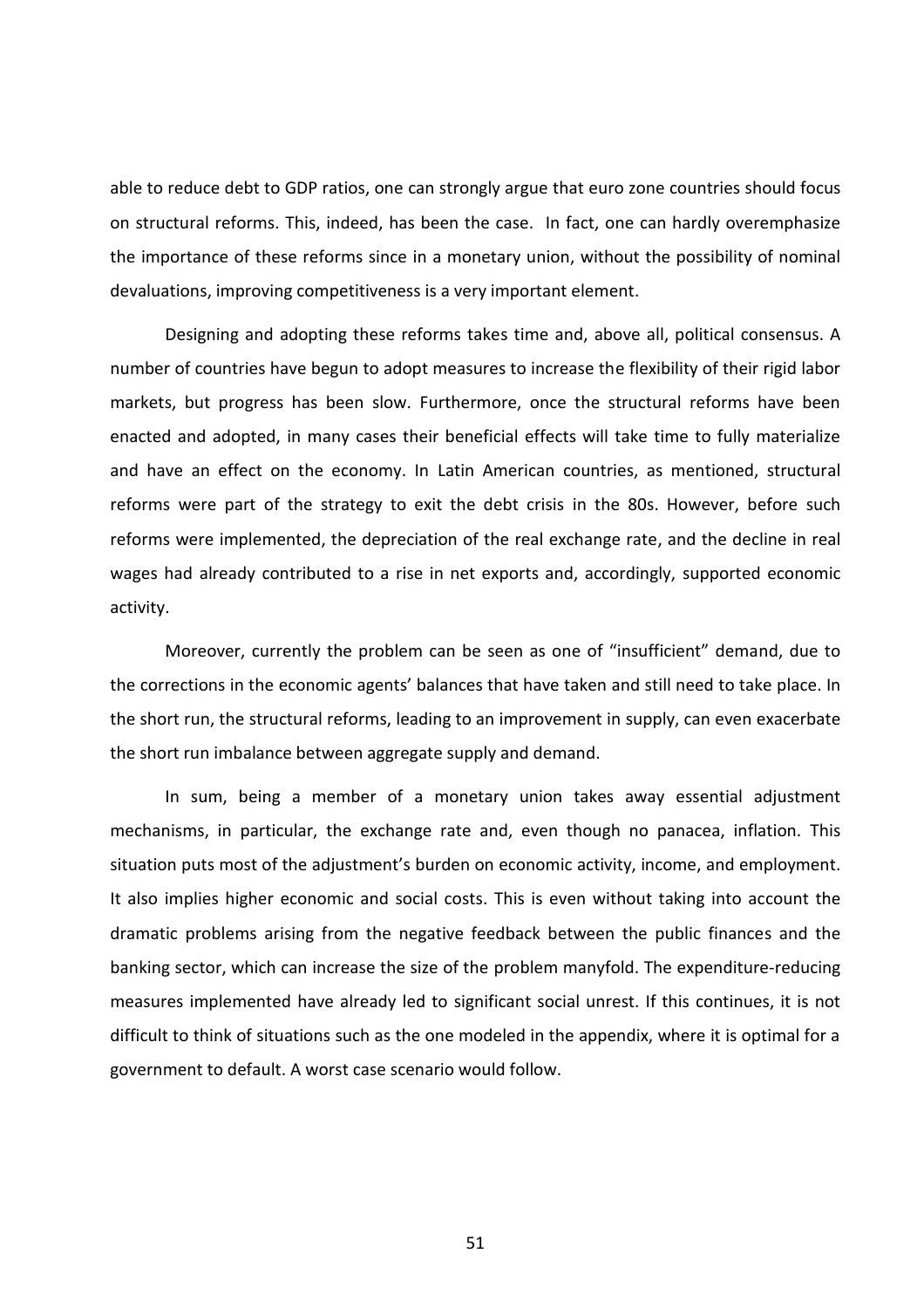able to reduce debt to GDP ratios, one can strongly argue that euro zone countries should focus on structural reforms. This, indeed, has been the case. In fact, one can hardly overemphasize the importance of these reforms since in a monetary union, without the possibility of nominal devaluations, improving competitiveness is a very important element.

Designing and adopting these reforms takes time and, above all, political consensus. A number of countries have begun to adopt measures to increase the flexibility of their rigid labor markets, but progress has been slow. Furthermore, once the structural reforms have been enacted and adopted, in many cases their beneficial effects will take time to fully materialize and have an effect on the economy. In Latin American countries, as mentioned, structural reforms were part of the strategy to exit the debt crisis in the 80s. However, before such reforms were implemented, the depreciation of the real exchange rate, and the decline in real wages had already contributed to a rise in net exports and, accordingly, supported economic activity.

Moreover, currently the problem can be seen as one of "insufficient" demand, due to the corrections in the economic agents' balances that have taken and still need to take place. In the short run, the structural reforms, leading to an improvement in supply, can even exacerbate the short run imbalance between aggregate supply and demand.

In sum, being a member of a monetary union takes away essential adjustment mechanisms, in particular, the exchange rate and, even though no panacea, inflation. This situation puts most of the adjustment's burden on economic activity, income, and employment. It also implies higher economic and social costs. This is even without taking into account the dramatic problems arising from the negative feedback between the public finances and the banking sector, which can increase the size of the problem manyfold. The expenditure-reducing measures implemented have already led to significant social unrest. If this continues, it is not difficult to think of situations such as the one modeled in the appendix, where it is optimal for a government to default. A worst case scenario would follow.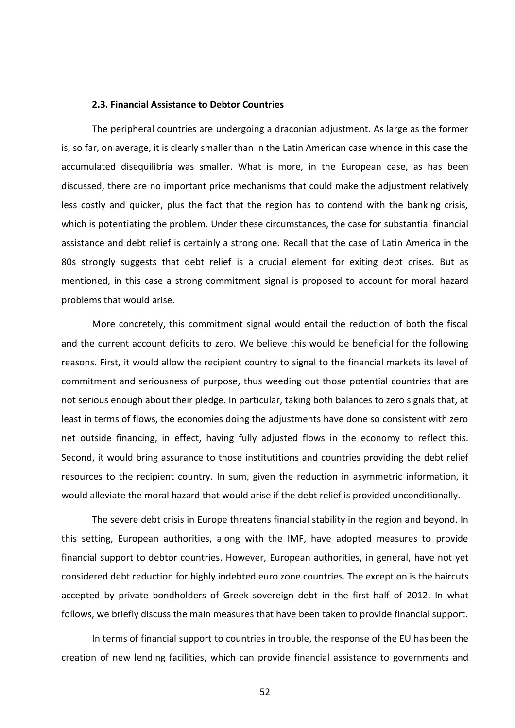### 2.3. Financial Assistance to Debtor Countries

The peripheral countries are undergoing a draconian adjustment. As large as the former is, so far, on average, it is clearly smaller than in the Latin American case whence in this case the accumulated disequilibria was smaller. What is more, in the European case, as has been discussed, there are no important price mechanisms that could make the adjustment relatively less costly and quicker, plus the fact that the region has to contend with the banking crisis, which is potentiating the problem. Under these circumstances, the case for substantial financial assistance and debt relief is certainly a strong one. Recall that the case of Latin America in the 80s strongly suggests that debt relief is a crucial element for exiting debt crises. But as mentioned, in this case a strong commitment signal is proposed to account for moral hazard problems that would arise.

More concretely, this commitment signal would entail the reduction of both the fiscal and the current account deficits to zero. We believe this would be beneficial for the following reasons. First, it would allow the recipient country to signal to the financial markets its level of commitment and seriousness of purpose, thus weeding out those potential countries that are not serious enough about their pledge. In particular, taking both balances to zero signals that, at least in terms of flows, the economies doing the adjustments have done so consistent with zero net outside financing, in effect, having fully adjusted flows in the economy to reflect this. Second, it would bring assurance to those institutitions and countries providing the debt relief resources to the recipient country. In sum, given the reduction in asymmetric information, it would alleviate the moral hazard that would arise if the debt relief is provided unconditionally.

The severe debt crisis in Europe threatens financial stability in the region and beyond. In this setting, European authorities, along with the IMF, have adopted measures to provide financial support to debtor countries. However, European authorities, in general, have not yet considered debt reduction for highly indebted euro zone countries. The exception is the haircuts accepted by private bondholders of Greek sovereign debt in the first half of 2012. In what follows, we briefly discuss the main measures that have been taken to provide financial support.

In terms of financial support to countries in trouble, the response of the EU has been the creation of new lending facilities, which can provide financial assistance to governments and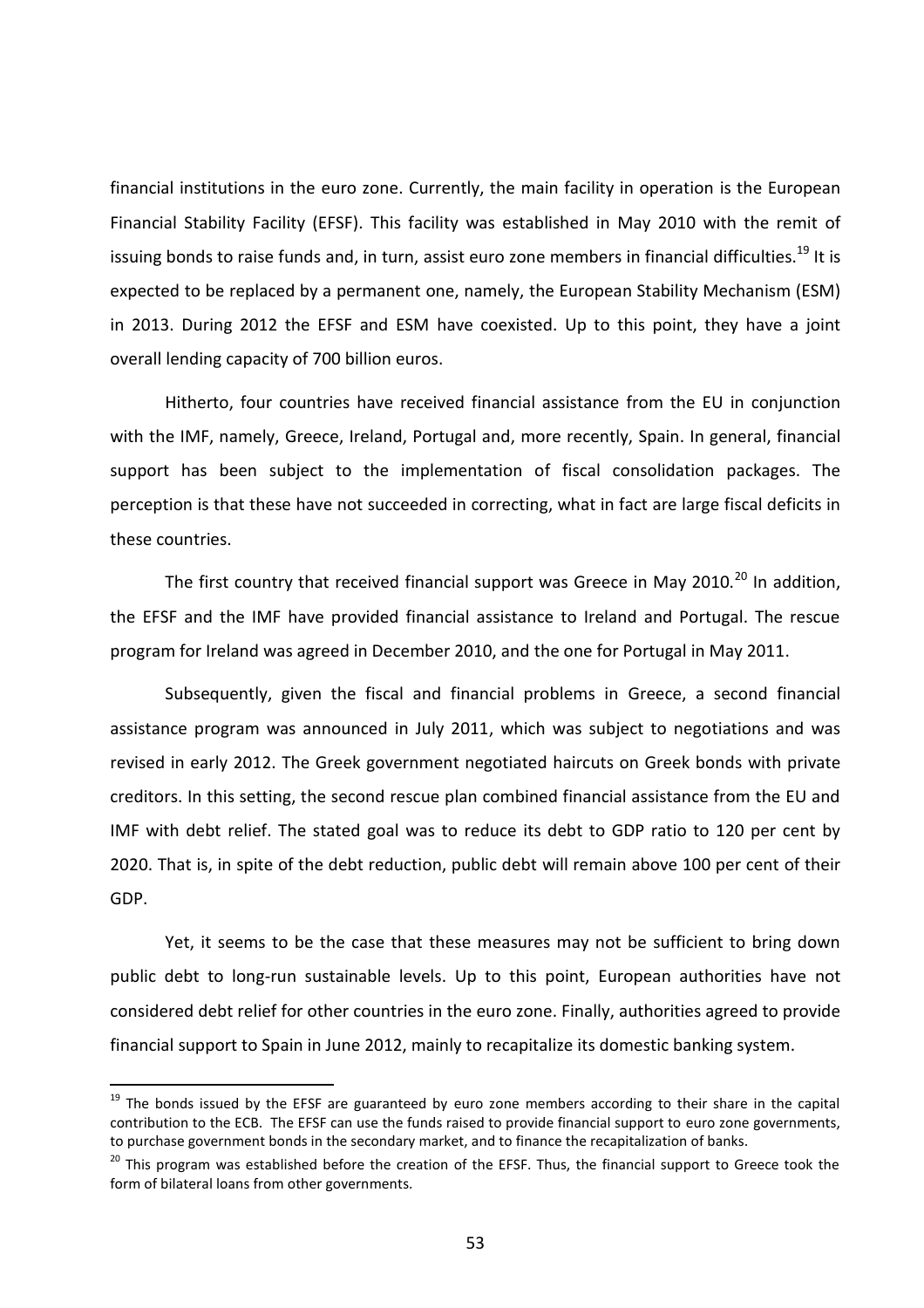financial institutions in the euro zone. Currently, the main facility in operation is the European Financial Stability Facility (EFSF). This facility was established in May 2010 with the remit of issuing bonds to raise funds and, in turn, assist euro zone members in financial difficulties.[19] It is expected to be replaced by a permanent one, namely, the European Stability Mechanism (ESM) in 2013. During 2012 the EFSF and ESM have coexisted. Up to this point, they have a joint overall lending capacity of 700 billion euros.

Hitherto, four countries have received financial assistance from the EU in conjunction with the IMF, namely, Greece, Ireland, Portugal and, more recently, Spain. In general, financial support has been subject to the implementation of fiscal consolidation packages. The perception is that these have not succeeded in correcting, what in fact are large fiscal deficits in these countries.

The first country that received financial support was Greece in May 2010.[20] In addition, the EFSF and the IMF have provided financial assistance to Ireland and Portugal. The rescue program for Ireland was agreed in December 2010, and the one for Portugal in May 2011.

Subsequently, given the fiscal and financial problems in Greece, a second financial assistance program was announced in July 2011, which was subject to negotiations and was revised in early 2012. The Greek government negotiated haircuts on Greek bonds with private creditors. In this setting, the second rescue plan combined financial assistance from the EU and IMF with debt relief. The stated goal was to reduce its debt to GDP ratio to 120 per cent by 2020. That is, in spite of the debt reduction, public debt will remain above 100 per cent of their GDP.

Yet, it seems to be the case that these measures may not be sufficient to bring down public debt to long-run sustainable levels. Up to this point, European authorities have not considered debt relief for other countries in the euro zone. Finally, authorities agreed to provide financial support to Spain in June 2012, mainly to recapitalize its domestic banking system.

---

[19] The bonds issued by the EFSF are guaranteed by euro zone members according to their share in the capital contribution to the ECB. The EFSF can use the funds raised to provide financial support to euro zone governments, to purchase government bonds in the secondary market, and to finance the recapitalization of banks.

[20] This program was established before the creation of the EFSF. Thus, the financial support to Greece took the form of bilateral loans from other governments.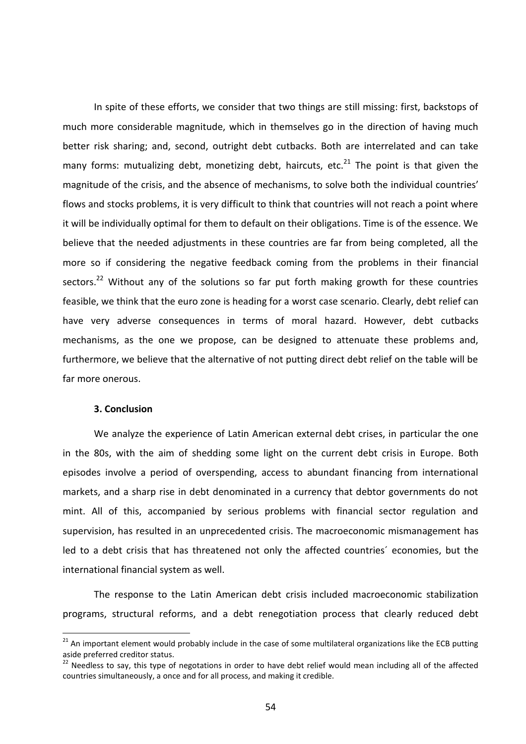In spite of these efforts, we consider that two things are still missing: first, backstops of much more considerable magnitude, which in themselves go in the direction of having much better risk sharing; and, second, outright debt cutbacks. Both are interrelated and can take many forms: mutualizing debt, monetizing debt, haircuts, etc.[21] The point is that given the magnitude of the crisis, and the absence of mechanisms, to solve both the individual countries' flows and stocks problems, it is very difficult to think that countries will not reach a point where it will be individually optimal for them to default on their obligations. Time is of the essence. We believe that the needed adjustments in these countries are far from being completed, all the more so if considering the negative feedback coming from the problems in their financial sectors.[22] Without any of the solutions so far put forth making growth for these countries feasible, we think that the euro zone is heading for a worst case scenario. Clearly, debt relief can have very adverse consequences in terms of moral hazard. However, debt cutbacks mechanisms, as the one we propose, can be designed to attenuate these problems and, furthermore, we believe that the alternative of not putting direct debt relief on the table will be far more onerous.

### 3. Conclusion

We analyze the experience of Latin American external debt crises, in particular the one in the 80s, with the aim of shedding some light on the current debt crisis in Europe. Both episodes involve a period of overspending, access to abundant financing from international markets, and a sharp rise in debt denominated in a currency that debtor governments do not mint. All of this, accompanied by serious problems with financial sector regulation and supervision, has resulted in an unprecedented crisis. The macroeconomic mismanagement has led to a debt crisis that has threatened not only the affected countries´ economies, but the international financial system as well.

The response to the Latin American debt crisis included macroeconomic stabilization programs, structural reforms, and a debt renegotiation process that clearly reduced debt

[21] An important element would probably include in the case of some multilateral organizations like the ECB putting aside preferred creditor status.

[22] Needless to say, this type of negotations in order to have debt relief would mean including all of the affected countries simultaneously, a once and for all process, and making it credible.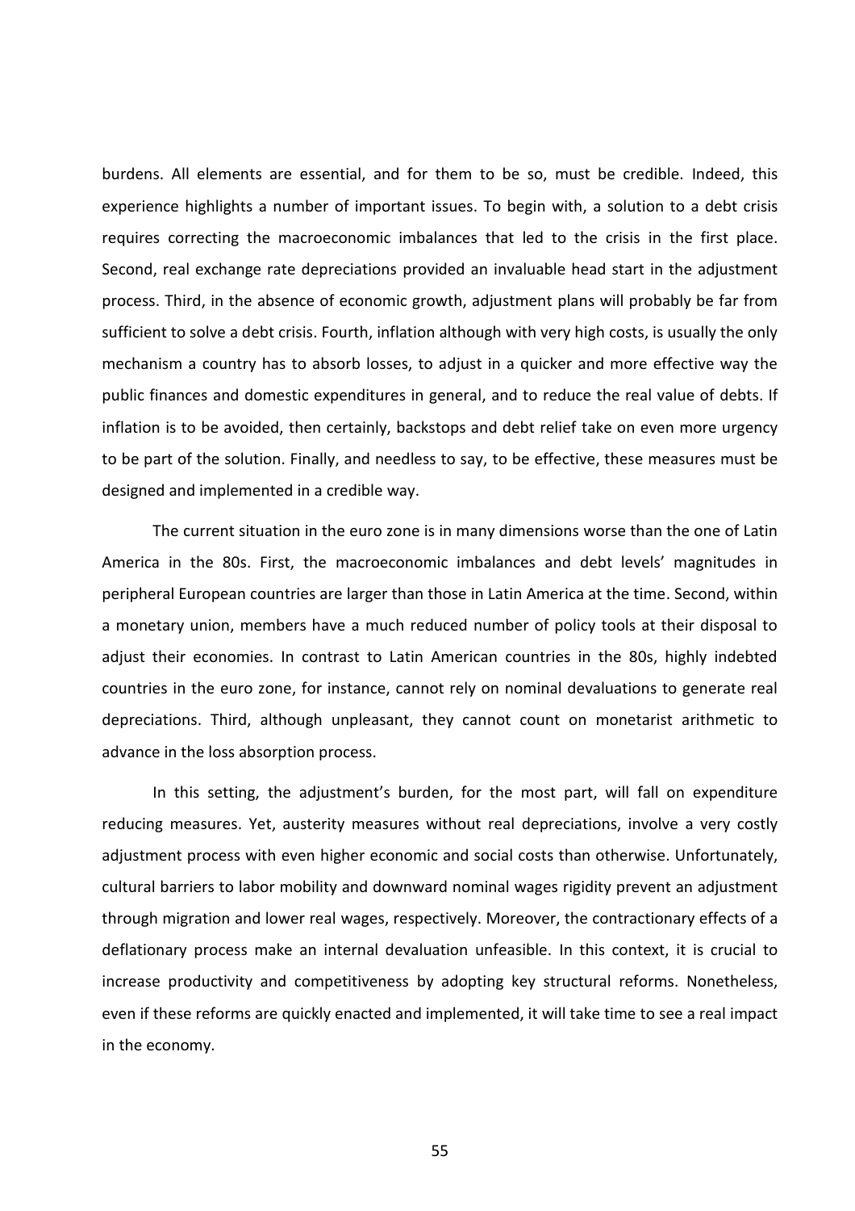burdens. All elements are essential, and for them to be so, must be credible. Indeed, this experience highlights a number of important issues. To begin with, a solution to a debt crisis requires correcting the macroeconomic imbalances that led to the crisis in the first place. Second, real exchange rate depreciations provided an invaluable head start in the adjustment process. Third, in the absence of economic growth, adjustment plans will probably be far from sufficient to solve a debt crisis. Fourth, inflation although with very high costs, is usually the only mechanism a country has to absorb losses, to adjust in a quicker and more effective way the public finances and domestic expenditures in general, and to reduce the real value of debts. If inflation is to be avoided, then certainly, backstops and debt relief take on even more urgency to be part of the solution. Finally, and needless to say, to be effective, these measures must be designed and implemented in a credible way.

The current situation in the euro zone is in many dimensions worse than the one of Latin America in the 80s. First, the macroeconomic imbalances and debt levels' magnitudes in peripheral European countries are larger than those in Latin America at the time. Second, within a monetary union, members have a much reduced number of policy tools at their disposal to adjust their economies. In contrast to Latin American countries in the 80s, highly indebted countries in the euro zone, for instance, cannot rely on nominal devaluations to generate real depreciations. Third, although unpleasant, they cannot count on monetarist arithmetic to advance in the loss absorption process.

In this setting, the adjustment's burden, for the most part, will fall on expenditure reducing measures. Yet, austerity measures without real depreciations, involve a very costly adjustment process with even higher economic and social costs than otherwise. Unfortunately, cultural barriers to labor mobility and downward nominal wages rigidity prevent an adjustment through migration and lower real wages, respectively. Moreover, the contractionary effects of a deflationary process make an internal devaluation unfeasible. In this context, it is crucial to increase productivity and competitiveness by adopting key structural reforms. Nonetheless, even if these reforms are quickly enacted and implemented, it will take time to see a real impact in the economy.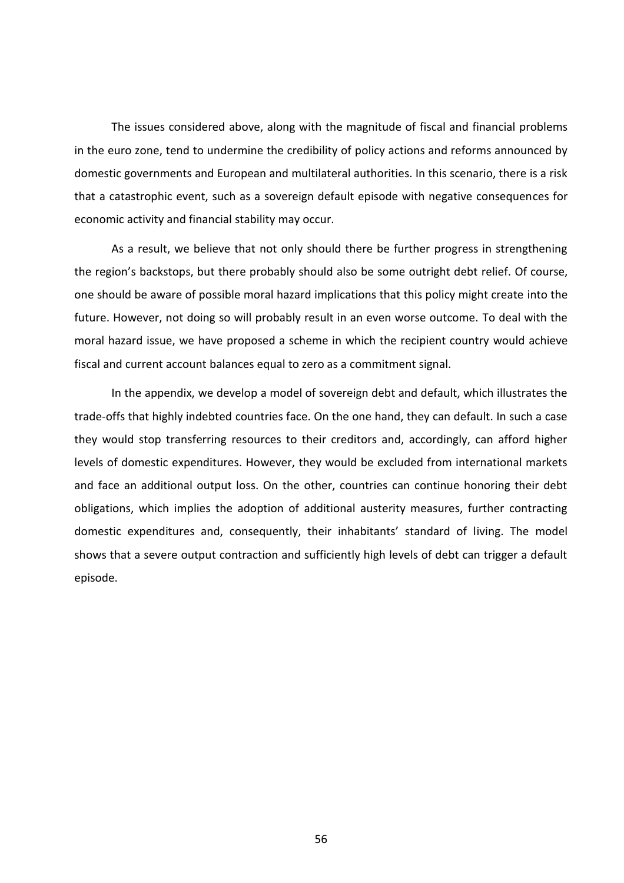The issues considered above, along with the magnitude of fiscal and financial problems in the euro zone, tend to undermine the credibility of policy actions and reforms announced by domestic governments and European and multilateral authorities. In this scenario, there is a risk that a catastrophic event, such as a sovereign default episode with negative consequences for economic activity and financial stability may occur.

As a result, we believe that not only should there be further progress in strengthening the region's backstops, but there probably should also be some outright debt relief. Of course, one should be aware of possible moral hazard implications that this policy might create into the future. However, not doing so will probably result in an even worse outcome. To deal with the moral hazard issue, we have proposed a scheme in which the recipient country would achieve fiscal and current account balances equal to zero as a commitment signal.

In the appendix, we develop a model of sovereign debt and default, which illustrates the trade-offs that highly indebted countries face. On the one hand, they can default. In such a case they would stop transferring resources to their creditors and, accordingly, can afford higher levels of domestic expenditures. However, they would be excluded from international markets and face an additional output loss. On the other, countries can continue honoring their debt obligations, which implies the adoption of additional austerity measures, further contracting domestic expenditures and, consequently, their inhabitants' standard of living. The model shows that a severe output contraction and sufficiently high levels of debt can trigger a default episode.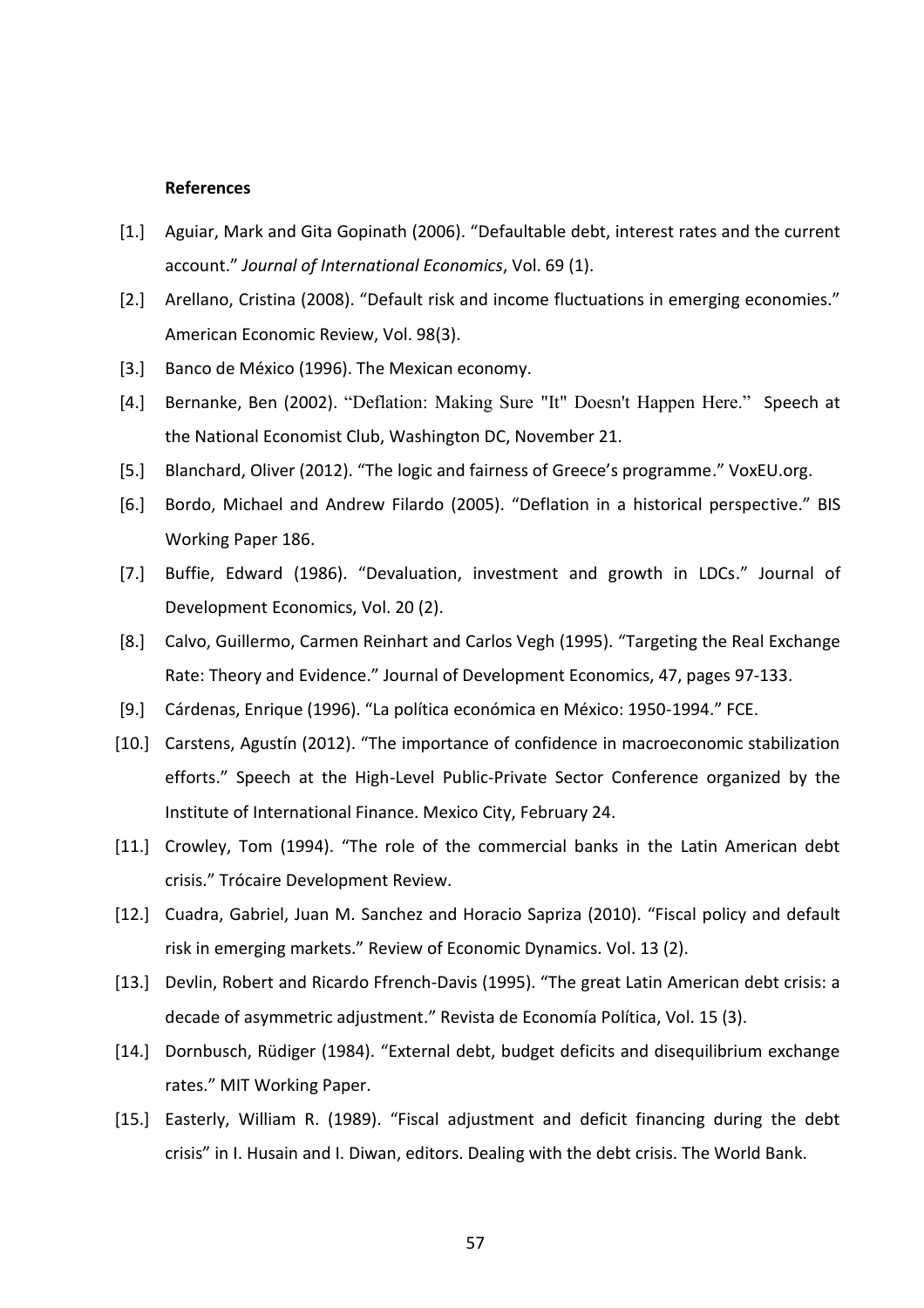**References**

[1.] Aguiar, Mark and Gita Gopinath (2006). "Defaultable debt, interest rates and the current account." *Journal of International Economics*, Vol. 69 (1).

[2.] Arellano, Cristina (2008). "Default risk and income fluctuations in emerging economies." American Economic Review, Vol. 98(3).

[3.] Banco de México (1996). The Mexican economy.

[4.] Bernanke, Ben (2002). "Deflation: Making Sure "It" Doesn't Happen Here." Speech at the National Economist Club, Washington DC, November 21.

[5.] Blanchard, Oliver (2012). "The logic and fairness of Greece's programme." VoxEU.org.

[6.] Bordo, Michael and Andrew Filardo (2005). "Deflation in a historical perspective." BIS Working Paper 186.

[7.] Buffie, Edward (1986). "Devaluation, investment and growth in LDCs." Journal of Development Economics, Vol. 20 (2).

[8.] Calvo, Guillermo, Carmen Reinhart and Carlos Vegh (1995). "Targeting the Real Exchange Rate: Theory and Evidence." Journal of Development Economics, 47, pages 97-133.

[9.] Cárdenas, Enrique (1996). "La política económica en México: 1950-1994." FCE.

[10.] Carstens, Agustín (2012). "The importance of confidence in macroeconomic stabilization efforts." Speech at the High-Level Public-Private Sector Conference organized by the Institute of International Finance. Mexico City, February 24.

[11.] Crowley, Tom (1994). "The role of the commercial banks in the Latin American debt crisis." Trócaire Development Review.

[12.] Cuadra, Gabriel, Juan M. Sanchez and Horacio Sapriza (2010). "Fiscal policy and default risk in emerging markets." Review of Economic Dynamics. Vol. 13 (2).

[13.] Devlin, Robert and Ricardo Ffrench-Davis (1995). "The great Latin American debt crisis: a decade of asymmetric adjustment." Revista de Economía Política, Vol. 15 (3).

[14.] Dornbusch, Rüdiger (1984). "External debt, budget deficits and disequilibrium exchange rates." MIT Working Paper.

[15.] Easterly, William R. (1989). "Fiscal adjustment and deficit financing during the debt crisis" in I. Husain and I. Diwan, editors. Dealing with the debt crisis. The World Bank.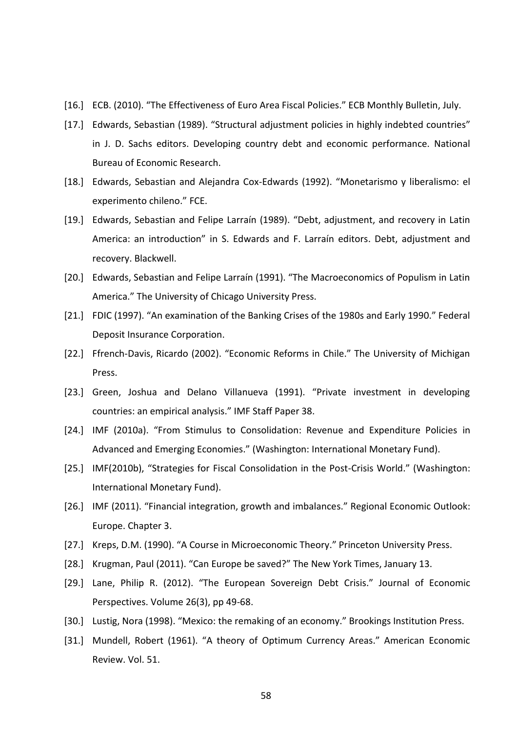[16.] ECB. (2010). "The Effectiveness of Euro Area Fiscal Policies." ECB Monthly Bulletin, July.

[17.] Edwards, Sebastian (1989). "Structural adjustment policies in highly indebted countries" in J. D. Sachs editors. Developing country debt and economic performance. National Bureau of Economic Research.

[18.] Edwards, Sebastian and Alejandra Cox-Edwards (1992). "Monetarismo y liberalismo: el experimento chileno." FCE.

[19.] Edwards, Sebastian and Felipe Larraín (1989). "Debt, adjustment, and recovery in Latin America: an introduction" in S. Edwards and F. Larraín editors. Debt, adjustment and recovery. Blackwell.

[20.] Edwards, Sebastian and Felipe Larraín (1991). "The Macroeconomics of Populism in Latin America." The University of Chicago University Press.

[21.] FDIC (1997). "An examination of the Banking Crises of the 1980s and Early 1990." Federal Deposit Insurance Corporation.

[22.] Ffrench-Davis, Ricardo (2002). "Economic Reforms in Chile." The University of Michigan Press.

[23.] Green, Joshua and Delano Villanueva (1991). "Private investment in developing countries: an empirical analysis." IMF Staff Paper 38.

[24.] IMF (2010a). "From Stimulus to Consolidation: Revenue and Expenditure Policies in Advanced and Emerging Economies." (Washington: International Monetary Fund).

[25.] IMF(2010b), "Strategies for Fiscal Consolidation in the Post-Crisis World." (Washington: International Monetary Fund).

[26.] IMF (2011). "Financial integration, growth and imbalances." Regional Economic Outlook: Europe. Chapter 3.

[27.] Kreps, D.M. (1990). "A Course in Microeconomic Theory." Princeton University Press.

[28.] Krugman, Paul (2011). "Can Europe be saved?" The New York Times, January 13.

[29.] Lane, Philip R. (2012). "The European Sovereign Debt Crisis." Journal of Economic Perspectives. Volume 26(3), pp 49-68.

[30.] Lustig, Nora (1998). "Mexico: the remaking of an economy." Brookings Institution Press.

[31.] Mundell, Robert (1961). "A theory of Optimum Currency Areas." American Economic Review. Vol. 51.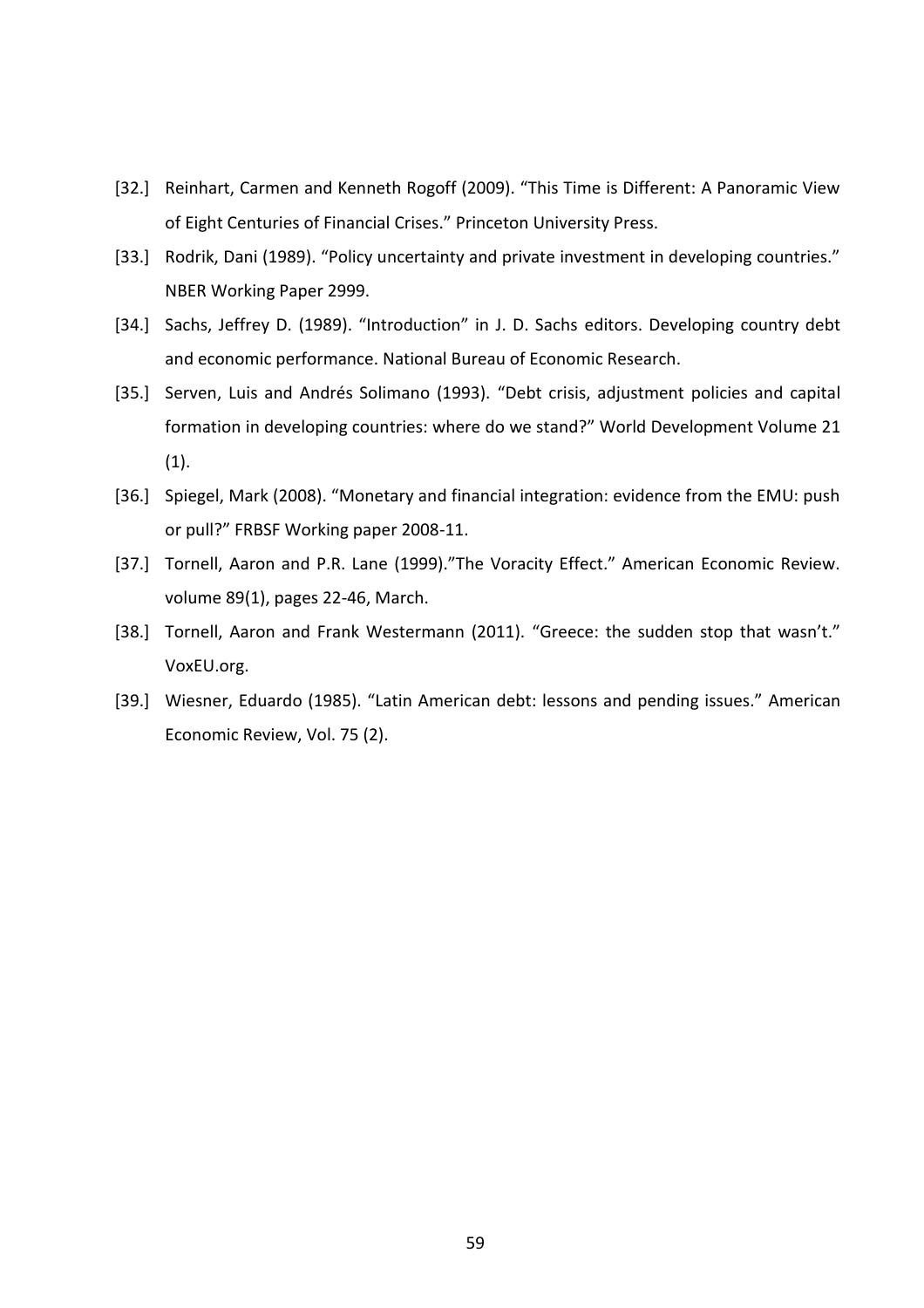[32.] Reinhart, Carmen and Kenneth Rogoff (2009). “This Time is Different: A Panoramic View of Eight Centuries of Financial Crises.” Princeton University Press.

[33.] Rodrik, Dani (1989). “Policy uncertainty and private investment in developing countries.” NBER Working Paper 2999.

[34.] Sachs, Jeffrey D. (1989). “Introduction” in J. D. Sachs editors. Developing country debt and economic performance. National Bureau of Economic Research.

[35.] Serven, Luis and Andrés Solimano (1993). “Debt crisis, adjustment policies and capital formation in developing countries: where do we stand?” World Development Volume 21 (1).

[36.] Spiegel, Mark (2008). “Monetary and financial integration: evidence from the EMU: push or pull?” FRBSF Working paper 2008-11.

[37.] Tornell, Aaron and P.R. Lane (1999).”The Voracity Effect.” American Economic Review. volume 89(1), pages 22-46, March.

[38.] Tornell, Aaron and Frank Westermann (2011). “Greece: the sudden stop that wasn’t.” VoxEU.org.

[39.] Wiesner, Eduardo (1985). “Latin American debt: lessons and pending issues.” American Economic Review, Vol. 75 (2).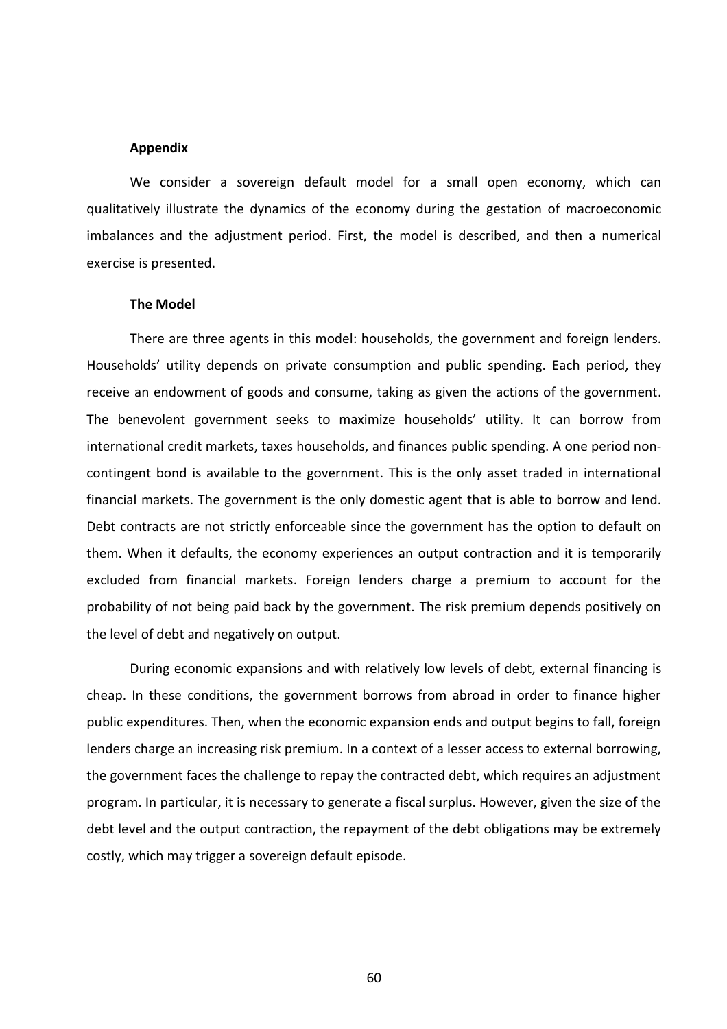### Appendix

We consider a sovereign default model for a small open economy, which can qualitatively illustrate the dynamics of the economy during the gestation of macroeconomic imbalances and the adjustment period. First, the model is described, and then a numerical exercise is presented.

### The Model

There are three agents in this model: households, the government and foreign lenders. Households' utility depends on private consumption and public spending. Each period, they receive an endowment of goods and consume, taking as given the actions of the government. The benevolent government seeks to maximize households' utility. It can borrow from international credit markets, taxes households, and finances public spending. A one period non-contingent bond is available to the government. This is the only asset traded in international financial markets. The government is the only domestic agent that is able to borrow and lend. Debt contracts are not strictly enforceable since the government has the option to default on them. When it defaults, the economy experiences an output contraction and it is temporarily excluded from financial markets. Foreign lenders charge a premium to account for the probability of not being paid back by the government. The risk premium depends positively on the level of debt and negatively on output.

During economic expansions and with relatively low levels of debt, external financing is cheap. In these conditions, the government borrows from abroad in order to finance higher public expenditures. Then, when the economic expansion ends and output begins to fall, foreign lenders charge an increasing risk premium. In a context of a lesser access to external borrowing, the government faces the challenge to repay the contracted debt, which requires an adjustment program. In particular, it is necessary to generate a fiscal surplus. However, given the size of the debt level and the output contraction, the repayment of the debt obligations may be extremely costly, which may trigger a sovereign default episode.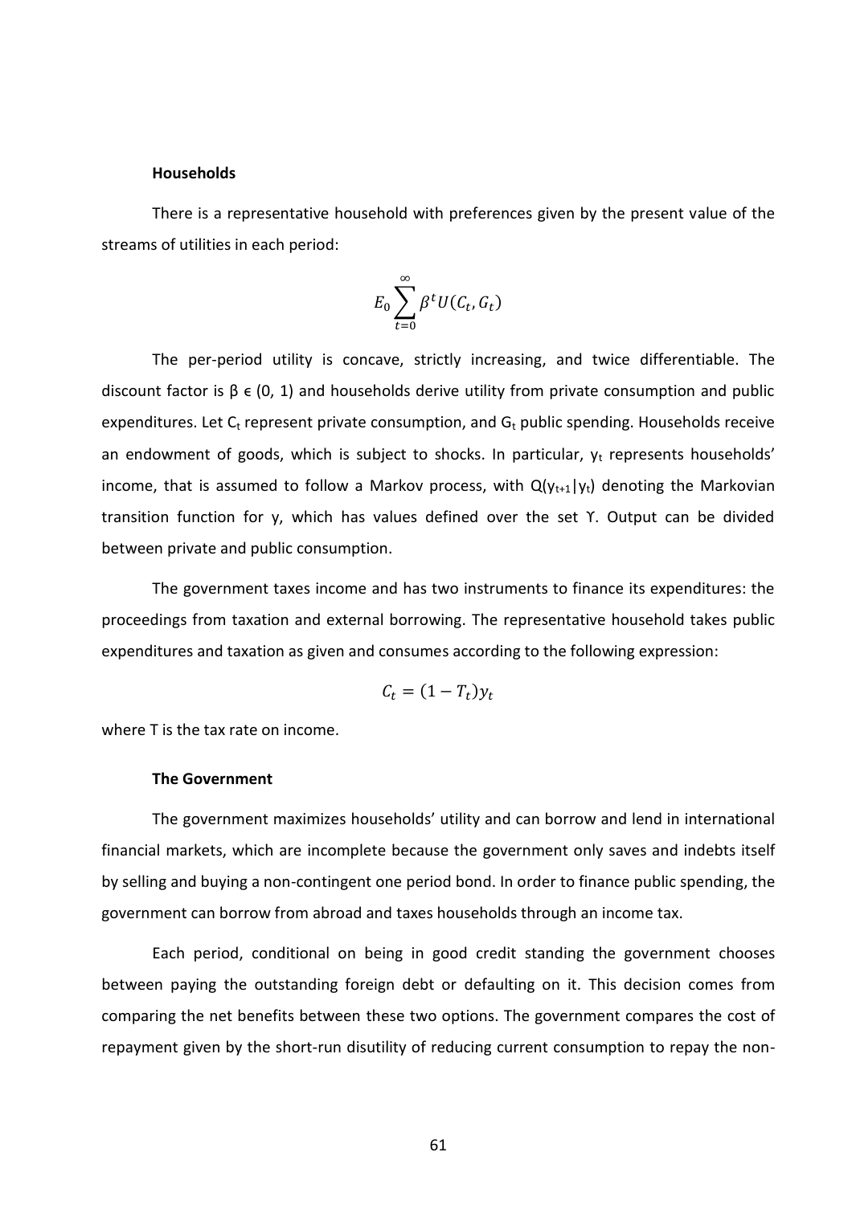**Households**

There is a representative household with preferences given by the present value of the streams of utilities in each period:

$$E_0 \sum_{t=0}^{\infty} \beta^t U(C_t, G_t)$$

The per-period utility is concave, strictly increasing, and twice differentiable. The discount factor is $\beta \in (0, 1)$ and households derive utility from private consumption and public expenditures. Let $C_t$ represent private consumption, and $G_t$ public spending. Households receive an endowment of goods, which is subject to shocks. In particular, $y_t$ represents households' income, that is assumed to follow a Markov process, with $Q(y_{t+1}|y_t)$ denoting the Markovian transition function for y, which has values defined over the set ϒ. Output can be divided between private and public consumption.

The government taxes income and has two instruments to finance its expenditures: the proceedings from taxation and external borrowing. The representative household takes public expenditures and taxation as given and consumes according to the following expression:

$$C_t = (1 - T_t) y_t$$

where T is the tax rate on income.

**The Government**

The government maximizes households' utility and can borrow and lend in international financial markets, which are incomplete because the government only saves and indebts itself by selling and buying a non-contingent one period bond. In order to finance public spending, the government can borrow from abroad and taxes households through an income tax.

Each period, conditional on being in good credit standing the government chooses between paying the outstanding foreign debt or defaulting on it. This decision comes from comparing the net benefits between these two options. The government compares the cost of repayment given by the short-run disutility of reducing current consumption to repay the non-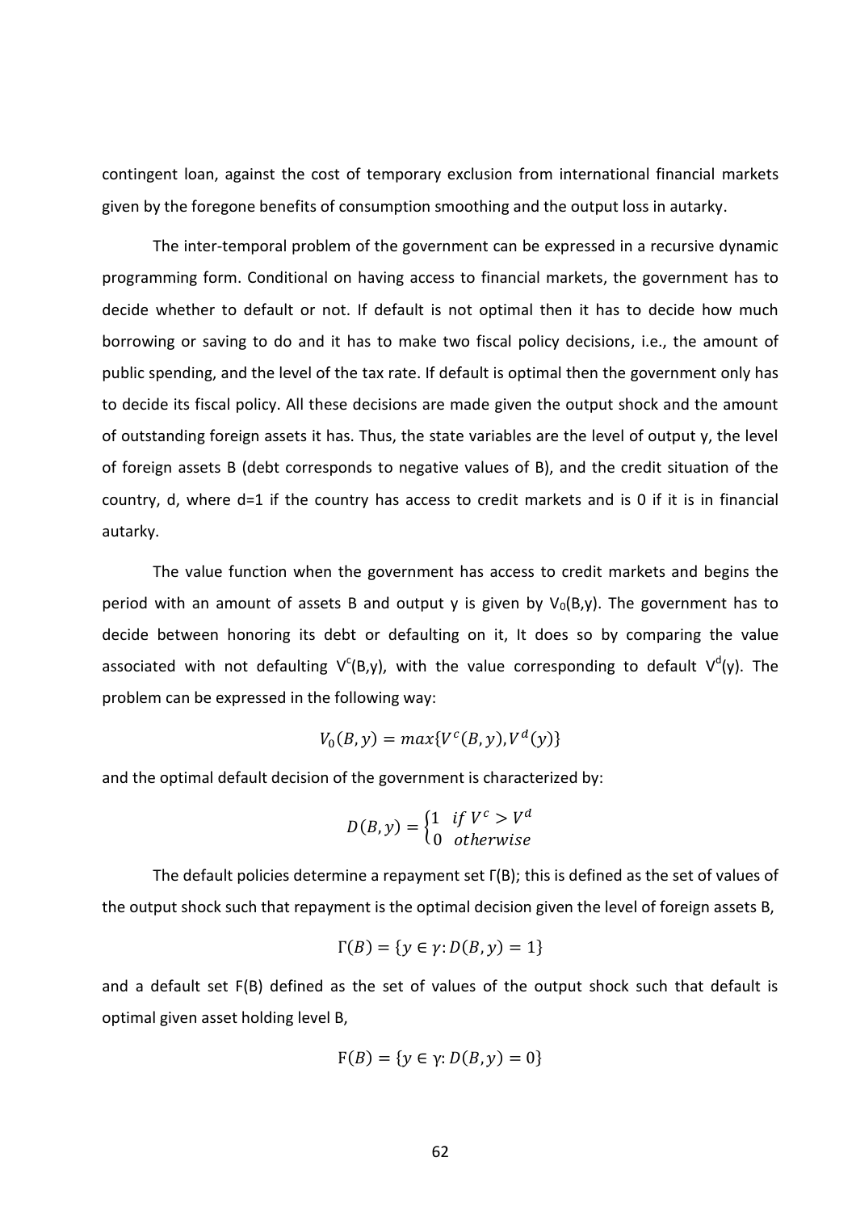contingent loan, against the cost of temporary exclusion from international financial markets given by the foregone benefits of consumption smoothing and the output loss in autarky.

The inter-temporal problem of the government can be expressed in a recursive dynamic programming form. Conditional on having access to financial markets, the government has to decide whether to default or not. If default is not optimal then it has to decide how much borrowing or saving to do and it has to make two fiscal policy decisions, i.e., the amount of public spending, and the level of the tax rate. If default is optimal then the government only has to decide its fiscal policy. All these decisions are made given the output shock and the amount of outstanding foreign assets it has. Thus, the state variables are the level of output y, the level of foreign assets B (debt corresponds to negative values of B), and the credit situation of the country, d, where d=1 if the country has access to credit markets and is 0 if it is in financial autarky.

The value function when the government has access to credit markets and begins the period with an amount of assets B and output y is given by $V_0(B,y)$. The government has to decide between honoring its debt or defaulting on it, It does so by comparing the value associated with not defaulting $V^c(B,y)$, with the value corresponding to default $V^d(y)$. The problem can be expressed in the following way:

$$V_0(B,y) = max\{V^c(B,y), V^d(y)\}$$

and the optimal default decision of the government is characterized by:

$$D(B,y) = \begin{cases} 1 & if\ V^c > V^d \\ 0 & otherwise \end{cases}$$

The default policies determine a repayment set Γ(B); this is defined as the set of values of the output shock such that repayment is the optimal decision given the level of foreign assets B,

$$\Gamma(B) = \{y \in \gamma : D(B,y) = 1\}$$

and a default set F(B) defined as the set of values of the output shock such that default is optimal given asset holding level B,

$$\mathrm{F}(B) = \{y \in \gamma : D(B,y) = 0\}$$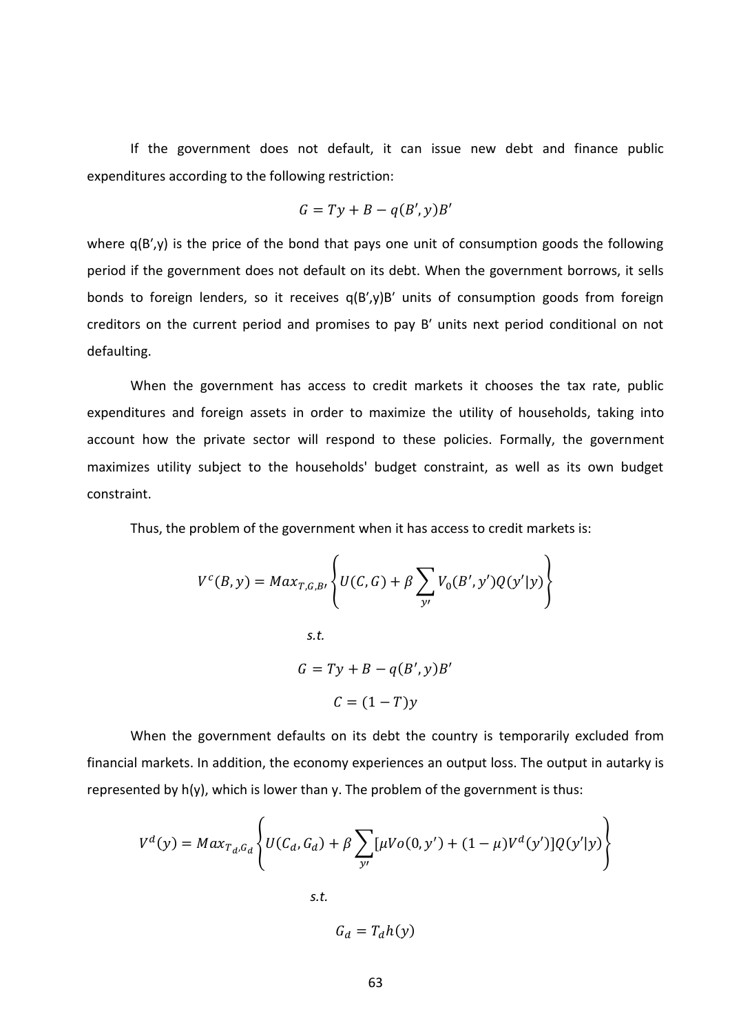If the government does not default, it can issue new debt and finance public expenditures according to the following restriction:

$$G = Ty + B - q(B', y)B'$$

where q(B',y) is the price of the bond that pays one unit of consumption goods the following period if the government does not default on its debt. When the government borrows, it sells bonds to foreign lenders, so it receives q(B',y)B' units of consumption goods from foreign creditors on the current period and promises to pay B' units next period conditional on not defaulting.

When the government has access to credit markets it chooses the tax rate, public expenditures and foreign assets in order to maximize the utility of households, taking into account how the private sector will respond to these policies. Formally, the government maximizes utility subject to the households' budget constraint, as well as its own budget constraint.

Thus, the problem of the government when it has access to credit markets is:

$$V^c(B, y) = Max_{T,G,B'}\left\{U(C, G) + \beta \sum_{y'} V_0(B', y')Q(y'|y)\right\}$$

*s.t.*

$$G = Ty + B - q(B', y)B'$$

$$C = (1 - T)y$$

When the government defaults on its debt the country is temporarily excluded from financial markets. In addition, the economy experiences an output loss. The output in autarky is represented by h(y), which is lower than y. The problem of the government is thus:

$$V^d(y) = Max_{T_d, G_d}\left\{U(C_d, G_d) + \beta \sum_{y'} [\mu Vo(0, y') + (1 - \mu)V^d(y')]Q(y'|y)\right\}$$

*s.t.*

$$G_d = T_d h(y)$$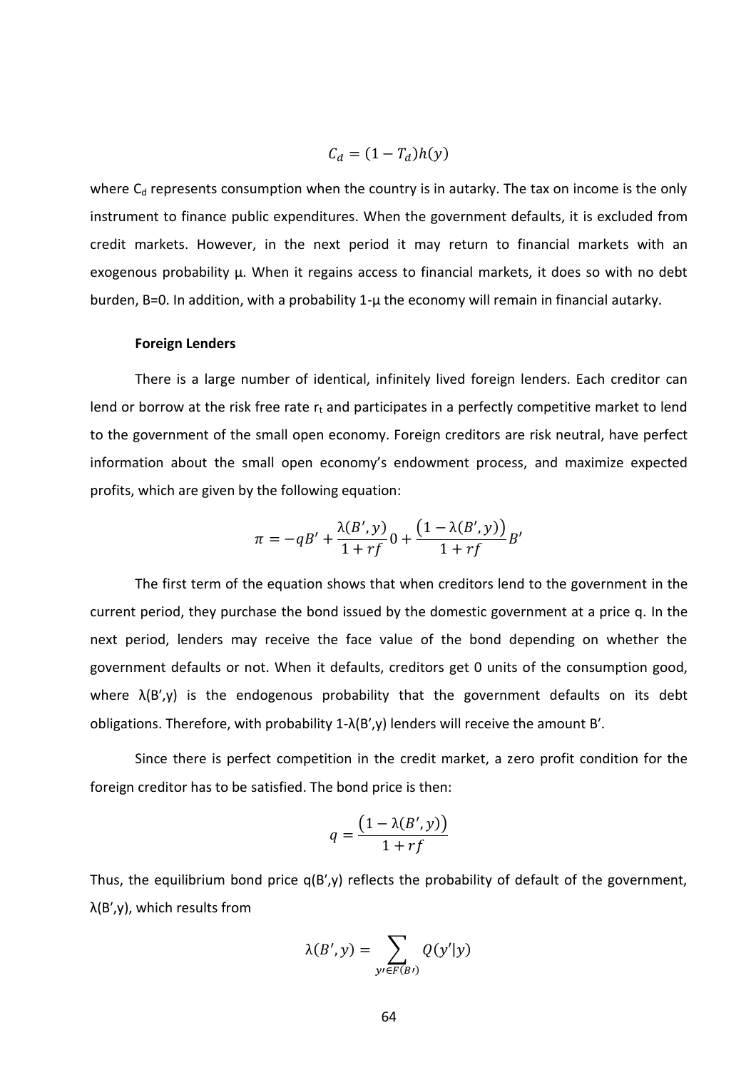$$C_d = (1 - T_d)h(y)$$

where $C_d$ represents consumption when the country is in autarky. The tax on income is the only instrument to finance public expenditures. When the government defaults, it is excluded from credit markets. However, in the next period it may return to financial markets with an exogenous probability μ. When it regains access to financial markets, it does so with no debt burden, B=0. In addition, with a probability 1-μ the economy will remain in financial autarky.

**Foreign Lenders**

There is a large number of identical, infinitely lived foreign lenders. Each creditor can lend or borrow at the risk free rate $r_t$ and participates in a perfectly competitive market to lend to the government of the small open economy. Foreign creditors are risk neutral, have perfect information about the small open economy's endowment process, and maximize expected profits, which are given by the following equation:

$$\pi = -qB' + \frac{\lambda(B', y)}{1 + rf}0 + \frac{(1 - \lambda(B', y))}{1 + rf}B'$$

The first term of the equation shows that when creditors lend to the government in the current period, they purchase the bond issued by the domestic government at a price q. In the next period, lenders may receive the face value of the bond depending on whether the government defaults or not. When it defaults, creditors get 0 units of the consumption good, where λ(B',y) is the endogenous probability that the government defaults on its debt obligations. Therefore, with probability 1-λ(B',y) lenders will receive the amount B'.

Since there is perfect competition in the credit market, a zero profit condition for the foreign creditor has to be satisfied. The bond price is then:

$$q = \frac{(1 - \lambda(B', y))}{1 + rf}$$

Thus, the equilibrium bond price q(B',y) reflects the probability of default of the government, λ(B',y), which results from

$$\lambda(B', y) = \sum_{y' \in F(B')} Q(y'|y)$$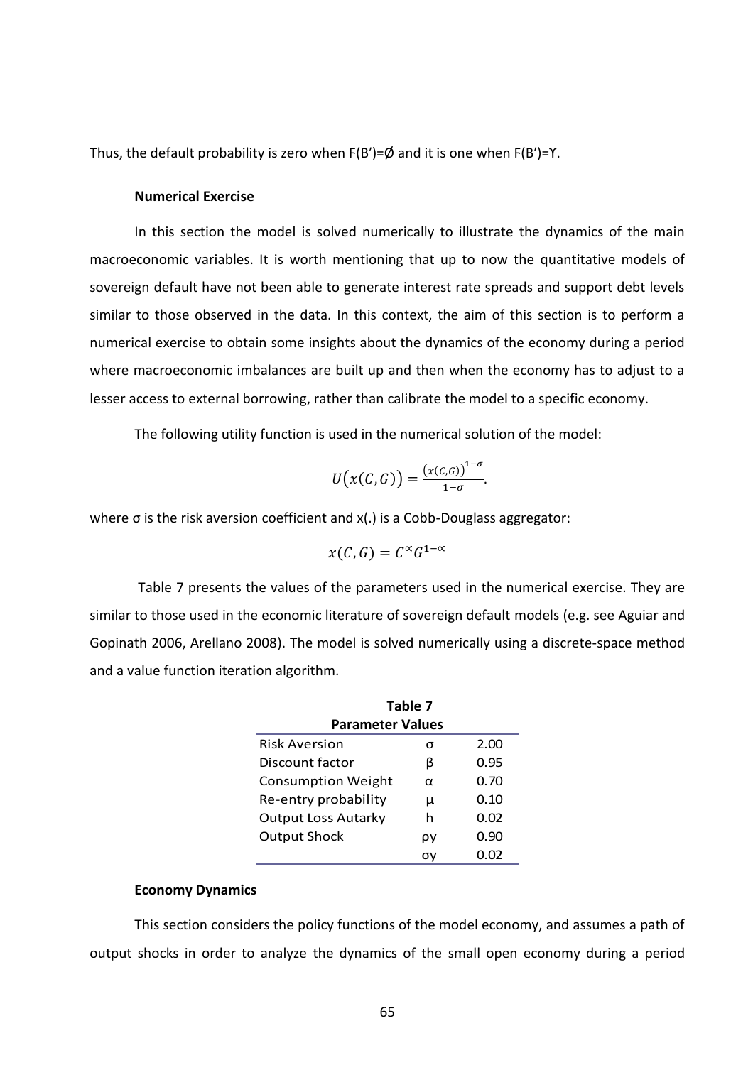Thus, the default probability is zero when $F(B')=\emptyset$ and it is one when $F(B')=\Upsilon$.

**Numerical Exercise**

In this section the model is solved numerically to illustrate the dynamics of the main macroeconomic variables. It is worth mentioning that up to now the quantitative models of sovereign default have not been able to generate interest rate spreads and support debt levels similar to those observed in the data. In this context, the aim of this section is to perform a numerical exercise to obtain some insights about the dynamics of the economy during a period where macroeconomic imbalances are built up and then when the economy has to adjust to a lesser access to external borrowing, rather than calibrate the model to a specific economy.

The following utility function is used in the numerical solution of the model:

$$U\big(x(C,G)\big) = \frac{\big(x(C,G)\big)^{1-\sigma}}{1-\sigma}.$$

where σ is the risk aversion coefficient and x(.) is a Cobb-Douglass aggregator:

$$x(C,G) = C^{\alpha} G^{1-\alpha}$$

Table 7 presents the values of the parameters used in the numerical exercise. They are similar to those used in the economic literature of sovereign default models (e.g. see Aguiar and Gopinath 2006, Arellano 2008). The model is solved numerically using a discrete-space method and a value function iteration algorithm.

**Table 7**
**Parameter Values**

| | | |
|---|---|---|
| Risk Aversion | $\sigma$ | 2.00 |
| Discount factor | $\beta$ | 0.95 |
| Consumption Weight | $\alpha$ | 0.70 |
| Re-entry probability | $\mu$ | 0.10 |
| Output Loss Autarky | h | 0.02 |
| Output Shock | $\rho y$ | 0.90 |
| | $\sigma y$ | 0.02 |

**Economy Dynamics**

This section considers the policy functions of the model economy, and assumes a path of output shocks in order to analyze the dynamics of the small open economy during a period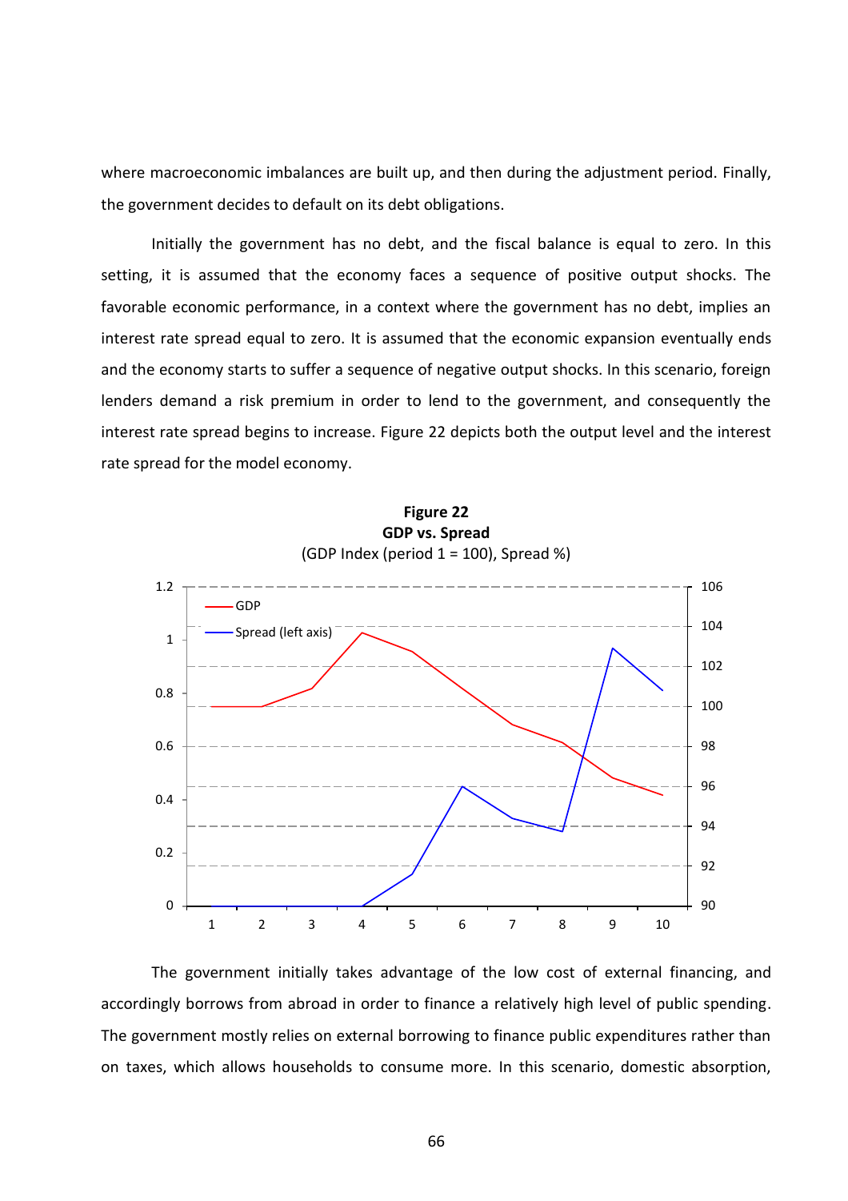where macroeconomic imbalances are built up, and then during the adjustment period. Finally, the government decides to default on its debt obligations.

Initially the government has no debt, and the fiscal balance is equal to zero. In this setting, it is assumed that the economy faces a sequence of positive output shocks. The favorable economic performance, in a context where the government has no debt, implies an interest rate spread equal to zero. It is assumed that the economic expansion eventually ends and the economy starts to suffer a sequence of negative output shocks. In this scenario, foreign lenders demand a risk premium in order to lend to the government, and consequently the interest rate spread begins to increase. Figure 22 depicts both the output level and the interest rate spread for the model economy.

**Figure 22**
**GDP vs. Spread**
(GDP Index (period 1 = 100), Spread %)

The government initially takes advantage of the low cost of external financing, and accordingly borrows from abroad in order to finance a relatively high level of public spending. The government mostly relies on external borrowing to finance public expenditures rather than on taxes, which allows households to consume more. In this scenario, domestic absorption,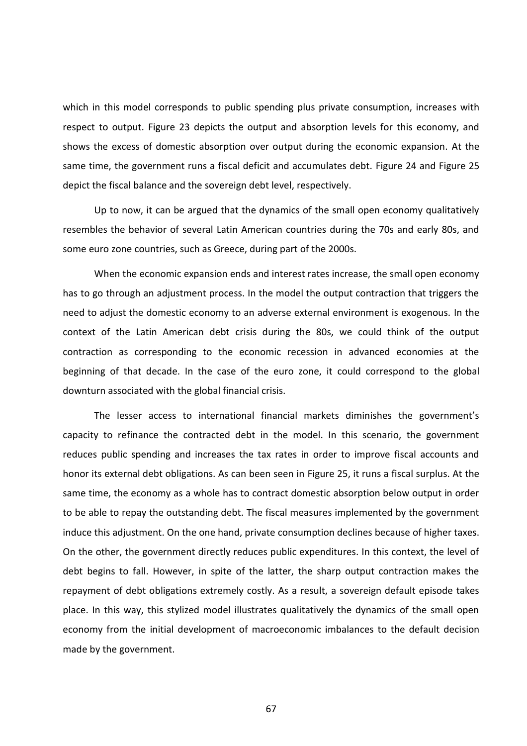which in this model corresponds to public spending plus private consumption, increases with respect to output. Figure 23 depicts the output and absorption levels for this economy, and shows the excess of domestic absorption over output during the economic expansion. At the same time, the government runs a fiscal deficit and accumulates debt. Figure 24 and Figure 25 depict the fiscal balance and the sovereign debt level, respectively.

Up to now, it can be argued that the dynamics of the small open economy qualitatively resembles the behavior of several Latin American countries during the 70s and early 80s, and some euro zone countries, such as Greece, during part of the 2000s.

When the economic expansion ends and interest rates increase, the small open economy has to go through an adjustment process. In the model the output contraction that triggers the need to adjust the domestic economy to an adverse external environment is exogenous. In the context of the Latin American debt crisis during the 80s, we could think of the output contraction as corresponding to the economic recession in advanced economies at the beginning of that decade. In the case of the euro zone, it could correspond to the global downturn associated with the global financial crisis.

The lesser access to international financial markets diminishes the government's capacity to refinance the contracted debt in the model. In this scenario, the government reduces public spending and increases the tax rates in order to improve fiscal accounts and honor its external debt obligations. As can been seen in Figure 25, it runs a fiscal surplus. At the same time, the economy as a whole has to contract domestic absorption below output in order to be able to repay the outstanding debt. The fiscal measures implemented by the government induce this adjustment. On the one hand, private consumption declines because of higher taxes. On the other, the government directly reduces public expenditures. In this context, the level of debt begins to fall. However, in spite of the latter, the sharp output contraction makes the repayment of debt obligations extremely costly. As a result, a sovereign default episode takes place. In this way, this stylized model illustrates qualitatively the dynamics of the small open economy from the initial development of macroeconomic imbalances to the default decision made by the government.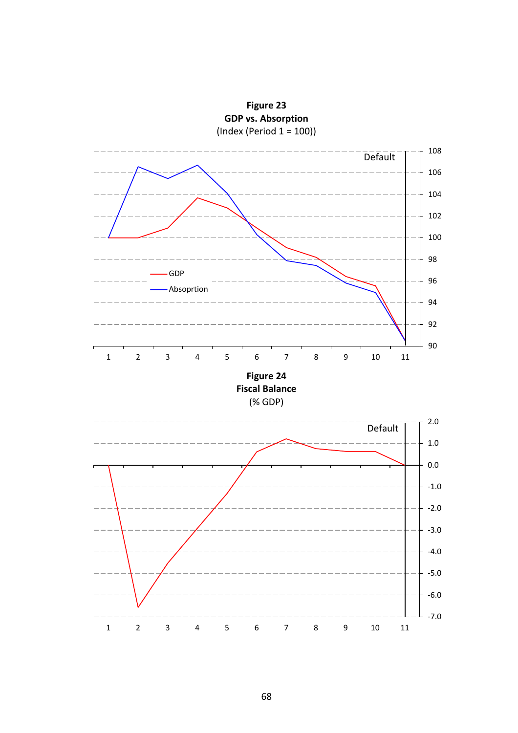**Figure 23**
**GDP vs. Absorption**
(Index (Period 1 = 100))

**Figure 24**
**Fiscal Balance**
(% GDP)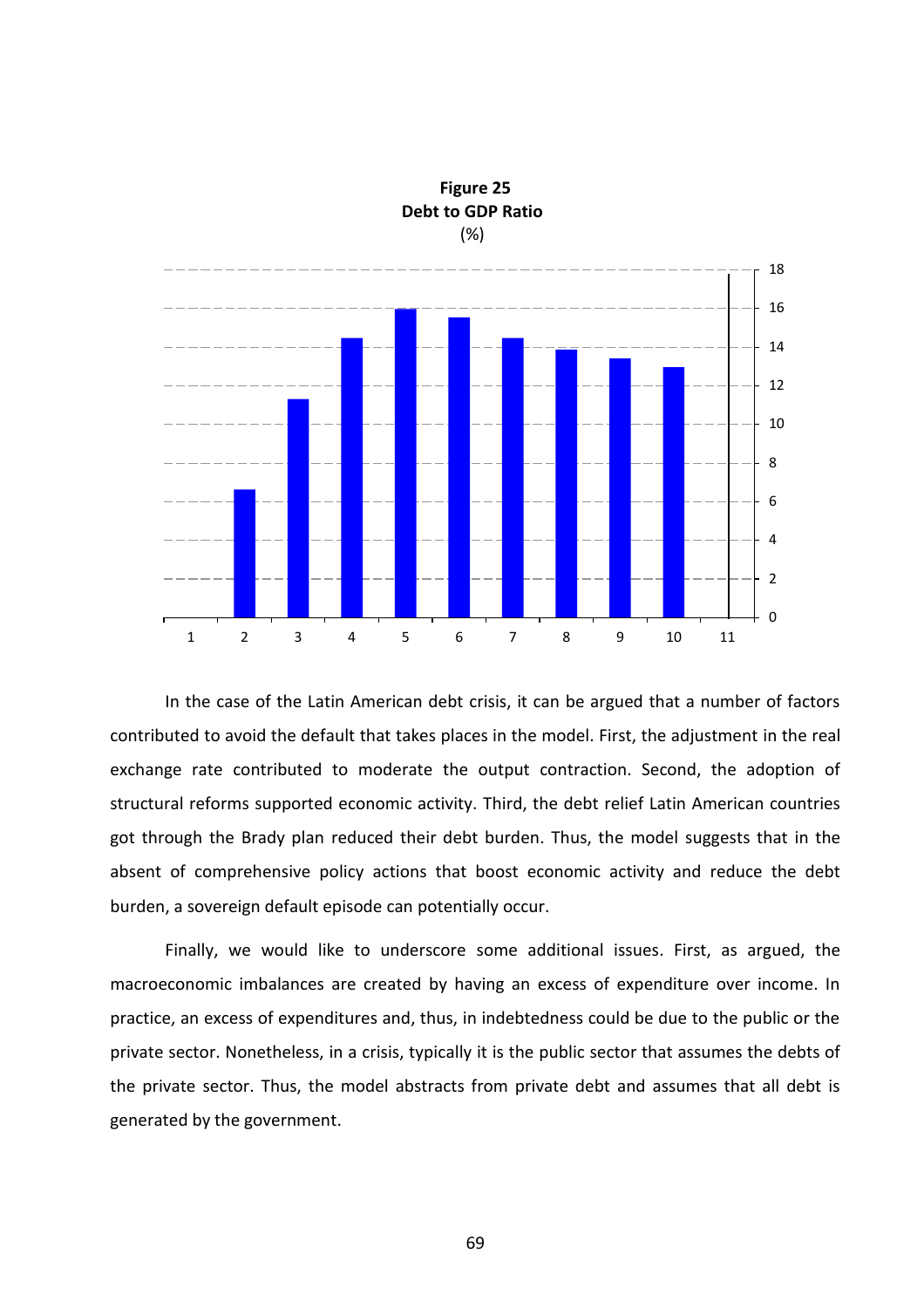**Figure 25**
**Debt to GDP Ratio**
(%)

In the case of the Latin American debt crisis, it can be argued that a number of factors contributed to avoid the default that takes places in the model. First, the adjustment in the real exchange rate contributed to moderate the output contraction. Second, the adoption of structural reforms supported economic activity. Third, the debt relief Latin American countries got through the Brady plan reduced their debt burden. Thus, the model suggests that in the absent of comprehensive policy actions that boost economic activity and reduce the debt burden, a sovereign default episode can potentially occur.

Finally, we would like to underscore some additional issues. First, as argued, the macroeconomic imbalances are created by having an excess of expenditure over income. In practice, an excess of expenditures and, thus, in indebtedness could be due to the public or the private sector. Nonetheless, in a crisis, typically it is the public sector that assumes the debts of the private sector. Thus, the model abstracts from private debt and assumes that all debt is generated by the government.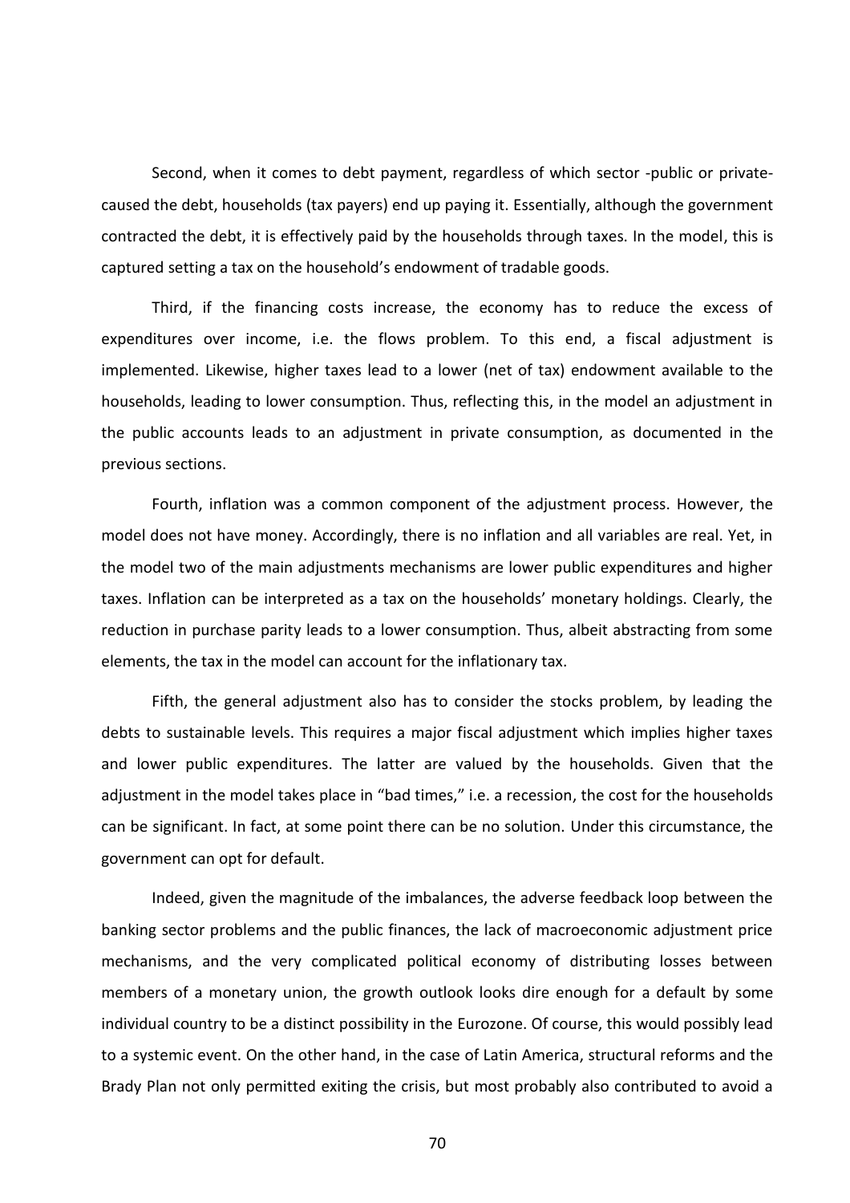Second, when it comes to debt payment, regardless of which sector -public or private- caused the debt, households (tax payers) end up paying it. Essentially, although the government contracted the debt, it is effectively paid by the households through taxes. In the model, this is captured setting a tax on the household's endowment of tradable goods.

Third, if the financing costs increase, the economy has to reduce the excess of expenditures over income, i.e. the flows problem. To this end, a fiscal adjustment is implemented. Likewise, higher taxes lead to a lower (net of tax) endowment available to the households, leading to lower consumption. Thus, reflecting this, in the model an adjustment in the public accounts leads to an adjustment in private consumption, as documented in the previous sections.

Fourth, inflation was a common component of the adjustment process. However, the model does not have money. Accordingly, there is no inflation and all variables are real. Yet, in the model two of the main adjustments mechanisms are lower public expenditures and higher taxes. Inflation can be interpreted as a tax on the households' monetary holdings. Clearly, the reduction in purchase parity leads to a lower consumption. Thus, albeit abstracting from some elements, the tax in the model can account for the inflationary tax.

Fifth, the general adjustment also has to consider the stocks problem, by leading the debts to sustainable levels. This requires a major fiscal adjustment which implies higher taxes and lower public expenditures. The latter are valued by the households. Given that the adjustment in the model takes place in "bad times," i.e. a recession, the cost for the households can be significant. In fact, at some point there can be no solution. Under this circumstance, the government can opt for default.

Indeed, given the magnitude of the imbalances, the adverse feedback loop between the banking sector problems and the public finances, the lack of macroeconomic adjustment price mechanisms, and the very complicated political economy of distributing losses between members of a monetary union, the growth outlook looks dire enough for a default by some individual country to be a distinct possibility in the Eurozone. Of course, this would possibly lead to a systemic event. On the other hand, in the case of Latin America, structural reforms and the Brady Plan not only permitted exiting the crisis, but most probably also contributed to avoid a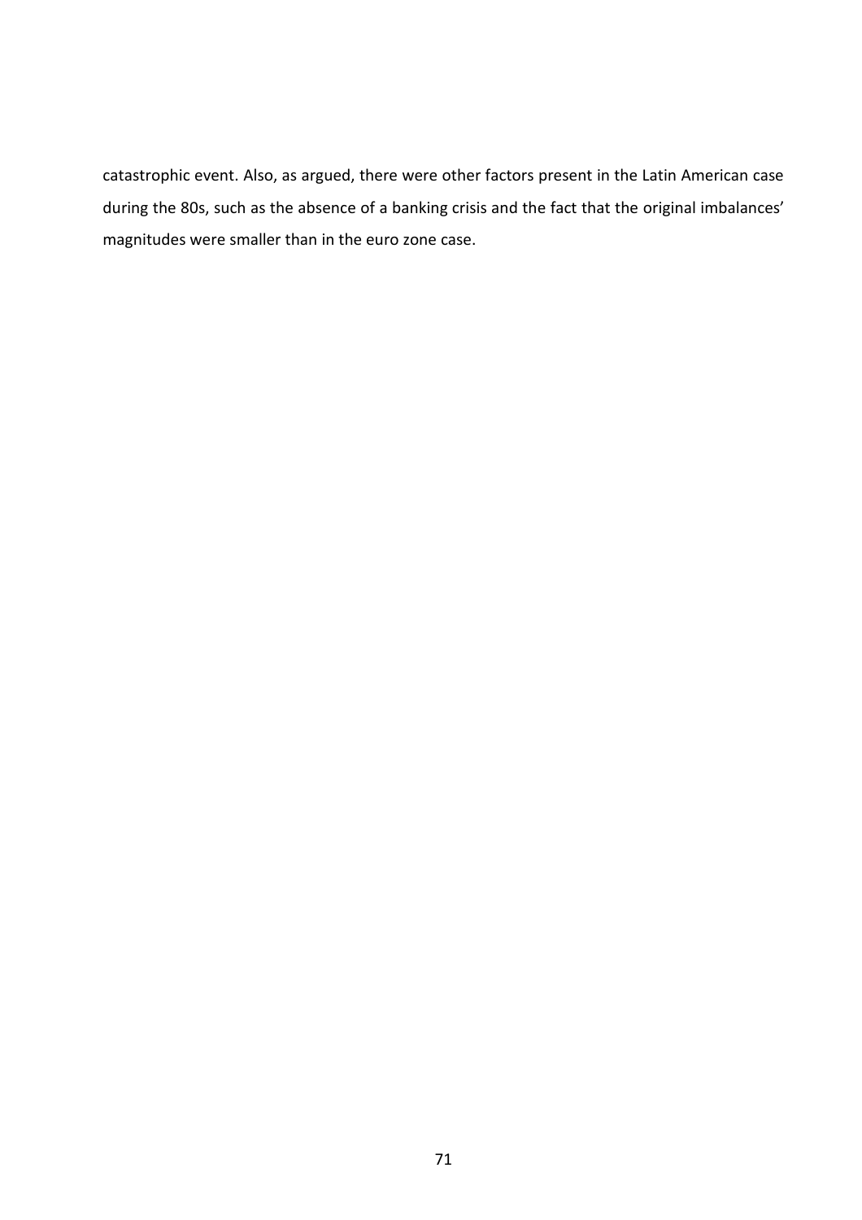catastrophic event. Also, as argued, there were other factors present in the Latin American case during the 80s, such as the absence of a banking crisis and the fact that the original imbalances' magnitudes were smaller than in the euro zone case.